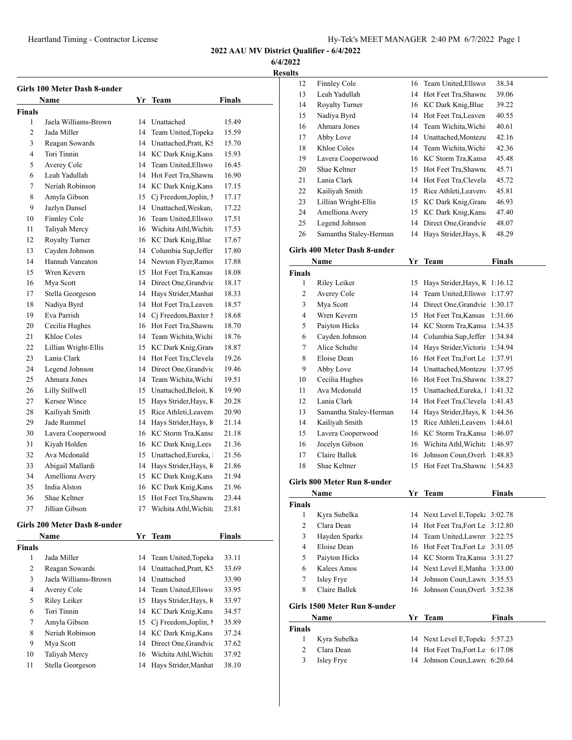# 2022 AAU MV District Qualifier - 6/4/2022

6/4/2022

Results

## Girls 100 Meter Dash 8-under

| | Name | Yr | Team | Finals |
|---|---|---|---|---|
| **Finals** | | | | |
| 1 | Jaela Williams-Brown | 14 | Unattached | 15.49 |
| 2 | Jada Miller | 14 | Team United,Topeka | 15.59 |
| 3 | Reagan Sowards | 14 | Unattached,Pratt, KS | 15.70 |
| 4 | Tori Tinnin | 14 | KC Dark Knig,Kansa | 15.93 |
| 5 | Averey Cole | 14 | Team United,Ellswo | 16.45 |
| 6 | Leah Yadullah | 14 | Hot Feet Tra,Shawne | 16.90 |
| 7 | Neriah Robinson | 14 | KC Dark Knig,Kansa | 17.15 |
| 8 | Amyla Gibson | 15 | Cj Freedom,Joplin, M | 17.17 |
| 9 | Jazlyn Dansel | 14 | Unattached,Weskan, | 17.22 |
| 10 | Finnley Cole | 16 | Team United,Ellswo | 17.51 |
| 11 | Taliyah Mercy | 16 | Wichita Athl,Wichita | 17.53 |
| 12 | Royalty Turner | 16 | KC Dark Knig,Blue | 17.67 |
| 13 | Cayden Johnson | 14 | Columbia Sup,Jeffer | 17.80 |
| 14 | Hannah Vaneaton | 14 | Newton Flyer,Ramor | 17.88 |
| 15 | Wren Kevern | 15 | Hot Feet Tra,Kansas | 18.08 |
| 16 | Mya Scott | 14 | Direct One,Grandvie | 18.17 |
| 17 | Stella Georgeson | 14 | Hays Strider,Manhat | 18.33 |
| 18 | Nadiya Byrd | 14 | Hot Feet Tra,Leaven | 18.57 |
| 19 | Eva Parrish | 14 | Cj Freedom,Baxter S | 18.68 |
| 20 | Cecilia Hughes | 16 | Hot Feet Tra,Shawne | 18.70 |
| 21 | Khloe Coles | 14 | Team Wichita,Wichi | 18.76 |
| 22 | Lillian Wright-Ellis | 15 | KC Dark Knig,Grand | 18.87 |
| 23 | Lania Clark | 14 | Hot Feet Tra,Clevela | 19.26 |
| 24 | Legend Johnson | 14 | Direct One,Grandvie | 19.46 |
| 25 | Ahmara Jones | 14 | Team Wichita,Wichi | 19.51 |
| 26 | Lilly Stillwell | 15 | Unattached,Beloit, K | 19.90 |
| 27 | Kersee Wince | 15 | Hays Strider,Hays, K | 20.28 |
| 28 | Kailiyah Smith | 15 | Rice Athleti,Leavenw | 20.90 |
| 29 | Jade Rummel | 14 | Hays Strider,Hays, K | 21.14 |
| 30 | Lavera Cooperwood | 16 | KC Storm Tra,Kansa | 21.18 |
| 31 | Kiyah Holden | 16 | KC Dark Knig,Lees | 21.36 |
| 32 | Ava Mcdonald | 15 | Unattached,Eureka, | 21.56 |
| 33 | Abigail Mallardi | 14 | Hays Strider,Hays, K | 21.86 |
| 34 | Amelliona Avery | 15 | KC Dark Knig,Kansa | 21.94 |
| 35 | India Alston | 16 | KC Dark Knig,Kansa | 21.96 |
| 36 | Shae Keltner | 15 | Hot Feet Tra,Shawne | 23.44 |
| 37 | Jillian Gibson | 17 | Wichita Athl,Wichita | 23.81 |

## Girls 200 Meter Dash 8-under

| | Name | Yr | Team | Finals |
|---|---|---|---|---|
| **Finals** | | | | |
| 1 | Jada Miller | 14 | Team United,Topeka | 33.11 |
| 2 | Reagan Sowards | 14 | Unattached,Pratt, KS | 33.69 |
| 3 | Jaela Williams-Brown | 14 | Unattached | 33.90 |
| 4 | Averey Cole | 14 | Team United,Ellswo | 33.95 |
| 5 | Riley Leiker | 15 | Hays Strider,Hays, K | 33.97 |
| 6 | Tori Tinnin | 14 | KC Dark Knig,Kansa | 34.57 |
| 7 | Amyla Gibson | 15 | Cj Freedom,Joplin, M | 35.89 |
| 8 | Neriah Robinson | 14 | KC Dark Knig,Kansa | 37.24 |
| 9 | Mya Scott | 14 | Direct One,Grandvie | 37.62 |
| 10 | Taliyah Mercy | 16 | Wichita Athl,Wichita | 37.92 |
| 11 | Stella Georgeson | 14 | Hays Strider,Manhat | 38.10 |
| 12 | Finnley Cole | 16 | Team United,Ellswo | 38.34 |
| 13 | Leah Yadullah | 14 | Hot Feet Tra,Shawne | 39.06 |
| 14 | Royalty Turner | 16 | KC Dark Knig,Blue | 39.22 |
| 15 | Nadiya Byrd | 14 | Hot Feet Tra,Leaven | 40.55 |
| 16 | Ahmara Jones | 14 | Team Wichita,Wichi | 40.61 |
| 17 | Abby Love | 14 | Unattached,Montezu | 42.16 |
| 18 | Khloe Coles | 14 | Team Wichita,Wichi | 42.36 |
| 19 | Lavera Cooperwood | 16 | KC Storm Tra,Kansa | 45.48 |
| 20 | Shae Keltner | 15 | Hot Feet Tra,Shawne | 45.71 |
| 21 | Lania Clark | 14 | Hot Feet Tra,Clevela | 45.72 |
| 22 | Kailiyah Smith | 15 | Rice Athleti,Leavenw | 45.81 |
| 23 | Lillian Wright-Ellis | 15 | KC Dark Knig,Grand | 46.93 |
| 24 | Amelliona Avery | 15 | KC Dark Knig,Kansa | 47.40 |
| 25 | Legend Johnson | 14 | Direct One,Grandvie | 48.07 |
| 26 | Samantha Staley-Herman | 14 | Hays Strider,Hays, K | 48.29 |

## Girls 400 Meter Dash 8-under

| | Name | Yr | Team | Finals |
|---|---|---|---|---|
| **Finals** | | | | |
| 1 | Riley Leiker | 15 | Hays Strider,Hays, K | 1:16.12 |
| 2 | Averey Cole | 14 | Team United,Ellswo | 1:17.97 |
| 3 | Mya Scott | 14 | Direct One,Grandvie | 1:30.17 |
| 4 | Wren Kevern | 15 | Hot Feet Tra,Kansas | 1:31.66 |
| 5 | Paiyton Hicks | 14 | KC Storm Tra,Kansa | 1:34.35 |
| 6 | Cayden Johnson | 14 | Columbia Sup,Jeffer | 1:34.84 |
| 7 | Alice Schulte | 14 | Hays Strider,Victoria | 1:34.94 |
| 8 | Eloise Dean | 16 | Hot Feet Tra,Fort Le | 1:37.91 |
| 9 | Abby Love | 14 | Unattached,Montezu | 1:37.95 |
| 10 | Cecilia Hughes | 16 | Hot Feet Tra,Shawne | 1:38.27 |
| 11 | Ava Mcdonald | 15 | Unattached,Eureka, | 1:41.32 |
| 12 | Lania Clark | 14 | Hot Feet Tra,Clevela | 1:41.43 |
| 13 | Samantha Staley-Herman | 14 | Hays Strider,Hays, K | 1:44.56 |
| 14 | Kailiyah Smith | 15 | Rice Athleti,Leavenw | 1:44.61 |
| 15 | Lavera Cooperwood | 16 | KC Storm Tra,Kansa | 1:46.07 |
| 16 | Jocelyn Gibson | 16 | Wichita Athl,Wichita | 1:46.97 |
| 17 | Claire Ballek | 16 | Johnson Coun,Overla | 1:48.83 |
| 18 | Shae Keltner | 15 | Hot Feet Tra,Shawne | 1:54.83 |

## Girls 800 Meter Run 8-under

| | Name | Yr | Team | Finals |
|---|---|---|---|---|
| **Finals** | | | | |
| 1 | Kyra Subelka | 14 | Next Level E,Topeka | 3:02.78 |
| 2 | Clara Dean | 14 | Hot Feet Tra,Fort Le | 3:12.80 |
| 3 | Hayden Sparks | 14 | Team United,Lawrer | 3:22.75 |
| 4 | Eloise Dean | 16 | Hot Feet Tra,Fort Le | 3:31.05 |
| 5 | Paiyton Hicks | 14 | KC Storm Tra,Kansa | 3:31.27 |
| 6 | Kalees Amos | 14 | Next Level E,Manha | 3:33.00 |
| 7 | Isley Frye | 14 | Johnson Coun,Lawre | 3:35.53 |
| 8 | Claire Ballek | 16 | Johnson Coun,Overla | 3:52.38 |

## Girls 1500 Meter Run 8-under

| | Name | Yr | Team | Finals |
|---|---|---|---|---|
| **Finals** | | | | |
| 1 | Kyra Subelka | 14 | Next Level E,Topeka | 5:57.23 |
| 2 | Clara Dean | 14 | Hot Feet Tra,Fort Le | 6:17.08 |
| 3 | Isley Frye | 14 | Johnson Coun,Lawre | 6:20.64 |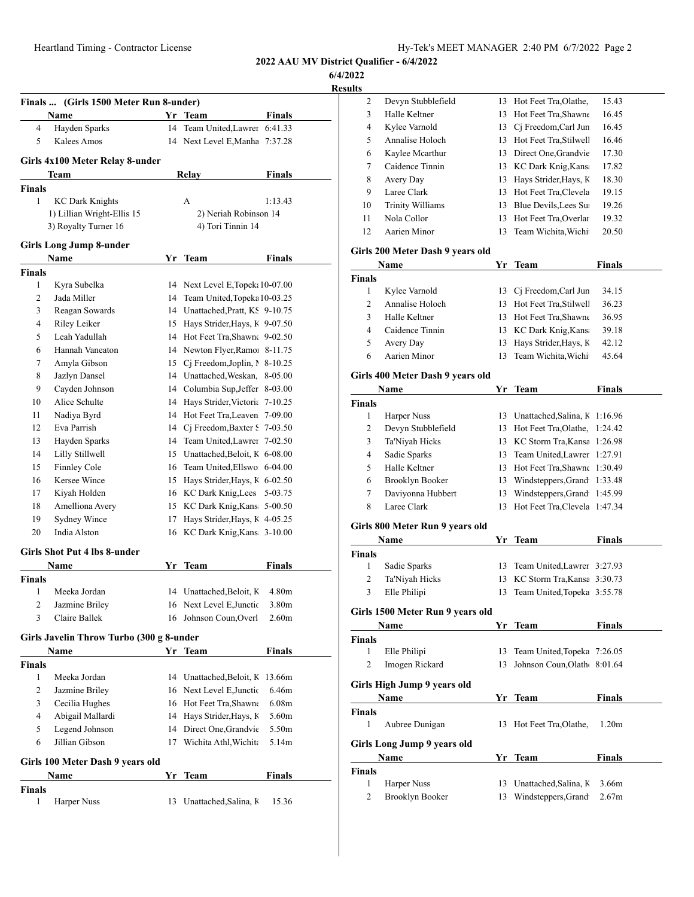**2022 AAU MV District Qualifier - 6/4/2022**

**6/4/2022**

**Results**

### Finals ... (Girls 1500 Meter Run 8-under)

| | Name | Yr | Team | Finals |
|---|---|---|---|---|
| 4 | Hayden Sparks | 14 | Team United,Lawrer | 6:41.33 |
| 5 | Kalees Amos | 14 | Next Level E,Manha | 7:37.28 |

### Girls 4x100 Meter Relay 8-under

| | Team | Relay | Finals |
|---|---|---|---|
| **Finals** | | | |
| 1 | KC Dark Knights | A | 1:13.43 |
| | 1) Lillian Wright-Ellis 15 | 2) Neriah Robinson 14 | |
| | 3) Royalty Turner 16 | 4) Tori Tinnin 14 | |

### Girls Long Jump 8-under

| | Name | Yr | Team | Finals |
|---|---|---|---|---|
| **Finals** | | | | |
| 1 | Kyra Subelka | 14 | Next Level E,Topeka | 10-07.00 |
| 2 | Jada Miller | 14 | Team United,Topeka | 10-03.25 |
| 3 | Reagan Sowards | 14 | Unattached,Pratt, KS | 9-10.75 |
| 4 | Riley Leiker | 15 | Hays Strider,Hays, K | 9-07.50 |
| 5 | Leah Yadullah | 14 | Hot Feet Tra,Shawne | 9-02.50 |
| 6 | Hannah Vaneaton | 14 | Newton Flyer,Ramor | 8-11.75 |
| 7 | Amyla Gibson | 15 | Cj Freedom,Joplin, M | 8-10.25 |
| 8 | Jazlyn Dansel | 14 | Unattached,Weskan, | 8-05.00 |
| 9 | Cayden Johnson | 14 | Columbia Sup,Jeffer | 8-03.00 |
| 10 | Alice Schulte | 14 | Hays Strider,Victoria | 7-10.25 |
| 11 | Nadiya Byrd | 14 | Hot Feet Tra,Leaven | 7-09.00 |
| 12 | Eva Parrish | 14 | Cj Freedom,Baxter S | 7-03.50 |
| 13 | Hayden Sparks | 14 | Team United,Lawrer | 7-02.50 |
| 14 | Lilly Stillwell | 15 | Unattached,Beloit, K | 6-08.00 |
| 15 | Finnley Cole | 16 | Team United,Ellswo | 6-04.00 |
| 16 | Kersee Wince | 15 | Hays Strider,Hays, K | 6-02.50 |
| 17 | Kiyah Holden | 16 | KC Dark Knig,Lees | 5-03.75 |
| 18 | Amelliona Avery | 15 | KC Dark Knig,Kansa | 5-00.50 |
| 19 | Sydney Wince | 17 | Hays Strider,Hays, K | 4-05.25 |
| 20 | India Alston | 16 | KC Dark Knig,Kansa | 3-10.00 |

### Girls Shot Put 4 lbs 8-under

| | Name | Yr | Team | Finals |
|---|---|---|---|---|
| **Finals** | | | | |
| 1 | Meeka Jordan | 14 | Unattached,Beloit, K | 4.80m |
| 2 | Jazmine Briley | 16 | Next Level E,Junctio | 3.80m |
| 3 | Claire Ballek | 16 | Johnson Coun,Overl | 2.60m |

### Girls Javelin Throw Turbo (300 g 8-under

| | Name | Yr | Team | Finals |
|---|---|---|---|---|
| **Finals** | | | | |
| 1 | Meeka Jordan | 14 | Unattached,Beloit, K | 13.66m |
| 2 | Jazmine Briley | 16 | Next Level E,Junctio | 6.46m |
| 3 | Cecilia Hughes | 16 | Hot Feet Tra,Shawne | 6.08m |
| 4 | Abigail Mallardi | 14 | Hays Strider,Hays, K | 5.60m |
| 5 | Legend Johnson | 14 | Direct One,Grandvie | 5.50m |
| 6 | Jillian Gibson | 17 | Wichita Athl,Wichita | 5.14m |

### Girls 100 Meter Dash 9 years old

| | Name | Yr | Team | Finals |
|---|---|---|---|---|
| **Finals** | | | | |
| 1 | Harper Nuss | 13 | Unattached,Salina, K | 15.36 |
| 2 | Devyn Stubblefield | 13 | Hot Feet Tra,Olathe, | 15.43 |
| 3 | Halle Keltner | 13 | Hot Feet Tra,Shawne | 16.45 |
| 4 | Kylee Varnold | 13 | Cj Freedom,Carl Jun | 16.45 |
| 5 | Annalise Holoch | 13 | Hot Feet Tra,Stilwell | 16.46 |
| 6 | Kaylee Mcarthur | 13 | Direct One,Grandvie | 17.30 |
| 7 | Caidence Tinnin | 13 | KC Dark Knig,Kansa | 17.82 |
| 8 | Avery Day | 13 | Hays Strider,Hays, K | 18.30 |
| 9 | Laree Clark | 13 | Hot Feet Tra,Clevela | 19.15 |
| 10 | Trinity Williams | 13 | Blue Devils,Lees Su | 19.26 |
| 11 | Nola Collor | 13 | Hot Feet Tra,Overlar | 19.32 |
| 12 | Aarien Minor | 13 | Team Wichita,Wichi | 20.50 |

### Girls 200 Meter Dash 9 years old

| | Name | Yr | Team | Finals |
|---|---|---|---|---|
| **Finals** | | | | |
| 1 | Kylee Varnold | 13 | Cj Freedom,Carl Jun | 34.15 |
| 2 | Annalise Holoch | 13 | Hot Feet Tra,Stilwell | 36.23 |
| 3 | Halle Keltner | 13 | Hot Feet Tra,Shawne | 36.95 |
| 4 | Caidence Tinnin | 13 | KC Dark Knig,Kansa | 39.18 |
| 5 | Avery Day | 13 | Hays Strider,Hays, K | 42.12 |
| 6 | Aarien Minor | 13 | Team Wichita,Wichi | 45.64 |

### Girls 400 Meter Dash 9 years old

| | Name | Yr | Team | Finals |
|---|---|---|---|---|
| **Finals** | | | | |
| 1 | Harper Nuss | 13 | Unattached,Salina, K | 1:16.96 |
| 2 | Devyn Stubblefield | 13 | Hot Feet Tra,Olathe, | 1:24.42 |
| 3 | Ta'Niyah Hicks | 13 | KC Storm Tra,Kansa | 1:26.98 |
| 4 | Sadie Sparks | 13 | Team United,Lawrer | 1:27.91 |
| 5 | Halle Keltner | 13 | Hot Feet Tra,Shawne | 1:30.49 |
| 6 | Brooklyn Booker | 13 | Windsteppers,Grand | 1:33.48 |
| 7 | Daviyonna Hubbert | 13 | Windsteppers,Grand | 1:45.99 |
| 8 | Laree Clark | 13 | Hot Feet Tra,Clevela | 1:47.34 |

### Girls 800 Meter Run 9 years old

| | Name | Yr | Team | Finals |
|---|---|---|---|---|
| **Finals** | | | | |
| 1 | Sadie Sparks | 13 | Team United,Lawrer | 3:27.93 |
| 2 | Ta'Niyah Hicks | 13 | KC Storm Tra,Kansa | 3:30.73 |
| 3 | Elle Philipi | 13 | Team United,Topeka | 3:55.78 |

### Girls 1500 Meter Run 9 years old

| | Name | Yr | Team | Finals |
|---|---|---|---|---|
| **Finals** | | | | |
| 1 | Elle Philipi | 13 | Team United,Topeka | 7:26.05 |
| 2 | Imogen Rickard | 13 | Johnson Coun,Olath | 8:01.64 |

### Girls High Jump 9 years old

| | Name | Yr | Team | Finals |
|---|---|---|---|---|
| **Finals** | | | | |
| 1 | Aubree Dunigan | 13 | Hot Feet Tra,Olathe, | 1.20m |

### Girls Long Jump 9 years old

| | Name | Yr | Team | Finals |
|---|---|---|---|---|
| **Finals** | | | | |
| 1 | Harper Nuss | 13 | Unattached,Salina, K | 3.66m |
| 2 | Brooklyn Booker | 13 | Windsteppers,Grand | 2.67m |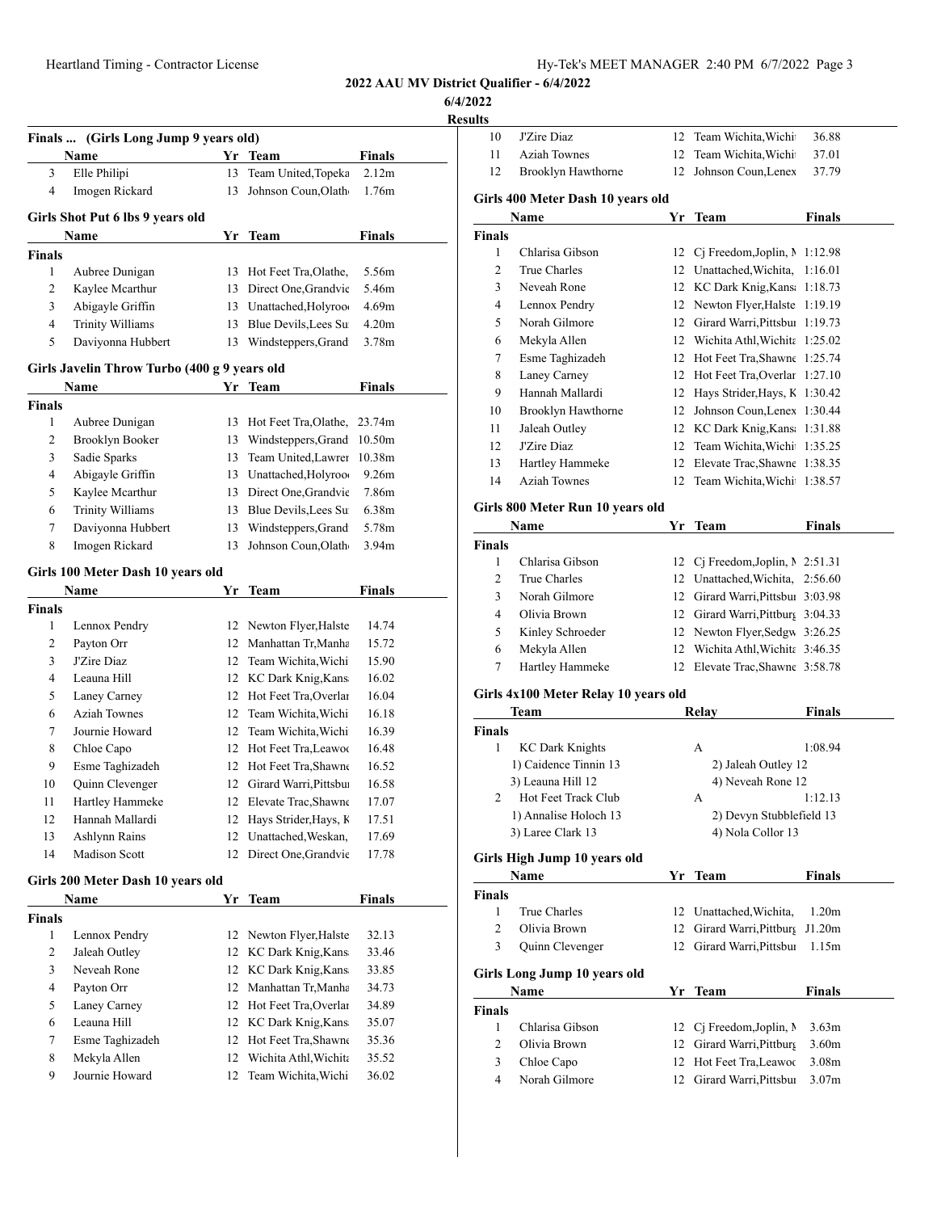**2022 AAU MV District Qualifier - 6/4/2022**

**6/4/2022**

**Results**

### Finals ... (Girls Long Jump 9 years old)

| | Name | Yr | Team | Finals |
|---|---|---|---|---|
| 3 | Elle Philipi | 13 | Team United,Topeka | 2.12m |
| 4 | Imogen Rickard | 13 | Johnson Coun,Olath | 1.76m |

### Girls Shot Put 6 lbs 9 years old

| | Name | Yr | Team | Finals |
|---|---|---|---|---|
| **Finals** | | | | |
| 1 | Aubree Dunigan | 13 | Hot Feet Tra,Olathe, | 5.56m |
| 2 | Kaylee Mcarthur | 13 | Direct One,Grandvie | 5.46m |
| 3 | Abigayle Griffin | 13 | Unattached,Holyroo | 4.69m |
| 4 | Trinity Williams | 13 | Blue Devils,Lees Su | 4.20m |
| 5 | Daviyonna Hubbert | 13 | Windsteppers,Grand | 3.78m |

### Girls Javelin Throw Turbo (400 g 9 years old

| | Name | Yr | Team | Finals |
|---|---|---|---|---|
| **Finals** | | | | |
| 1 | Aubree Dunigan | 13 | Hot Feet Tra,Olathe, | 23.74m |
| 2 | Brooklyn Booker | 13 | Windsteppers,Grand | 10.50m |
| 3 | Sadie Sparks | 13 | Team United,Lawrer | 10.38m |
| 4 | Abigayle Griffin | 13 | Unattached,Holyroo | 9.26m |
| 5 | Kaylee Mcarthur | 13 | Direct One,Grandvie | 7.86m |
| 6 | Trinity Williams | 13 | Blue Devils,Lees Su | 6.38m |
| 7 | Daviyonna Hubbert | 13 | Windsteppers,Grand | 5.78m |
| 8 | Imogen Rickard | 13 | Johnson Coun,Olath | 3.94m |

### Girls 100 Meter Dash 10 years old

| | Name | Yr | Team | Finals |
|---|---|---|---|---|
| **Finals** | | | | |
| 1 | Lennox Pendry | 12 | Newton Flyer,Halste | 14.74 |
| 2 | Payton Orr | 12 | Manhattan Tr,Manha | 15.72 |
| 3 | J'Zire Diaz | 12 | Team Wichita,Wichi | 15.90 |
| 4 | Leauna Hill | 12 | KC Dark Knig,Kans | 16.02 |
| 5 | Laney Carney | 12 | Hot Feet Tra,Overlar | 16.04 |
| 6 | Aziah Townes | 12 | Team Wichita,Wichi | 16.18 |
| 7 | Journie Howard | 12 | Team Wichita,Wichi | 16.39 |
| 8 | Chloe Capo | 12 | Hot Feet Tra,Leawoo | 16.48 |
| 9 | Esme Taghizadeh | 12 | Hot Feet Tra,Shawne | 16.52 |
| 10 | Quinn Clevenger | 12 | Girard Warri,Pittsbu | 16.58 |
| 11 | Hartley Hammeke | 12 | Elevate Trac,Shawne | 17.07 |
| 12 | Hannah Mallardi | 12 | Hays Strider,Hays, K | 17.51 |
| 13 | Ashlynn Rains | 12 | Unattached,Weskan, | 17.69 |
| 14 | Madison Scott | 12 | Direct One,Grandvie | 17.78 |

### Girls 200 Meter Dash 10 years old

| | Name | Yr | Team | Finals |
|---|---|---|---|---|
| **Finals** | | | | |
| 1 | Lennox Pendry | 12 | Newton Flyer,Halste | 32.13 |
| 2 | Jaleah Outley | 12 | KC Dark Knig,Kans | 33.46 |
| 3 | Neveah Rone | 12 | KC Dark Knig,Kans | 33.85 |
| 4 | Payton Orr | 12 | Manhattan Tr,Manha | 34.73 |
| 5 | Laney Carney | 12 | Hot Feet Tra,Overlar | 34.89 |
| 6 | Leauna Hill | 12 | KC Dark Knig,Kans | 35.07 |
| 7 | Esme Taghizadeh | 12 | Hot Feet Tra,Shawne | 35.36 |
| 8 | Mekyla Allen | 12 | Wichita Athl,Wichita | 35.52 |
| 9 | Journie Howard | 12 | Team Wichita,Wichi | 36.02 |
| 10 | J'Zire Diaz | 12 | Team Wichita,Wichi | 36.88 |
| 11 | Aziah Townes | 12 | Team Wichita,Wichi | 37.01 |
| 12 | Brooklyn Hawthorne | 12 | Johnson Coun,Lenex | 37.79 |

### Girls 400 Meter Dash 10 years old

| | Name | Yr | Team | Finals |
|---|---|---|---|---|
| **Finals** | | | | |
| 1 | Chlarisa Gibson | 12 | Cj Freedom,Joplin, M | 1:12.98 |
| 2 | True Charles | 12 | Unattached,Wichita, | 1:16.01 |
| 3 | Neveah Rone | 12 | KC Dark Knig,Kans | 1:18.73 |
| 4 | Lennox Pendry | 12 | Newton Flyer,Halste | 1:19.19 |
| 5 | Norah Gilmore | 12 | Girard Warri,Pittsbu | 1:19.73 |
| 6 | Mekyla Allen | 12 | Wichita Athl,Wichita | 1:25.02 |
| 7 | Esme Taghizadeh | 12 | Hot Feet Tra,Shawne | 1:25.74 |
| 8 | Laney Carney | 12 | Hot Feet Tra,Overlar | 1:27.10 |
| 9 | Hannah Mallardi | 12 | Hays Strider,Hays, K | 1:30.42 |
| 10 | Brooklyn Hawthorne | 12 | Johnson Coun,Lenex | 1:30.44 |
| 11 | Jaleah Outley | 12 | KC Dark Knig,Kans | 1:31.88 |
| 12 | J'Zire Diaz | 12 | Team Wichita,Wichi | 1:35.25 |
| 13 | Hartley Hammeke | 12 | Elevate Trac,Shawne | 1:38.35 |
| 14 | Aziah Townes | 12 | Team Wichita,Wichi | 1:38.57 |

### Girls 800 Meter Run 10 years old

| | Name | Yr | Team | Finals |
|---|---|---|---|---|
| **Finals** | | | | |
| 1 | Chlarisa Gibson | 12 | Cj Freedom,Joplin, M | 2:51.31 |
| 2 | True Charles | 12 | Unattached,Wichita, | 2:56.60 |
| 3 | Norah Gilmore | 12 | Girard Warri,Pittsbu | 3:03.98 |
| 4 | Olivia Brown | 12 | Girard Warri,Pittburg | 3:04.33 |
| 5 | Kinley Schroeder | 12 | Newton Flyer,Sedgw | 3:26.25 |
| 6 | Mekyla Allen | 12 | Wichita Athl,Wichita | 3:46.35 |
| 7 | Hartley Hammeke | 12 | Elevate Trac,Shawne | 3:58.78 |

### Girls 4x100 Meter Relay 10 years old

| | Team | Relay | Finals |
|---|---|---|---|
| **Finals** | | | |
| 1 | KC Dark Knights | A | 1:08.94 |
| | 1) Caidence Tinnin 13 | 2) Jaleah Outley 12 | |
| | 3) Leauna Hill 12 | 4) Neveah Rone 12 | |
| 2 | Hot Feet Track Club | A | 1:12.13 |
| | 1) Annalise Holoch 13 | 2) Devyn Stubblefield 13 | |
| | 3) Laree Clark 13 | 4) Nola Collor 13 | |

### Girls High Jump 10 years old

| | Name | Yr | Team | Finals |
|---|---|---|---|---|
| **Finals** | | | | |
| 1 | True Charles | 12 | Unattached,Wichita, | 1.20m |
| 2 | Olivia Brown | 12 | Girard Warri,Pittburg | J1.20m |
| 3 | Quinn Clevenger | 12 | Girard Warri,Pittsbu | 1.15m |

### Girls Long Jump 10 years old

| | Name | Yr | Team | Finals |
|---|---|---|---|---|
| **Finals** | | | | |
| 1 | Chlarisa Gibson | 12 | Cj Freedom,Joplin, M | 3.63m |
| 2 | Olivia Brown | 12 | Girard Warri,Pittburg | 3.60m |
| 3 | Chloe Capo | 12 | Hot Feet Tra,Leawoo | 3.08m |
| 4 | Norah Gilmore | 12 | Girard Warri,Pittsbu | 3.07m |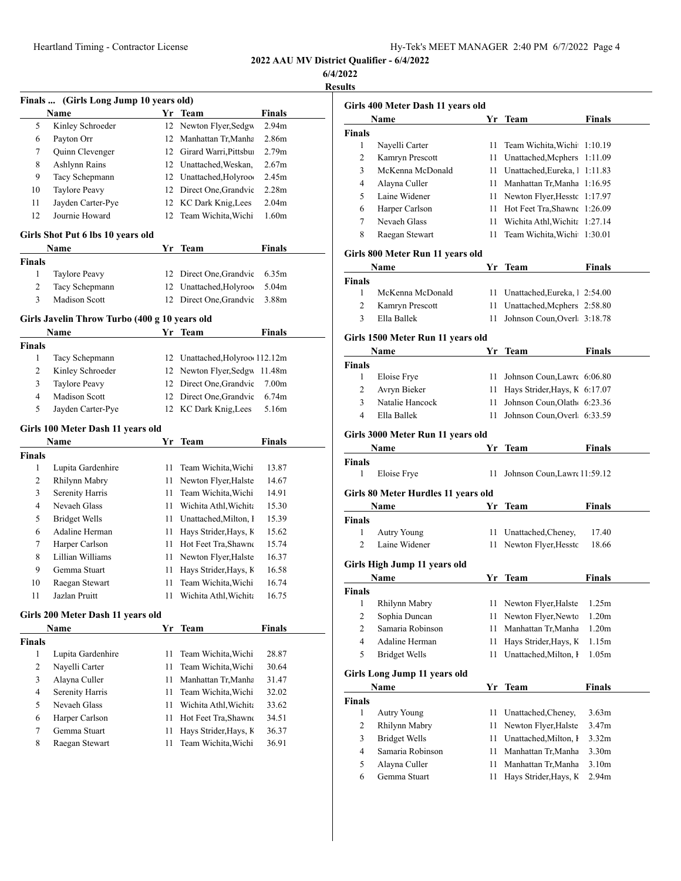**2022 AAU MV District Qualifier - 6/4/2022**

**6/4/2022**

**Results**

### Finals ... (Girls Long Jump 10 years old)

| | Name | Yr | Team | Finals |
|---|---|---|---|---|
| 5 | Kinley Schroeder | 12 | Newton Flyer,Sedgw | 2.94m |
| 6 | Payton Orr | 12 | Manhattan Tr,Manha | 2.86m |
| 7 | Quinn Clevenger | 12 | Girard Warri,Pittsbu | 2.79m |
| 8 | Ashlynn Rains | 12 | Unattached,Weskan, | 2.67m |
| 9 | Tacy Schepmann | 12 | Unattached,Holyroo | 2.45m |
| 10 | Taylore Peavy | 12 | Direct One,Grandvie | 2.28m |
| 11 | Jayden Carter-Pye | 12 | KC Dark Knig,Lees | 2.04m |
| 12 | Journie Howard | 12 | Team Wichita,Wichi | 1.60m |

### Girls Shot Put 6 lbs 10 years old

| | Name | Yr | Team | Finals |
|---|---|---|---|---|
| **Finals** | | | | |
| 1 | Taylore Peavy | 12 | Direct One,Grandvie | 6.35m |
| 2 | Tacy Schepmann | 12 | Unattached,Holyroo | 5.04m |
| 3 | Madison Scott | 12 | Direct One,Grandvie | 3.88m |

### Girls Javelin Throw Turbo (400 g 10 years old

| | Name | Yr | Team | Finals |
|---|---|---|---|---|
| **Finals** | | | | |
| 1 | Tacy Schepmann | 12 | Unattached,Holyroo | 12.12m |
| 2 | Kinley Schroeder | 12 | Newton Flyer,Sedgw | 11.48m |
| 3 | Taylore Peavy | 12 | Direct One,Grandvie | 7.00m |
| 4 | Madison Scott | 12 | Direct One,Grandvie | 6.74m |
| 5 | Jayden Carter-Pye | 12 | KC Dark Knig,Lees | 5.16m |

### Girls 100 Meter Dash 11 years old

| | Name | Yr | Team | Finals |
|---|---|---|---|---|
| **Finals** | | | | |
| 1 | Lupita Gardenhire | 11 | Team Wichita,Wichi | 13.87 |
| 2 | Rhilynn Mabry | 11 | Newton Flyer,Halste | 14.67 |
| 3 | Serenity Harris | 11 | Team Wichita,Wichi | 14.91 |
| 4 | Nevaeh Glass | 11 | Wichita Athl,Wichita | 15.30 |
| 5 | Bridget Wells | 11 | Unattached,Milton, I | 15.39 |
| 6 | Adaline Herman | 11 | Hays Strider,Hays, K | 15.62 |
| 7 | Harper Carlson | 11 | Hot Feet Tra,Shawne | 15.74 |
| 8 | Lillian Williams | 11 | Newton Flyer,Halste | 16.37 |
| 9 | Gemma Stuart | 11 | Hays Strider,Hays, K | 16.58 |
| 10 | Raegan Stewart | 11 | Team Wichita,Wichi | 16.74 |
| 11 | Jazlan Pruitt | 11 | Wichita Athl,Wichita | 16.75 |

### Girls 200 Meter Dash 11 years old

| | Name | Yr | Team | Finals |
|---|---|---|---|---|
| **Finals** | | | | |
| 1 | Lupita Gardenhire | 11 | Team Wichita,Wichi | 28.87 |
| 2 | Nayelli Carter | 11 | Team Wichita,Wichi | 30.64 |
| 3 | Alayna Culler | 11 | Manhattan Tr,Manha | 31.47 |
| 4 | Serenity Harris | 11 | Team Wichita,Wichi | 32.02 |
| 5 | Nevaeh Glass | 11 | Wichita Athl,Wichita | 33.62 |
| 6 | Harper Carlson | 11 | Hot Feet Tra,Shawne | 34.51 |
| 7 | Gemma Stuart | 11 | Hays Strider,Hays, K | 36.37 |
| 8 | Raegan Stewart | 11 | Team Wichita,Wichi | 36.91 |

### Girls 400 Meter Dash 11 years old

| | Name | Yr | Team | Finals |
|---|---|---|---|---|
| **Finals** | | | | |
| 1 | Nayelli Carter | 11 | Team Wichita,Wichi | 1:10.19 |
| 2 | Kamryn Prescott | 11 | Unattached,Mcphers | 1:11.09 |
| 3 | McKenna McDonald | 11 | Unattached,Eureka, I | 1:11.83 |
| 4 | Alayna Culler | 11 | Manhattan Tr,Manha | 1:16.95 |
| 5 | Laine Widener | 11 | Newton Flyer,Hesstc | 1:17.97 |
| 6 | Harper Carlson | 11 | Hot Feet Tra,Shawne | 1:26.09 |
| 7 | Nevaeh Glass | 11 | Wichita Athl,Wichita | 1:27.14 |
| 8 | Raegan Stewart | 11 | Team Wichita,Wichi | 1:30.01 |

### Girls 800 Meter Run 11 years old

| | Name | Yr | Team | Finals |
|---|---|---|---|---|
| **Finals** | | | | |
| 1 | McKenna McDonald | 11 | Unattached,Eureka, I | 2:54.00 |
| 2 | Kamryn Prescott | 11 | Unattached,Mcphers | 2:58.80 |
| 3 | Ella Ballek | 11 | Johnson Coun,Overl | 3:18.78 |

### Girls 1500 Meter Run 11 years old

| | Name | Yr | Team | Finals |
|---|---|---|---|---|
| **Finals** | | | | |
| 1 | Eloise Frye | 11 | Johnson Coun,Lawre | 6:06.80 |
| 2 | Avryn Bieker | 11 | Hays Strider,Hays, K | 6:17.07 |
| 3 | Natalie Hancock | 11 | Johnson Coun,Olath | 6:23.36 |
| 4 | Ella Ballek | 11 | Johnson Coun,Overl | 6:33.59 |

### Girls 3000 Meter Run 11 years old

| | Name | Yr | Team | Finals |
|---|---|---|---|---|
| **Finals** | | | | |
| 1 | Eloise Frye | 11 | Johnson Coun,Lawre | 11:59.12 |

### Girls 80 Meter Hurdles 11 years old

| | Name | Yr | Team | Finals |
|---|---|---|---|---|
| **Finals** | | | | |
| 1 | Autry Young | 11 | Unattached,Cheney, | 17.40 |
| 2 | Laine Widener | 11 | Newton Flyer,Hesstc | 18.66 |

### Girls High Jump 11 years old

| | Name | Yr | Team | Finals |
|---|---|---|---|---|
| **Finals** | | | | |
| 1 | Rhilynn Mabry | 11 | Newton Flyer,Halste | 1.25m |
| 2 | Sophia Duncan | 11 | Newton Flyer,Newto | 1.20m |
| 2 | Samaria Robinson | 11 | Manhattan Tr,Manha | 1.20m |
| 4 | Adaline Herman | 11 | Hays Strider,Hays, K | 1.15m |
| 5 | Bridget Wells | 11 | Unattached,Milton, I | 1.05m |

### Girls Long Jump 11 years old

| | Name | Yr | Team | Finals |
|---|---|---|---|---|
| **Finals** | | | | |
| 1 | Autry Young | 11 | Unattached,Cheney, | 3.63m |
| 2 | Rhilynn Mabry | 11 | Newton Flyer,Halste | 3.47m |
| 3 | Bridget Wells | 11 | Unattached,Milton, I | 3.32m |
| 4 | Samaria Robinson | 11 | Manhattan Tr,Manha | 3.30m |
| 5 | Alayna Culler | 11 | Manhattan Tr,Manha | 3.10m |
| 6 | Gemma Stuart | 11 | Hays Strider,Hays, K | 2.94m |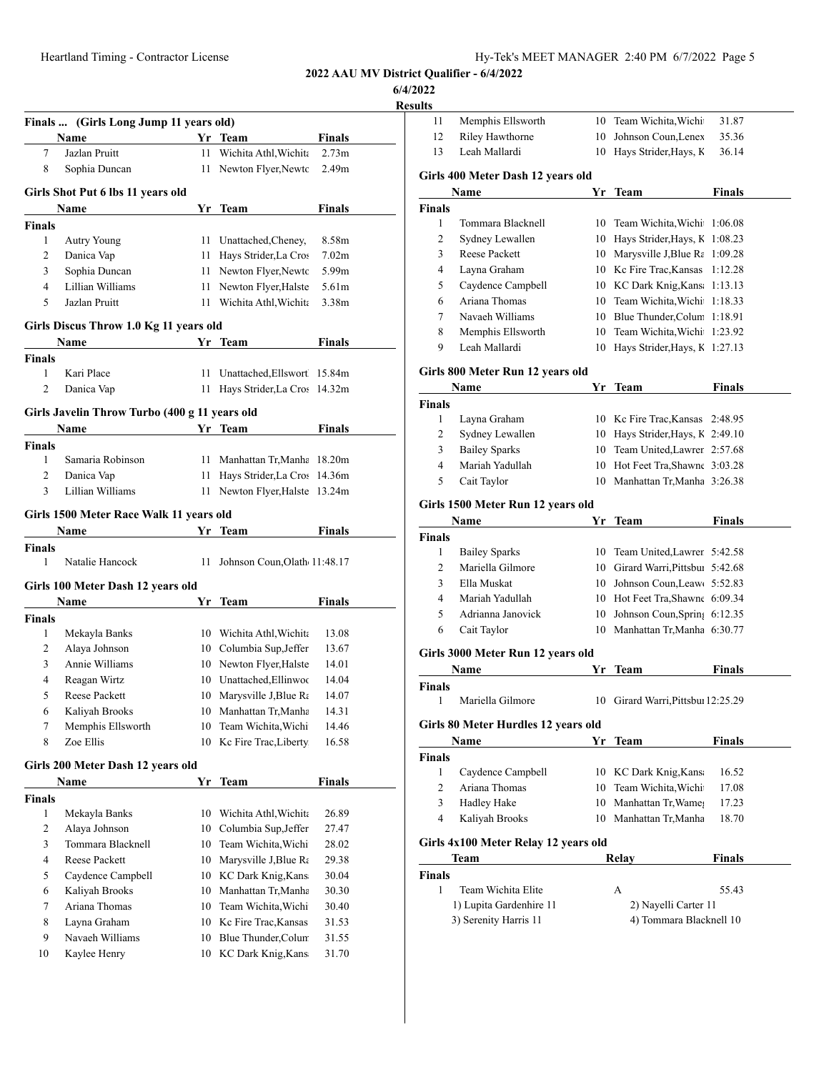2022 AAU MV District Qualifier - 6/4/2022

6/4/2022

Results

### Finals ... (Girls Long Jump 11 years old)

| | Name | Yr | Team | Finals |
|---|---|---|---|---|
| 7 | Jazlan Pruitt | 11 | Wichita Athl,Wichita | 2.73m |
| 8 | Sophia Duncan | 11 | Newton Flyer,Newto | 2.49m |

### Girls Shot Put 6 lbs 11 years old

| | Name | Yr | Team | Finals |
|---|---|---|---|---|
| **Finals** | | | | |
| 1 | Autry Young | 11 | Unattached,Cheney, | 8.58m |
| 2 | Danica Vap | 11 | Hays Strider,La Cros | 7.02m |
| 3 | Sophia Duncan | 11 | Newton Flyer,Newto | 5.99m |
| 4 | Lillian Williams | 11 | Newton Flyer,Halste | 5.61m |
| 5 | Jazlan Pruitt | 11 | Wichita Athl,Wichita | 3.38m |

### Girls Discus Throw 1.0 Kg 11 years old

| | Name | Yr | Team | Finals |
|---|---|---|---|---|
| **Finals** | | | | |
| 1 | Kari Place | 11 | Unattached,Ellswort | 15.84m |
| 2 | Danica Vap | 11 | Hays Strider,La Cros | 14.32m |

### Girls Javelin Throw Turbo (400 g 11 years old

| | Name | Yr | Team | Finals |
|---|---|---|---|---|
| **Finals** | | | | |
| 1 | Samaria Robinson | 11 | Manhattan Tr,Manha | 18.20m |
| 2 | Danica Vap | 11 | Hays Strider,La Cros | 14.36m |
| 3 | Lillian Williams | 11 | Newton Flyer,Halste | 13.24m |

### Girls 1500 Meter Race Walk 11 years old

| | Name | Yr | Team | Finals |
|---|---|---|---|---|
| **Finals** | | | | |
| 1 | Natalie Hancock | 11 | Johnson Coun,Olath | 11:48.17 |

### Girls 100 Meter Dash 12 years old

| | Name | Yr | Team | Finals |
|---|---|---|---|---|
| **Finals** | | | | |
| 1 | Mekayla Banks | 10 | Wichita Athl,Wichita | 13.08 |
| 2 | Alaya Johnson | 10 | Columbia Sup,Jeffer | 13.67 |
| 3 | Annie Williams | 10 | Newton Flyer,Halste | 14.01 |
| 4 | Reagan Wirtz | 10 | Unattached,Ellinwoo | 14.04 |
| 5 | Reese Packett | 10 | Marysville J,Blue Ra | 14.07 |
| 6 | Kaliyah Brooks | 10 | Manhattan Tr,Manha | 14.31 |
| 7 | Memphis Ellsworth | 10 | Team Wichita,Wichi | 14.46 |
| 8 | Zoe Ellis | 10 | Kc Fire Trac,Liberty | 16.58 |

### Girls 200 Meter Dash 12 years old

| | Name | Yr | Team | Finals |
|---|---|---|---|---|
| **Finals** | | | | |
| 1 | Mekayla Banks | 10 | Wichita Athl,Wichita | 26.89 |
| 2 | Alaya Johnson | 10 | Columbia Sup,Jeffer | 27.47 |
| 3 | Tommara Blacknell | 10 | Team Wichita,Wichi | 28.02 |
| 4 | Reese Packett | 10 | Marysville J,Blue Ra | 29.38 |
| 5 | Caydence Campbell | 10 | KC Dark Knig,Kans | 30.04 |
| 6 | Kaliyah Brooks | 10 | Manhattan Tr,Manha | 30.30 |
| 7 | Ariana Thomas | 10 | Team Wichita,Wichi | 30.40 |
| 8 | Layna Graham | 10 | Kc Fire Trac,Kansas | 31.53 |
| 9 | Navaeh Williams | 10 | Blue Thunder,Colum | 31.55 |
| 10 | Kaylee Henry | 10 | KC Dark Knig,Kans | 31.70 |
| 11 | Memphis Ellsworth | 10 | Team Wichita,Wichi | 31.87 |
| 12 | Riley Hawthorne | 10 | Johnson Coun,Lenex | 35.36 |
| 13 | Leah Mallardi | 10 | Hays Strider,Hays, K | 36.14 |

### Girls 400 Meter Dash 12 years old

| | Name | Yr | Team | Finals |
|---|---|---|---|---|
| **Finals** | | | | |
| 1 | Tommara Blacknell | 10 | Team Wichita,Wichi | 1:06.08 |
| 2 | Sydney Lewallen | 10 | Hays Strider,Hays, K | 1:08.23 |
| 3 | Reese Packett | 10 | Marysville J,Blue Ra | 1:09.28 |
| 4 | Layna Graham | 10 | Kc Fire Trac,Kansas | 1:12.28 |
| 5 | Caydence Campbell | 10 | KC Dark Knig,Kans | 1:13.13 |
| 6 | Ariana Thomas | 10 | Team Wichita,Wichi | 1:18.33 |
| 7 | Navaeh Williams | 10 | Blue Thunder,Colum | 1:18.91 |
| 8 | Memphis Ellsworth | 10 | Team Wichita,Wichi | 1:23.92 |
| 9 | Leah Mallardi | 10 | Hays Strider,Hays, K | 1:27.13 |

### Girls 800 Meter Run 12 years old

| | Name | Yr | Team | Finals |
|---|---|---|---|---|
| **Finals** | | | | |
| 1 | Layna Graham | 10 | Kc Fire Trac,Kansas | 2:48.95 |
| 2 | Sydney Lewallen | 10 | Hays Strider,Hays, K | 2:49.10 |
| 3 | Bailey Sparks | 10 | Team United,Lawrer | 2:57.68 |
| 4 | Mariah Yadullah | 10 | Hot Feet Tra,Shawnc | 3:03.28 |
| 5 | Cait Taylor | 10 | Manhattan Tr,Manha | 3:26.38 |

### Girls 1500 Meter Run 12 years old

| | Name | Yr | Team | Finals |
|---|---|---|---|---|
| **Finals** | | | | |
| 1 | Bailey Sparks | 10 | Team United,Lawrer | 5:42.58 |
| 2 | Mariella Gilmore | 10 | Girard Warri,Pittsbu | 5:42.68 |
| 3 | Ella Muskat | 10 | Johnson Coun,Leaw | 5:52.83 |
| 4 | Mariah Yadullah | 10 | Hot Feet Tra,Shawnc | 6:09.34 |
| 5 | Adrianna Janovick | 10 | Johnson Coun,Spring | 6:12.35 |
| 6 | Cait Taylor | 10 | Manhattan Tr,Manha | 6:30.77 |

### Girls 3000 Meter Run 12 years old

| | Name | Yr | Team | Finals |
|---|---|---|---|---|
| **Finals** | | | | |
| 1 | Mariella Gilmore | 10 | Girard Warri,Pittsbu | 12:25.29 |

### Girls 80 Meter Hurdles 12 years old

| | Name | Yr | Team | Finals |
|---|---|---|---|---|
| **Finals** | | | | |
| 1 | Caydence Campbell | 10 | KC Dark Knig,Kans | 16.52 |
| 2 | Ariana Thomas | 10 | Team Wichita,Wichi | 17.08 |
| 3 | Hadley Hake | 10 | Manhattan Tr,Wame | 17.23 |
| 4 | Kaliyah Brooks | 10 | Manhattan Tr,Manha | 18.70 |

### Girls 4x100 Meter Relay 12 years old

| | Team | Relay | Finals |
|---|---|---|---|
| **Finals** | | | |
| 1 | Team Wichita Elite | A | 55.43 |
| | 1) Lupita Gardenhire 11 | 2) Nayelli Carter 11 | |
| | 3) Serenity Harris 11 | 4) Tommara Blacknell 10 | |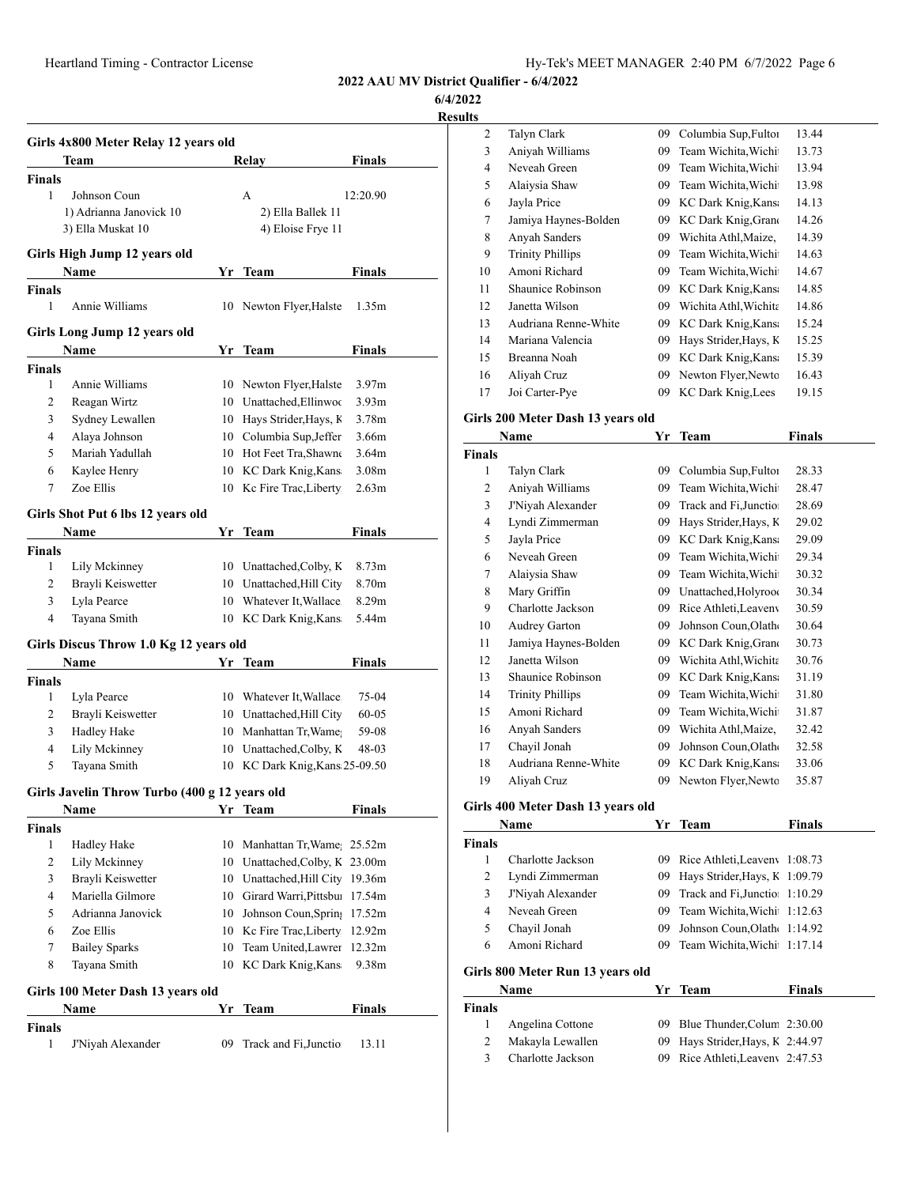**2022 AAU MV District Qualifier - 6/4/2022**

**6/4/2022**

**Results**

### Girls 4x800 Meter Relay 12 years old

| | Team | Relay | Finals |
|---|---|---|---|
| **Finals** | | | |
| 1 | Johnson Coun | A | 12:20.90 |
| | 1) Adrianna Janovick 10 | 2) Ella Ballek 11 | |
| | 3) Ella Muskat 10 | 4) Eloise Frye 11 | |

### Girls High Jump 12 years old

| | Name | Yr | Team | Finals |
|---|---|---|---|---|
| **Finals** | | | | |
| 1 | Annie Williams | 10 | Newton Flyer,Halste | 1.35m |

### Girls Long Jump 12 years old

| | Name | Yr | Team | Finals |
|---|---|---|---|---|
| **Finals** | | | | |
| 1 | Annie Williams | 10 | Newton Flyer,Halste | 3.97m |
| 2 | Reagan Wirtz | 10 | Unattached,Ellinwoo | 3.93m |
| 3 | Sydney Lewallen | 10 | Hays Strider,Hays, K | 3.78m |
| 4 | Alaya Johnson | 10 | Columbia Sup,Jeffer | 3.66m |
| 5 | Mariah Yadullah | 10 | Hot Feet Tra,Shawne | 3.64m |
| 6 | Kaylee Henry | 10 | KC Dark Knig,Kansa | 3.08m |
| 7 | Zoe Ellis | 10 | Kc Fire Trac,Liberty | 2.63m |

### Girls Shot Put 6 lbs 12 years old

| | Name | Yr | Team | Finals |
|---|---|---|---|---|
| **Finals** | | | | |
| 1 | Lily Mckinney | 10 | Unattached,Colby, K | 8.73m |
| 2 | Brayli Keiswetter | 10 | Unattached,Hill City | 8.70m |
| 3 | Lyla Pearce | 10 | Whatever It,Wallace | 8.29m |
| 4 | Tayana Smith | 10 | KC Dark Knig,Kansa | 5.44m |

### Girls Discus Throw 1.0 Kg 12 years old

| | Name | Yr | Team | Finals |
|---|---|---|---|---|
| **Finals** | | | | |
| 1 | Lyla Pearce | 10 | Whatever It,Wallace | 75-04 |
| 2 | Brayli Keiswetter | 10 | Unattached,Hill City | 60-05 |
| 3 | Hadley Hake | 10 | Manhattan Tr,Wame | 59-08 |
| 4 | Lily Mckinney | 10 | Unattached,Colby, K | 48-03 |
| 5 | Tayana Smith | 10 | KC Dark Knig,Kans | 25-09.50 |

### Girls Javelin Throw Turbo (400 g 12 years old

| | Name | Yr | Team | Finals |
|---|---|---|---|---|
| **Finals** | | | | |
| 1 | Hadley Hake | 10 | Manhattan Tr,Wame | 25.52m |
| 2 | Lily Mckinney | 10 | Unattached,Colby, K | 23.00m |
| 3 | Brayli Keiswetter | 10 | Unattached,Hill City | 19.36m |
| 4 | Mariella Gilmore | 10 | Girard Warri,Pittsbu | 17.54m |
| 5 | Adrianna Janovick | 10 | Johnson Coun,Sprin | 17.52m |
| 6 | Zoe Ellis | 10 | Kc Fire Trac,Liberty | 12.92m |
| 7 | Bailey Sparks | 10 | Team United,Lawrer | 12.32m |
| 8 | Tayana Smith | 10 | KC Dark Knig,Kansa | 9.38m |

### Girls 100 Meter Dash 13 years old

| | Name | Yr | Team | Finals |
|---|---|---|---|---|
| **Finals** | | | | |
| 1 | J'Niyah Alexander | 09 | Track and Fi,Junctio | 13.11 |
| 2 | Talyn Clark | 09 | Columbia Sup,Fultor | 13.44 |
| 3 | Aniyah Williams | 09 | Team Wichita,Wichi | 13.73 |
| 4 | Neveah Green | 09 | Team Wichita,Wichi | 13.94 |
| 5 | Alaiysia Shaw | 09 | Team Wichita,Wichi | 13.98 |
| 6 | Jayla Price | 09 | KC Dark Knig,Kansa | 14.13 |
| 7 | Jamiya Haynes-Bolden | 09 | KC Dark Knig,Granc | 14.26 |
| 8 | Anyah Sanders | 09 | Wichita Athl,Maize, | 14.39 |
| 9 | Trinity Phillips | 09 | Team Wichita,Wichi | 14.63 |
| 10 | Amoni Richard | 09 | Team Wichita,Wichi | 14.67 |
| 11 | Shaunice Robinson | 09 | KC Dark Knig,Kansa | 14.85 |
| 12 | Janetta Wilson | 09 | Wichita Athl,Wichita | 14.86 |
| 13 | Audriana Renne-White | 09 | KC Dark Knig,Kansa | 15.24 |
| 14 | Mariana Valencia | 09 | Hays Strider,Hays, K | 15.25 |
| 15 | Breanna Noah | 09 | KC Dark Knig,Kansa | 15.39 |
| 16 | Aliyah Cruz | 09 | Newton Flyer,Newto | 16.43 |
| 17 | Joi Carter-Pye | 09 | KC Dark Knig,Lees | 19.15 |

### Girls 200 Meter Dash 13 years old

| | Name | Yr | Team | Finals |
|---|---|---|---|---|
| **Finals** | | | | |
| 1 | Talyn Clark | 09 | Columbia Sup,Fultor | 28.33 |
| 2 | Aniyah Williams | 09 | Team Wichita,Wichi | 28.47 |
| 3 | J'Niyah Alexander | 09 | Track and Fi,Junctio | 28.69 |
| 4 | Lyndi Zimmerman | 09 | Hays Strider,Hays, K | 29.02 |
| 5 | Jayla Price | 09 | KC Dark Knig,Kansa | 29.09 |
| 6 | Neveah Green | 09 | Team Wichita,Wichi | 29.34 |
| 7 | Alaiysia Shaw | 09 | Team Wichita,Wichi | 30.32 |
| 8 | Mary Griffin | 09 | Unattached,Holyroo | 30.34 |
| 9 | Charlotte Jackson | 09 | Rice Athleti,Leaven | 30.59 |
| 10 | Audrey Garton | 09 | Johnson Coun,Olath | 30.64 |
| 11 | Jamiya Haynes-Bolden | 09 | KC Dark Knig,Granc | 30.73 |
| 12 | Janetta Wilson | 09 | Wichita Athl,Wichita | 30.76 |
| 13 | Shaunice Robinson | 09 | KC Dark Knig,Kansa | 31.19 |
| 14 | Trinity Phillips | 09 | Team Wichita,Wichi | 31.80 |
| 15 | Amoni Richard | 09 | Team Wichita,Wichi | 31.87 |
| 16 | Anyah Sanders | 09 | Wichita Athl,Maize, | 32.42 |
| 17 | Chayil Jonah | 09 | Johnson Coun,Olath | 32.58 |
| 18 | Audriana Renne-White | 09 | KC Dark Knig,Kansa | 33.06 |
| 19 | Aliyah Cruz | 09 | Newton Flyer,Newto | 35.87 |

### Girls 400 Meter Dash 13 years old

| | Name | Yr | Team | Finals |
|---|---|---|---|---|
| **Finals** | | | | |
| 1 | Charlotte Jackson | 09 | Rice Athleti,Leaven | 1:08.73 |
| 2 | Lyndi Zimmerman | 09 | Hays Strider,Hays, K | 1:09.79 |
| 3 | J'Niyah Alexander | 09 | Track and Fi,Junctio | 1:10.29 |
| 4 | Neveah Green | 09 | Team Wichita,Wichi | 1:12.63 |
| 5 | Chayil Jonah | 09 | Johnson Coun,Olath | 1:14.92 |
| 6 | Amoni Richard | 09 | Team Wichita,Wichi | 1:17.14 |

### Girls 800 Meter Run 13 years old

| | Name | Yr | Team | Finals |
|---|---|---|---|---|
| **Finals** | | | | |
| 1 | Angelina Cottone | 09 | Blue Thunder,Colum | 2:30.00 |
| 2 | Makayla Lewallen | 09 | Hays Strider,Hays, K | 2:44.97 |
| 3 | Charlotte Jackson | 09 | Rice Athleti,Leaven | 2:47.53 |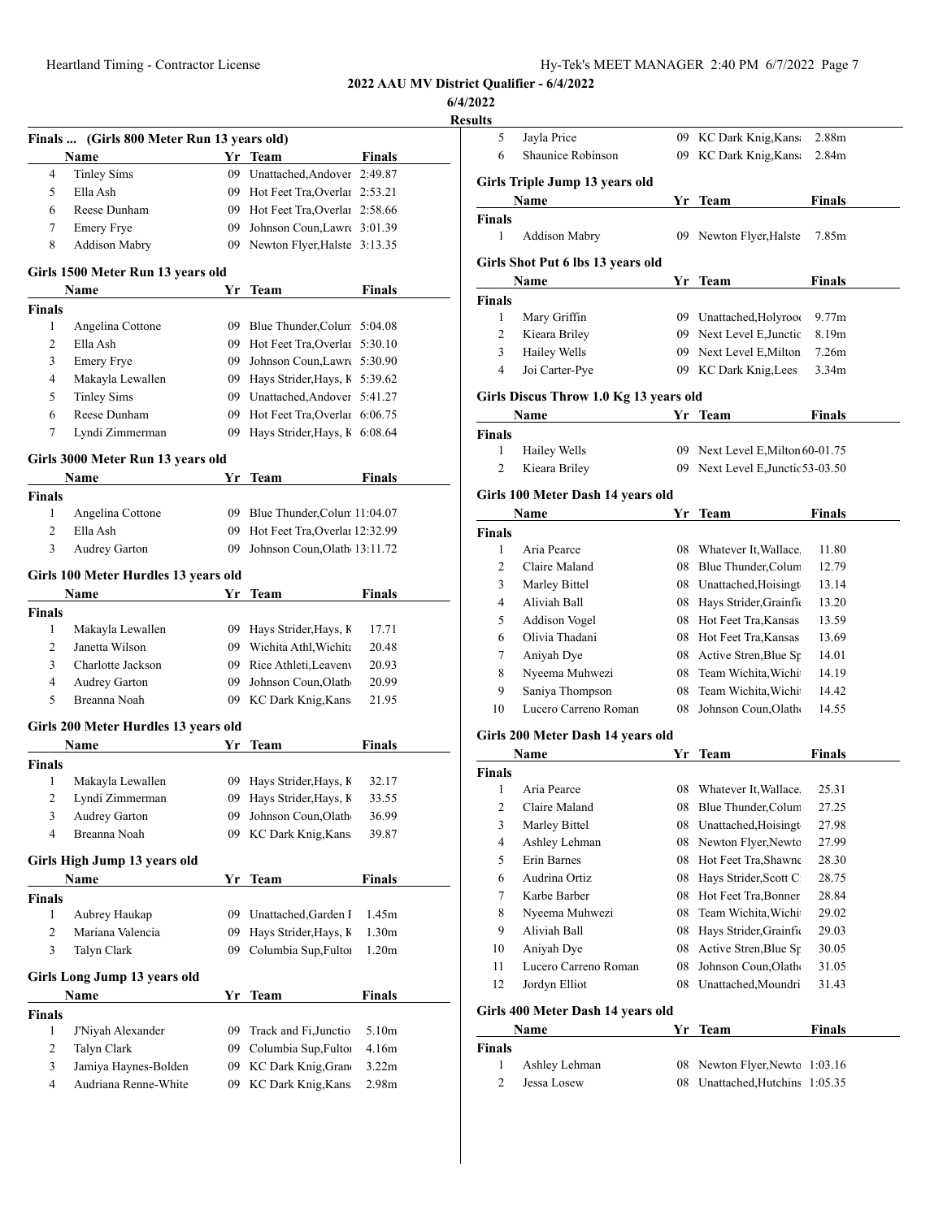**2022 AAU MV District Qualifier - 6/4/2022**

**6/4/2022**

**Results**

### Finals ... (Girls 800 Meter Run 13 years old)

| | Name | Yr | Team | Finals |
|---|---|---|---|---|
| 4 | Tinley Sims | 09 | Unattached,Andover | 2:49.87 |
| 5 | Ella Ash | 09 | Hot Feet Tra,Overlar | 2:53.21 |
| 6 | Reese Dunham | 09 | Hot Feet Tra,Overlar | 2:58.66 |
| 7 | Emery Frye | 09 | Johnson Coun,Lawr | 3:01.39 |
| 8 | Addison Mabry | 09 | Newton Flyer,Halste | 3:13.35 |

### Girls 1500 Meter Run 13 years old

| | Name | Yr | Team | Finals |
|---|---|---|---|---|
| **Finals** | | | | |
| 1 | Angelina Cottone | 09 | Blue Thunder,Colum | 5:04.08 |
| 2 | Ella Ash | 09 | Hot Feet Tra,Overlar | 5:30.10 |
| 3 | Emery Frye | 09 | Johnson Coun,Lawr | 5:30.90 |
| 4 | Makayla Lewallen | 09 | Hays Strider,Hays, K | 5:39.62 |
| 5 | Tinley Sims | 09 | Unattached,Andover | 5:41.27 |
| 6 | Reese Dunham | 09 | Hot Feet Tra,Overlar | 6:06.75 |
| 7 | Lyndi Zimmerman | 09 | Hays Strider,Hays, K | 6:08.64 |

### Girls 3000 Meter Run 13 years old

| | Name | Yr | Team | Finals |
|---|---|---|---|---|
| **Finals** | | | | |
| 1 | Angelina Cottone | 09 | Blue Thunder,Colum | 11:04.07 |
| 2 | Ella Ash | 09 | Hot Feet Tra,Overlar | 12:32.99 |
| 3 | Audrey Garton | 09 | Johnson Coun,Olath | 13:11.72 |

### Girls 100 Meter Hurdles 13 years old

| | Name | Yr | Team | Finals |
|---|---|---|---|---|
| **Finals** | | | | |
| 1 | Makayla Lewallen | 09 | Hays Strider,Hays, K | 17.71 |
| 2 | Janetta Wilson | 09 | Wichita Athl,Wichita | 20.48 |
| 3 | Charlotte Jackson | 09 | Rice Athleti,Leaveny | 20.93 |
| 4 | Audrey Garton | 09 | Johnson Coun,Olath | 20.99 |
| 5 | Breanna Noah | 09 | KC Dark Knig,Kans | 21.95 |

### Girls 200 Meter Hurdles 13 years old

| | Name | Yr | Team | Finals |
|---|---|---|---|---|
| **Finals** | | | | |
| 1 | Makayla Lewallen | 09 | Hays Strider,Hays, K | 32.17 |
| 2 | Lyndi Zimmerman | 09 | Hays Strider,Hays, K | 33.55 |
| 3 | Audrey Garton | 09 | Johnson Coun,Olath | 36.99 |
| 4 | Breanna Noah | 09 | KC Dark Knig,Kans | 39.87 |

### Girls High Jump 13 years old

| | Name | Yr | Team | Finals |
|---|---|---|---|---|
| **Finals** | | | | |
| 1 | Aubrey Haukap | 09 | Unattached,Garden I | 1.45m |
| 2 | Mariana Valencia | 09 | Hays Strider,Hays, K | 1.30m |
| 3 | Talyn Clark | 09 | Columbia Sup,Fultor | 1.20m |

### Girls Long Jump 13 years old

| | Name | Yr | Team | Finals |
|---|---|---|---|---|
| **Finals** | | | | |
| 1 | J'Niyah Alexander | 09 | Track and Fi,Junctio | 5.10m |
| 2 | Talyn Clark | 09 | Columbia Sup,Fultor | 4.16m |
| 3 | Jamiya Haynes-Bolden | 09 | KC Dark Knig,Gran | 3.22m |
| 4 | Audriana Renne-White | 09 | KC Dark Knig,Kans | 2.98m |
| 5 | Jayla Price | 09 | KC Dark Knig,Kans | 2.88m |
| 6 | Shaunice Robinson | 09 | KC Dark Knig,Kans | 2.84m |

### Girls Triple Jump 13 years old

| | Name | Yr | Team | Finals |
|---|---|---|---|---|
| **Finals** | | | | |
| 1 | Addison Mabry | 09 | Newton Flyer,Halste | 7.85m |

### Girls Shot Put 6 lbs 13 years old

| | Name | Yr | Team | Finals |
|---|---|---|---|---|
| **Finals** | | | | |
| 1 | Mary Griffin | 09 | Unattached,Holyroo | 9.77m |
| 2 | Kieara Briley | 09 | Next Level E,Junctic | 8.19m |
| 3 | Hailey Wells | 09 | Next Level E,Milton | 7.26m |
| 4 | Joi Carter-Pye | 09 | KC Dark Knig,Lees | 3.34m |

### Girls Discus Throw 1.0 Kg 13 years old

| | Name | Yr | Team | Finals |
|---|---|---|---|---|
| **Finals** | | | | |
| 1 | Hailey Wells | 09 | Next Level E,Milton | 60-01.75 |
| 2 | Kieara Briley | 09 | Next Level E,Junctic | 53-03.50 |

### Girls 100 Meter Dash 14 years old

| | Name | Yr | Team | Finals |
|---|---|---|---|---|
| **Finals** | | | | |
| 1 | Aria Pearce | 08 | Whatever It,Wallace | 11.80 |
| 2 | Claire Maland | 08 | Blue Thunder,Colum | 12.79 |
| 3 | Marley Bittel | 08 | Unattached,Hoisingt | 13.14 |
| 4 | Aliviah Ball | 08 | Hays Strider,Grainfi | 13.20 |
| 5 | Addison Vogel | 08 | Hot Feet Tra,Kansas | 13.59 |
| 6 | Olivia Thadani | 08 | Hot Feet Tra,Kansas | 13.69 |
| 7 | Aniyah Dye | 08 | Active Stren,Blue Sp | 14.01 |
| 8 | Nyeema Muhwezi | 08 | Team Wichita,Wichi | 14.19 |
| 9 | Saniya Thompson | 08 | Team Wichita,Wichi | 14.42 |
| 10 | Lucero Carreno Roman | 08 | Johnson Coun,Olath | 14.55 |

### Girls 200 Meter Dash 14 years old

| | Name | Yr | Team | Finals |
|---|---|---|---|---|
| **Finals** | | | | |
| 1 | Aria Pearce | 08 | Whatever It,Wallace | 25.31 |
| 2 | Claire Maland | 08 | Blue Thunder,Colum | 27.25 |
| 3 | Marley Bittel | 08 | Unattached,Hoisingt | 27.98 |
| 4 | Ashley Lehman | 08 | Newton Flyer,Newto | 27.99 |
| 5 | Erin Barnes | 08 | Hot Feet Tra,Shawne | 28.30 |
| 6 | Audrina Ortiz | 08 | Hays Strider,Scott C | 28.75 |
| 7 | Karbe Barber | 08 | Hot Feet Tra,Bonner | 28.84 |
| 8 | Nyeema Muhwezi | 08 | Team Wichita,Wichi | 29.02 |
| 9 | Aliviah Ball | 08 | Hays Strider,Grainfi | 29.03 |
| 10 | Aniyah Dye | 08 | Active Stren,Blue Sp | 30.05 |
| 11 | Lucero Carreno Roman | 08 | Johnson Coun,Olath | 31.05 |
| 12 | Jordyn Elliot | 08 | Unattached,Moundri | 31.43 |

### Girls 400 Meter Dash 14 years old

| | Name | Yr | Team | Finals |
|---|---|---|---|---|
| **Finals** | | | | |
| 1 | Ashley Lehman | 08 | Newton Flyer,Newto | 1:03.16 |
| 2 | Jessa Losew | 08 | Unattached,Hutchins | 1:05.35 |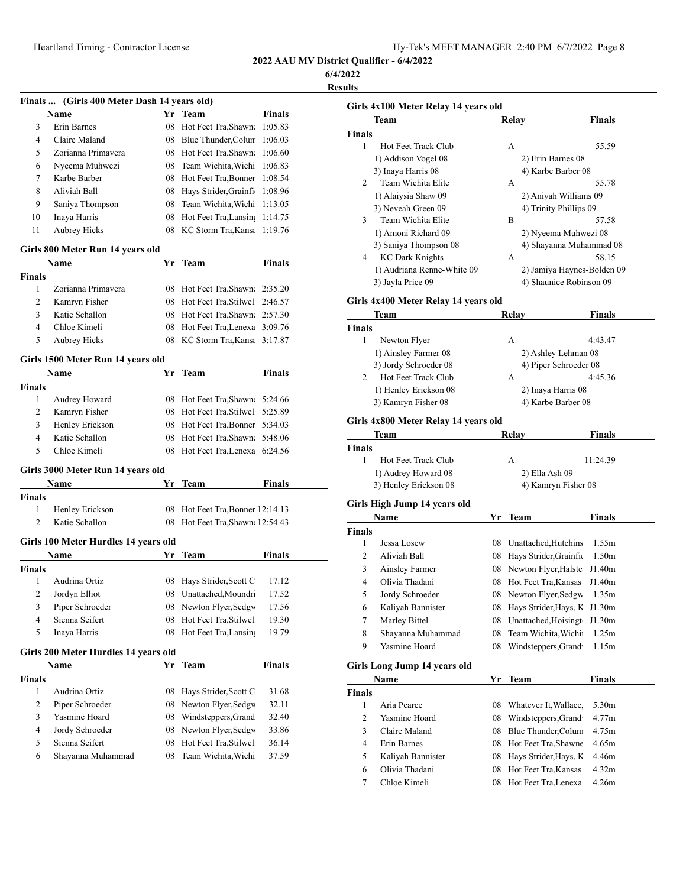**2022 AAU MV District Qualifier - 6/4/2022**

**6/4/2022**

**Results**

### Finals ... (Girls 400 Meter Dash 14 years old)

| | Name | Yr | Team | Finals |
|---|---|---|---|---|
| 3 | Erin Barnes | 08 | Hot Feet Tra,Shawne | 1:05.83 |
| 4 | Claire Maland | 08 | Blue Thunder,Colum | 1:06.03 |
| 5 | Zorianna Primavera | 08 | Hot Feet Tra,Shawne | 1:06.60 |
| 6 | Nyeema Muhwezi | 08 | Team Wichita,Wichi | 1:06.83 |
| 7 | Karbe Barber | 08 | Hot Feet Tra,Bonner | 1:08.54 |
| 8 | Aliviah Ball | 08 | Hays Strider,Grainfi | 1:08.96 |
| 9 | Saniya Thompson | 08 | Team Wichita,Wichi | 1:13.05 |
| 10 | Inaya Harris | 08 | Hot Feet Tra,Lansing | 1:14.75 |
| 11 | Aubrey Hicks | 08 | KC Storm Tra,Kansa | 1:19.76 |

### Girls 800 Meter Run 14 years old

| | Name | Yr | Team | Finals |
|---|---|---|---|---|
| **Finals** | | | | |
| 1 | Zorianna Primavera | 08 | Hot Feet Tra,Shawne | 2:35.20 |
| 2 | Kamryn Fisher | 08 | Hot Feet Tra,Stilwell | 2:46.57 |
| 3 | Katie Schallon | 08 | Hot Feet Tra,Shawne | 2:57.30 |
| 4 | Chloe Kimeli | 08 | Hot Feet Tra,Lenexa | 3:09.76 |
| 5 | Aubrey Hicks | 08 | KC Storm Tra,Kansa | 3:17.87 |

### Girls 1500 Meter Run 14 years old

| | Name | Yr | Team | Finals |
|---|---|---|---|---|
| **Finals** | | | | |
| 1 | Audrey Howard | 08 | Hot Feet Tra,Shawne | 5:24.66 |
| 2 | Kamryn Fisher | 08 | Hot Feet Tra,Stilwell | 5:25.89 |
| 3 | Henley Erickson | 08 | Hot Feet Tra,Bonner | 5:34.03 |
| 4 | Katie Schallon | 08 | Hot Feet Tra,Shawne | 5:48.06 |
| 5 | Chloe Kimeli | 08 | Hot Feet Tra,Lenexa | 6:24.56 |

### Girls 3000 Meter Run 14 years old

| | Name | Yr | Team | Finals |
|---|---|---|---|---|
| **Finals** | | | | |
| 1 | Henley Erickson | 08 | Hot Feet Tra,Bonner | 12:14.13 |
| 2 | Katie Schallon | 08 | Hot Feet Tra,Shawne | 12:54.43 |

### Girls 100 Meter Hurdles 14 years old

| | Name | Yr | Team | Finals |
|---|---|---|---|---|
| **Finals** | | | | |
| 1 | Audrina Ortiz | 08 | Hays Strider,Scott C | 17.12 |
| 2 | Jordyn Elliot | 08 | Unattached,Moundri | 17.52 |
| 3 | Piper Schroeder | 08 | Newton Flyer,Sedgw | 17.56 |
| 4 | Sienna Seifert | 08 | Hot Feet Tra,Stilwell | 19.30 |
| 5 | Inaya Harris | 08 | Hot Feet Tra,Lansing | 19.79 |

### Girls 200 Meter Hurdles 14 years old

| | Name | Yr | Team | Finals |
|---|---|---|---|---|
| **Finals** | | | | |
| 1 | Audrina Ortiz | 08 | Hays Strider,Scott C | 31.68 |
| 2 | Piper Schroeder | 08 | Newton Flyer,Sedgw | 32.11 |
| 3 | Yasmine Hoard | 08 | Windsteppers,Grand | 32.40 |
| 4 | Jordy Schroeder | 08 | Newton Flyer,Sedgw | 33.86 |
| 5 | Sienna Seifert | 08 | Hot Feet Tra,Stilwell | 36.14 |
| 6 | Shayanna Muhammad | 08 | Team Wichita,Wichi | 37.59 |

### Girls 4x100 Meter Relay 14 years old

| | Team | Relay | Finals |
|---|---|---|---|
| **Finals** | | | |
| 1 | Hot Feet Track Club | A | 55.59 |
| | 1) Addison Vogel 08 | 2) Erin Barnes 08 | |
| | 3) Inaya Harris 08 | 4) Karbe Barber 08 | |
| 2 | Team Wichita Elite | A | 55.78 |
| | 1) Alaiysia Shaw 09 | 2) Aniyah Williams 09 | |
| | 3) Neveah Green 09 | 4) Trinity Phillips 09 | |
| 3 | Team Wichita Elite | B | 57.58 |
| | 1) Amoni Richard 09 | 2) Nyeema Muhwezi 08 | |
| | 3) Saniya Thompson 08 | 4) Shayanna Muhammad 08 | |
| 4 | KC Dark Knights | A | 58.15 |
| | 1) Audriana Renne-White 09 | 2) Jamiya Haynes-Bolden 09 | |
| | 3) Jayla Price 09 | 4) Shaunice Robinson 09 | |

### Girls 4x400 Meter Relay 14 years old

| | Team | Relay | Finals |
|---|---|---|---|
| **Finals** | | | |
| 1 | Newton Flyer | A | 4:43.47 |
| | 1) Ainsley Farmer 08 | 2) Ashley Lehman 08 | |
| | 3) Jordy Schroeder 08 | 4) Piper Schroeder 08 | |
| 2 | Hot Feet Track Club | A | 4:45.36 |
| | 1) Henley Erickson 08 | 2) Inaya Harris 08 | |
| | 3) Kamryn Fisher 08 | 4) Karbe Barber 08 | |

### Girls 4x800 Meter Relay 14 years old

| | Team | Relay | Finals |
|---|---|---|---|
| **Finals** | | | |
| 1 | Hot Feet Track Club | A | 11:24.39 |
| | 1) Audrey Howard 08 | 2) Ella Ash 09 | |
| | 3) Henley Erickson 08 | 4) Kamryn Fisher 08 | |

### Girls High Jump 14 years old

| | Name | Yr | Team | Finals |
|---|---|---|---|---|
| **Finals** | | | | |
| 1 | Jessa Losew | 08 | Unattached,Hutchins | 1.55m |
| 2 | Aliviah Ball | 08 | Hays Strider,Grainfi | 1.50m |
| 3 | Ainsley Farmer | 08 | Newton Flyer,Halste | J1.40m |
| 4 | Olivia Thadani | 08 | Hot Feet Tra,Kansas | J1.40m |
| 5 | Jordy Schroeder | 08 | Newton Flyer,Sedgw | 1.35m |
| 6 | Kaliyah Bannister | 08 | Hays Strider,Hays, K | J1.30m |
| 7 | Marley Bittel | 08 | Unattached,Hoisingt | J1.30m |
| 8 | Shayanna Muhammad | 08 | Team Wichita,Wichi | 1.25m |
| 9 | Yasmine Hoard | 08 | Windsteppers,Grand | 1.15m |

### Girls Long Jump 14 years old

| | Name | Yr | Team | Finals |
|---|---|---|---|---|
| **Finals** | | | | |
| 1 | Aria Pearce | 08 | Whatever It,Wallace, | 5.30m |
| 2 | Yasmine Hoard | 08 | Windsteppers,Grand | 4.77m |
| 3 | Claire Maland | 08 | Blue Thunder,Colum | 4.75m |
| 4 | Erin Barnes | 08 | Hot Feet Tra,Shawne | 4.65m |
| 5 | Kaliyah Bannister | 08 | Hays Strider,Hays, K | 4.46m |
| 6 | Olivia Thadani | 08 | Hot Feet Tra,Kansas | 4.32m |
| 7 | Chloe Kimeli | 08 | Hot Feet Tra,Lenexa | 4.26m |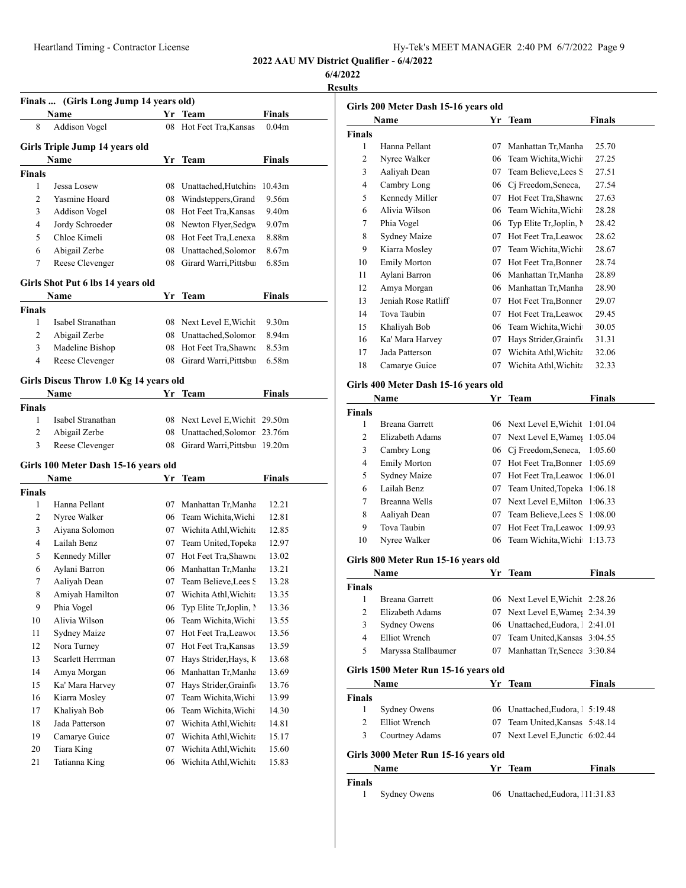## 2022 AAU MV District Qualifier - 6/4/2022

6/4/2022

**Results**

### Finals ... (Girls Long Jump 14 years old)

| | Name | Yr | Team | Finals |
|---|---|---|---|---|
| 8 | Addison Vogel | 08 | Hot Feet Tra,Kansas | 0.04m |

### Girls Triple Jump 14 years old

| | Name | Yr | Team | Finals |
|---|---|---|---|---|
| **Finals** | | | | |
| 1 | Jessa Losew | 08 | Unattached,Hutchins | 10.43m |
| 2 | Yasmine Hoard | 08 | Windsteppers,Grand | 9.56m |
| 3 | Addison Vogel | 08 | Hot Feet Tra,Kansas | 9.40m |
| 4 | Jordy Schroeder | 08 | Newton Flyer,Sedgw | 9.07m |
| 5 | Chloe Kimeli | 08 | Hot Feet Tra,Lenexa | 8.88m |
| 6 | Abigail Zerbe | 08 | Unattached,Solomor | 8.67m |
| 7 | Reese Clevenger | 08 | Girard Warri,Pittsbu | 6.85m |

### Girls Shot Put 6 lbs 14 years old

| | Name | Yr | Team | Finals |
|---|---|---|---|---|
| **Finals** | | | | |
| 1 | Isabel Stranathan | 08 | Next Level E,Wichit | 9.30m |
| 2 | Abigail Zerbe | 08 | Unattached,Solomor | 8.94m |
| 3 | Madeline Bishop | 08 | Hot Feet Tra,Shawne | 8.53m |
| 4 | Reese Clevenger | 08 | Girard Warri,Pittsbu | 6.58m |

### Girls Discus Throw 1.0 Kg 14 years old

| | Name | Yr | Team | Finals |
|---|---|---|---|---|
| **Finals** | | | | |
| 1 | Isabel Stranathan | 08 | Next Level E,Wichit | 29.50m |
| 2 | Abigail Zerbe | 08 | Unattached,Solomor | 23.76m |
| 3 | Reese Clevenger | 08 | Girard Warri,Pittsbu | 19.20m |

### Girls 100 Meter Dash 15-16 years old

| | Name | Yr | Team | Finals |
|---|---|---|---|---|
| **Finals** | | | | |
| 1 | Hanna Pellant | 07 | Manhattan Tr,Manha | 12.21 |
| 2 | Nyree Walker | 06 | Team Wichita,Wichi | 12.81 |
| 3 | Aiyana Solomon | 07 | Wichita Athl,Wichita | 12.85 |
| 4 | Lailah Benz | 07 | Team United,Topeka | 12.97 |
| 5 | Kennedy Miller | 07 | Hot Feet Tra,Shawne | 13.02 |
| 6 | Aylani Barron | 06 | Manhattan Tr,Manha | 13.21 |
| 7 | Aaliyah Dean | 07 | Team Believe,Lees S | 13.28 |
| 8 | Amiyah Hamilton | 07 | Wichita Athl,Wichita | 13.35 |
| 9 | Phia Vogel | 06 | Typ Elite Tr,Joplin, M | 13.36 |
| 10 | Alivia Wilson | 06 | Team Wichita,Wichi | 13.55 |
| 11 | Sydney Maize | 07 | Hot Feet Tra,Leawoo | 13.56 |
| 12 | Nora Turney | 07 | Hot Feet Tra,Kansas | 13.59 |
| 13 | Scarlett Herrman | 07 | Hays Strider,Hays, K | 13.68 |
| 14 | Amya Morgan | 06 | Manhattan Tr,Manha | 13.69 |
| 15 | Ka' Mara Harvey | 07 | Hays Strider,Grainfie | 13.76 |
| 16 | Kiarra Mosley | 07 | Team Wichita,Wichi | 13.99 |
| 17 | Khaliyah Bob | 06 | Team Wichita,Wichi | 14.30 |
| 18 | Jada Patterson | 07 | Wichita Athl,Wichita | 14.81 |
| 19 | Camarye Guice | 07 | Wichita Athl,Wichita | 15.17 |
| 20 | Tiara King | 07 | Wichita Athl,Wichita | 15.60 |
| 21 | Tatianna King | 06 | Wichita Athl,Wichita | 15.83 |

### Girls 200 Meter Dash 15-16 years old

| | Name | Yr | Team | Finals |
|---|---|---|---|---|
| **Finals** | | | | |
| 1 | Hanna Pellant | 07 | Manhattan Tr,Manha | 25.70 |
| 2 | Nyree Walker | 06 | Team Wichita,Wichi | 27.25 |
| 3 | Aaliyah Dean | 07 | Team Believe,Lees S | 27.51 |
| 4 | Cambry Long | 06 | Cj Freedom,Seneca, | 27.54 |
| 5 | Kennedy Miller | 07 | Hot Feet Tra,Shawne | 27.63 |
| 6 | Alivia Wilson | 06 | Team Wichita,Wichi | 28.28 |
| 7 | Phia Vogel | 06 | Typ Elite Tr,Joplin, M | 28.42 |
| 8 | Sydney Maize | 07 | Hot Feet Tra,Leawoo | 28.62 |
| 9 | Kiarra Mosley | 07 | Team Wichita,Wichi | 28.67 |
| 10 | Emily Morton | 07 | Hot Feet Tra,Bonner | 28.74 |
| 11 | Aylani Barron | 06 | Manhattan Tr,Manha | 28.89 |
| 12 | Amya Morgan | 06 | Manhattan Tr,Manha | 28.90 |
| 13 | Jeniah Rose Ratliff | 07 | Hot Feet Tra,Bonner | 29.07 |
| 14 | Tova Taubin | 07 | Hot Feet Tra,Leawoo | 29.45 |
| 15 | Khaliyah Bob | 06 | Team Wichita,Wichi | 30.05 |
| 16 | Ka' Mara Harvey | 07 | Hays Strider,Grainfie | 31.31 |
| 17 | Jada Patterson | 07 | Wichita Athl,Wichita | 32.06 |
| 18 | Camarye Guice | 07 | Wichita Athl,Wichita | 32.33 |

### Girls 400 Meter Dash 15-16 years old

| | Name | Yr | Team | Finals |
|---|---|---|---|---|
| **Finals** | | | | |
| 1 | Breana Garrett | 06 | Next Level E,Wichit | 1:01.04 |
| 2 | Elizabeth Adams | 07 | Next Level E,Wameg | 1:05.04 |
| 3 | Cambry Long | 06 | Cj Freedom,Seneca, | 1:05.60 |
| 4 | Emily Morton | 07 | Hot Feet Tra,Bonner | 1:05.69 |
| 5 | Sydney Maize | 07 | Hot Feet Tra,Leawoo | 1:06.01 |
| 6 | Lailah Benz | 07 | Team United,Topeka | 1:06.18 |
| 7 | Breanna Wells | 07 | Next Level E,Milton | 1:06.33 |
| 8 | Aaliyah Dean | 07 | Team Believe,Lees S | 1:08.00 |
| 9 | Tova Taubin | 07 | Hot Feet Tra,Leawoo | 1:09.93 |
| 10 | Nyree Walker | 06 | Team Wichita,Wichi | 1:13.73 |

### Girls 800 Meter Run 15-16 years old

| | Name | Yr | Team | Finals |
|---|---|---|---|---|
| **Finals** | | | | |
| 1 | Breana Garrett | 06 | Next Level E,Wichit | 2:28.26 |
| 2 | Elizabeth Adams | 07 | Next Level E,Wameg | 2:34.39 |
| 3 | Sydney Owens | 06 | Unattached,Eudora, I | 2:41.01 |
| 4 | Elliot Wrench | 07 | Team United,Kansas | 3:04.55 |
| 5 | Maryssa Stallbaumer | 07 | Manhattan Tr,Seneca | 3:30.84 |

### Girls 1500 Meter Run 15-16 years old

| | Name | Yr | Team | Finals |
|---|---|---|---|---|
| **Finals** | | | | |
| 1 | Sydney Owens | 06 | Unattached,Eudora, I | 5:19.48 |
| 2 | Elliot Wrench | 07 | Team United,Kansas | 5:48.14 |
| 3 | Courtney Adams | 07 | Next Level E,Junctic | 6:02.44 |

### Girls 3000 Meter Run 15-16 years old

| | Name | Yr | Team | Finals |
|---|---|---|---|---|
| **Finals** | | | | |
| 1 | Sydney Owens | 06 | Unattached,Eudora, I | 11:31.83 |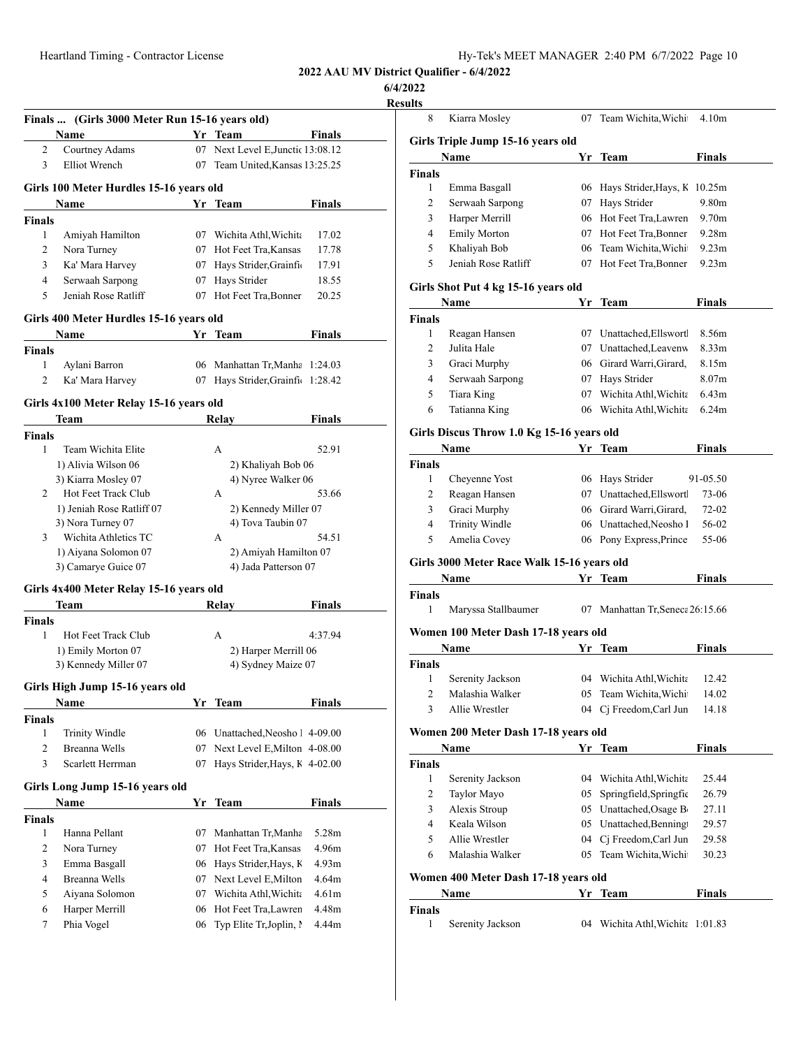2022 AAU MV District Qualifier - 6/4/2022

6/4/2022

Results

### Finals ... (Girls 3000 Meter Run 15-16 years old)

| | Name | Yr | Team | Finals |
|---|---|---|---|---|
| 2 | Courtney Adams | 07 | Next Level E,Junctic | 13:08.12 |
| 3 | Elliot Wrench | 07 | Team United,Kansas | 13:25.25 |

### Girls 100 Meter Hurdles 15-16 years old

| | Name | Yr | Team | Finals |
|---|---|---|---|---|
| **Finals** | | | | |
| 1 | Amiyah Hamilton | 07 | Wichita Athl,Wichita | 17.02 |
| 2 | Nora Turney | 07 | Hot Feet Tra,Kansas | 17.78 |
| 3 | Ka' Mara Harvey | 07 | Hays Strider,Grainfi | 17.91 |
| 4 | Serwaah Sarpong | 07 | Hays Strider | 18.55 |
| 5 | Jeniah Rose Ratliff | 07 | Hot Feet Tra,Bonner | 20.25 |

### Girls 400 Meter Hurdles 15-16 years old

| | Name | Yr | Team | Finals |
|---|---|---|---|---|
| **Finals** | | | | |
| 1 | Aylani Barron | 06 | Manhattan Tr,Manha | 1:24.03 |
| 2 | Ka' Mara Harvey | 07 | Hays Strider,Grainfi | 1:28.42 |

### Girls 4x100 Meter Relay 15-16 years old

| | Team | Relay | Finals |
|---|---|---|---|
| **Finals** | | | |
| 1 | Team Wichita Elite | A | 52.91 |
| | 1) Alivia Wilson 06 | 2) Khaliyah Bob 06 | |
| | 3) Kiarra Mosley 07 | 4) Nyree Walker 06 | |
| 2 | Hot Feet Track Club | A | 53.66 |
| | 1) Jeniah Rose Ratliff 07 | 2) Kennedy Miller 07 | |
| | 3) Nora Turney 07 | 4) Tova Taubin 07 | |
| 3 | Wichita Athletics TC | A | 54.51 |
| | 1) Aiyana Solomon 07 | 2) Amiyah Hamilton 07 | |
| | 3) Camarye Guice 07 | 4) Jada Patterson 07 | |

### Girls 4x400 Meter Relay 15-16 years old

| | Team | Relay | Finals |
|---|---|---|---|
| **Finals** | | | |
| 1 | Hot Feet Track Club | A | 4:37.94 |
| | 1) Emily Morton 07 | 2) Harper Merrill 06 | |
| | 3) Kennedy Miller 07 | 4) Sydney Maize 07 | |

### Girls High Jump 15-16 years old

| | Name | Yr | Team | Finals |
|---|---|---|---|---|
| **Finals** | | | | |
| 1 | Trinity Windle | 06 | Unattached,Neosho I | 4-09.00 |
| 2 | Breanna Wells | 07 | Next Level E,Milton | 4-08.00 |
| 3 | Scarlett Herrman | 07 | Hays Strider,Hays, K | 4-02.00 |

### Girls Long Jump 15-16 years old

| | Name | Yr | Team | Finals |
|---|---|---|---|---|
| **Finals** | | | | |
| 1 | Hanna Pellant | 07 | Manhattan Tr,Manha | 5.28m |
| 2 | Nora Turney | 07 | Hot Feet Tra,Kansas | 4.96m |
| 3 | Emma Basgall | 06 | Hays Strider,Hays, K | 4.93m |
| 4 | Breanna Wells | 07 | Next Level E,Milton | 4.64m |
| 5 | Aiyana Solomon | 07 | Wichita Athl,Wichita | 4.61m |
| 6 | Harper Merrill | 06 | Hot Feet Tra,Lawren | 4.48m |
| 7 | Phia Vogel | 06 | Typ Elite Tr,Joplin, M | 4.44m |
| 8 | Kiarra Mosley | 07 | Team Wichita,Wichi | 4.10m |

### Girls Triple Jump 15-16 years old

| | Name | Yr | Team | Finals |
|---|---|---|---|---|
| **Finals** | | | | |
| 1 | Emma Basgall | 06 | Hays Strider,Hays, K | 10.25m |
| 2 | Serwaah Sarpong | 07 | Hays Strider | 9.80m |
| 3 | Harper Merrill | 06 | Hot Feet Tra,Lawren | 9.70m |
| 4 | Emily Morton | 07 | Hot Feet Tra,Bonner | 9.28m |
| 5 | Khaliyah Bob | 06 | Team Wichita,Wichi | 9.23m |
| 5 | Jeniah Rose Ratliff | 07 | Hot Feet Tra,Bonner | 9.23m |

### Girls Shot Put 4 kg 15-16 years old

| | Name | Yr | Team | Finals |
|---|---|---|---|---|
| **Finals** | | | | |
| 1 | Reagan Hansen | 07 | Unattached,Ellswortl | 8.56m |
| 2 | Julita Hale | 07 | Unattached,Leavenw | 8.33m |
| 3 | Graci Murphy | 06 | Girard Warri,Girard, | 8.15m |
| 4 | Serwaah Sarpong | 07 | Hays Strider | 8.07m |
| 5 | Tiara King | 07 | Wichita Athl,Wichita | 6.43m |
| 6 | Tatianna King | 06 | Wichita Athl,Wichita | 6.24m |

### Girls Discus Throw 1.0 Kg 15-16 years old

| | Name | Yr | Team | Finals |
|---|---|---|---|---|
| **Finals** | | | | |
| 1 | Cheyenne Yost | 06 | Hays Strider | 91-05.50 |
| 2 | Reagan Hansen | 07 | Unattached,Ellswortl | 73-06 |
| 3 | Graci Murphy | 06 | Girard Warri,Girard, | 72-02 |
| 4 | Trinity Windle | 06 | Unattached,Neosho I | 56-02 |
| 5 | Amelia Covey | 06 | Pony Express,Prince | 55-06 |

### Girls 3000 Meter Race Walk 15-16 years old

| | Name | Yr | Team | Finals |
|---|---|---|---|---|
| **Finals** | | | | |
| 1 | Maryssa Stallbaumer | 07 | Manhattan Tr,Seneca | 26:15.66 |

### Women 100 Meter Dash 17-18 years old

| | Name | Yr | Team | Finals |
|---|---|---|---|---|
| **Finals** | | | | |
| 1 | Serenity Jackson | 04 | Wichita Athl,Wichita | 12.42 |
| 2 | Malashia Walker | 05 | Team Wichita,Wichi | 14.02 |
| 3 | Allie Wrestler | 04 | Cj Freedom,Carl Jun | 14.18 |

### Women 200 Meter Dash 17-18 years old

| | Name | Yr | Team | Finals |
|---|---|---|---|---|
| **Finals** | | | | |
| 1 | Serenity Jackson | 04 | Wichita Athl,Wichita | 25.44 |
| 2 | Taylor Mayo | 05 | Springfield,Springfie | 26.79 |
| 3 | Alexis Stroup | 05 | Unattached,Osage B | 27.11 |
| 4 | Keala Wilson | 05 | Unattached,Benningt | 29.57 |
| 5 | Allie Wrestler | 04 | Cj Freedom,Carl Jun | 29.58 |
| 6 | Malashia Walker | 05 | Team Wichita,Wichi | 30.23 |

### Women 400 Meter Dash 17-18 years old

| | Name | Yr | Team | Finals |
|---|---|---|---|---|
| **Finals** | | | | |
| 1 | Serenity Jackson | 04 | Wichita Athl,Wichita | 1:01.83 |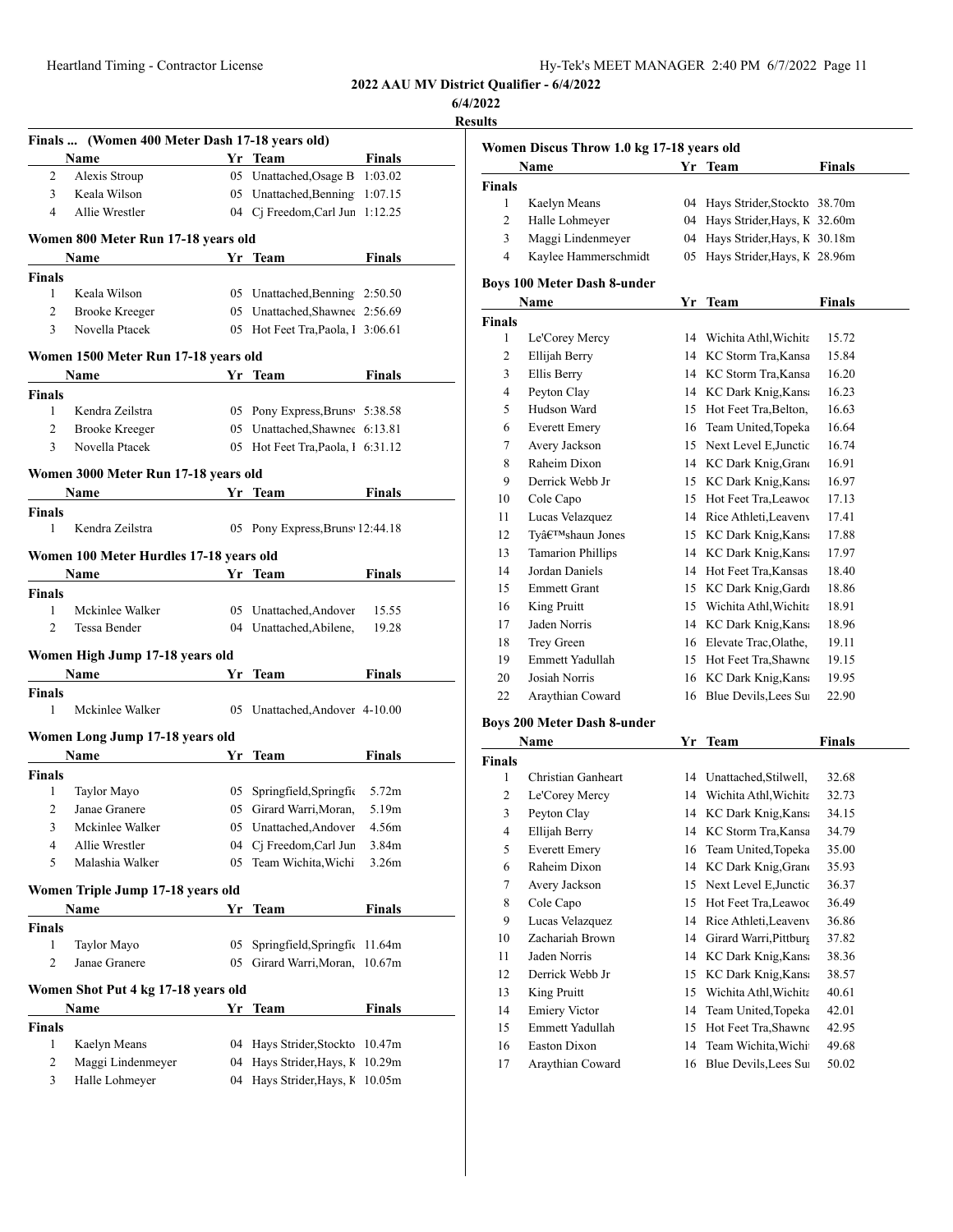## 2022 AAU MV District Qualifier - 6/4/2022

6/4/2022

Results

### Finals ... (Women 400 Meter Dash 17-18 years old)

| | Name | Yr | Team | Finals |
|---|---|---|---|---|
| 2 | Alexis Stroup | 05 | Unattached,Osage B | 1:03.02 |
| 3 | Keala Wilson | 05 | Unattached,Benning | 1:07.15 |
| 4 | Allie Wrestler | 04 | Cj Freedom,Carl Jun | 1:12.25 |

### Women 800 Meter Run 17-18 years old

| | Name | Yr | Team | Finals |
|---|---|---|---|---|
| **Finals** | | | | |
| 1 | Keala Wilson | 05 | Unattached,Benning | 2:50.50 |
| 2 | Brooke Kreeger | 05 | Unattached,Shawnee | 2:56.69 |
| 3 | Novella Ptacek | 05 | Hot Feet Tra,Paola, I | 3:06.61 |

### Women 1500 Meter Run 17-18 years old

| | Name | Yr | Team | Finals |
|---|---|---|---|---|
| **Finals** | | | | |
| 1 | Kendra Zeilstra | 05 | Pony Express,Bruns | 5:38.58 |
| 2 | Brooke Kreeger | 05 | Unattached,Shawnee | 6:13.81 |
| 3 | Novella Ptacek | 05 | Hot Feet Tra,Paola, I | 6:31.12 |

### Women 3000 Meter Run 17-18 years old

| | Name | Yr | Team | Finals |
|---|---|---|---|---|
| **Finals** | | | | |
| 1 | Kendra Zeilstra | 05 | Pony Express,Bruns | 12:44.18 |

### Women 100 Meter Hurdles 17-18 years old

| | Name | Yr | Team | Finals |
|---|---|---|---|---|
| **Finals** | | | | |
| 1 | Mckinlee Walker | 05 | Unattached,Andover | 15.55 |
| 2 | Tessa Bender | 04 | Unattached,Abilene, | 19.28 |

### Women High Jump 17-18 years old

| | Name | Yr | Team | Finals |
|---|---|---|---|---|
| **Finals** | | | | |
| 1 | Mckinlee Walker | 05 | Unattached,Andover | 4-10.00 |

### Women Long Jump 17-18 years old

| | Name | Yr | Team | Finals |
|---|---|---|---|---|
| **Finals** | | | | |
| 1 | Taylor Mayo | 05 | Springfield,Springfie | 5.72m |
| 2 | Janae Granere | 05 | Girard Warri,Moran, | 5.19m |
| 3 | Mckinlee Walker | 05 | Unattached,Andover | 4.56m |
| 4 | Allie Wrestler | 04 | Cj Freedom,Carl Jun | 3.84m |
| 5 | Malashia Walker | 05 | Team Wichita,Wichi | 3.26m |

### Women Triple Jump 17-18 years old

| | Name | Yr | Team | Finals |
|---|---|---|---|---|
| **Finals** | | | | |
| 1 | Taylor Mayo | 05 | Springfield,Springfie | 11.64m |
| 2 | Janae Granere | 05 | Girard Warri,Moran, | 10.67m |

### Women Shot Put 4 kg 17-18 years old

| | Name | Yr | Team | Finals |
|---|---|---|---|---|
| **Finals** | | | | |
| 1 | Kaelyn Means | 04 | Hays Strider,Stockto | 10.47m |
| 2 | Maggi Lindenmeyer | 04 | Hays Strider,Hays, K | 10.29m |
| 3 | Halle Lohmeyer | 04 | Hays Strider,Hays, K | 10.05m |

### Women Discus Throw 1.0 kg 17-18 years old

| | Name | Yr | Team | Finals |
|---|---|---|---|---|
| **Finals** | | | | |
| 1 | Kaelyn Means | 04 | Hays Strider,Stockto | 38.70m |
| 2 | Halle Lohmeyer | 04 | Hays Strider,Hays, K | 32.60m |
| 3 | Maggi Lindenmeyer | 04 | Hays Strider,Hays, K | 30.18m |
| 4 | Kaylee Hammerschmidt | 05 | Hays Strider,Hays, K | 28.96m |

### Boys 100 Meter Dash 8-under

| | Name | Yr | Team | Finals |
|---|---|---|---|---|
| **Finals** | | | | |
| 1 | Le'Corey Mercy | 14 | Wichita Athl,Wichita | 15.72 |
| 2 | Ellijah Berry | 14 | KC Storm Tra,Kansa | 15.84 |
| 3 | Ellis Berry | 14 | KC Storm Tra,Kansa | 16.20 |
| 4 | Peyton Clay | 14 | KC Dark Knig,Kansa | 16.23 |
| 5 | Hudson Ward | 15 | Hot Feet Tra,Belton, | 16.63 |
| 6 | Everett Emery | 16 | Team United,Topeka | 16.64 |
| 7 | Avery Jackson | 15 | Next Level E,Junctic | 16.74 |
| 8 | Raheim Dixon | 14 | KC Dark Knig,Granc | 16.91 |
| 9 | Derrick Webb Jr | 15 | KC Dark Knig,Kansa | 16.97 |
| 10 | Cole Capo | 15 | Hot Feet Tra,Leawoc | 17.13 |
| 11 | Lucas Velazquez | 14 | Rice Athleti,Leaven | 17.41 |
| 12 | Tyâ€™shaun Jones | 15 | KC Dark Knig,Kansa | 17.88 |
| 13 | Tamarion Phillips | 14 | KC Dark Knig,Kansa | 17.97 |
| 14 | Jordan Daniels | 14 | Hot Feet Tra,Kansas | 18.40 |
| 15 | Emmett Grant | 15 | KC Dark Knig,Gardı | 18.86 |
| 16 | King Pruitt | 15 | Wichita Athl,Wichita | 18.91 |
| 17 | Jaden Norris | 14 | KC Dark Knig,Kansa | 18.96 |
| 18 | Trey Green | 16 | Elevate Trac,Olathe, | 19.11 |
| 19 | Emmett Yadullah | 15 | Hot Feet Tra,Shawne | 19.15 |
| 20 | Josiah Norris | 16 | KC Dark Knig,Kansa | 19.95 |
| 22 | Araythian Coward | 16 | Blue Devils,Lees Su | 22.90 |

### Boys 200 Meter Dash 8-under

| | Name | Yr | Team | Finals |
|---|---|---|---|---|
| **Finals** | | | | |
| 1 | Christian Ganheart | 14 | Unattached,Stilwell, | 32.68 |
| 2 | Le'Corey Mercy | 14 | Wichita Athl,Wichita | 32.73 |
| 3 | Peyton Clay | 14 | KC Dark Knig,Kansa | 34.15 |
| 4 | Ellijah Berry | 14 | KC Storm Tra,Kansa | 34.79 |
| 5 | Everett Emery | 16 | Team United,Topeka | 35.00 |
| 6 | Raheim Dixon | 14 | KC Dark Knig,Granc | 35.93 |
| 7 | Avery Jackson | 15 | Next Level E,Junctic | 36.37 |
| 8 | Cole Capo | 15 | Hot Feet Tra,Leawoc | 36.49 |
| 9 | Lucas Velazquez | 14 | Rice Athleti,Leaven | 36.86 |
| 10 | Zachariah Brown | 14 | Girard Warri,Pittburg | 37.82 |
| 11 | Jaden Norris | 14 | KC Dark Knig,Kansa | 38.36 |
| 12 | Derrick Webb Jr | 15 | KC Dark Knig,Kansa | 38.57 |
| 13 | King Pruitt | 15 | Wichita Athl,Wichita | 40.61 |
| 14 | Emiery Victor | 14 | Team United,Topeka | 42.01 |
| 15 | Emmett Yadullah | 15 | Hot Feet Tra,Shawne | 42.95 |
| 16 | Easton Dixon | 14 | Team Wichita,Wichi | 49.68 |
| 17 | Araythian Coward | 16 | Blue Devils,Lees Su | 50.02 |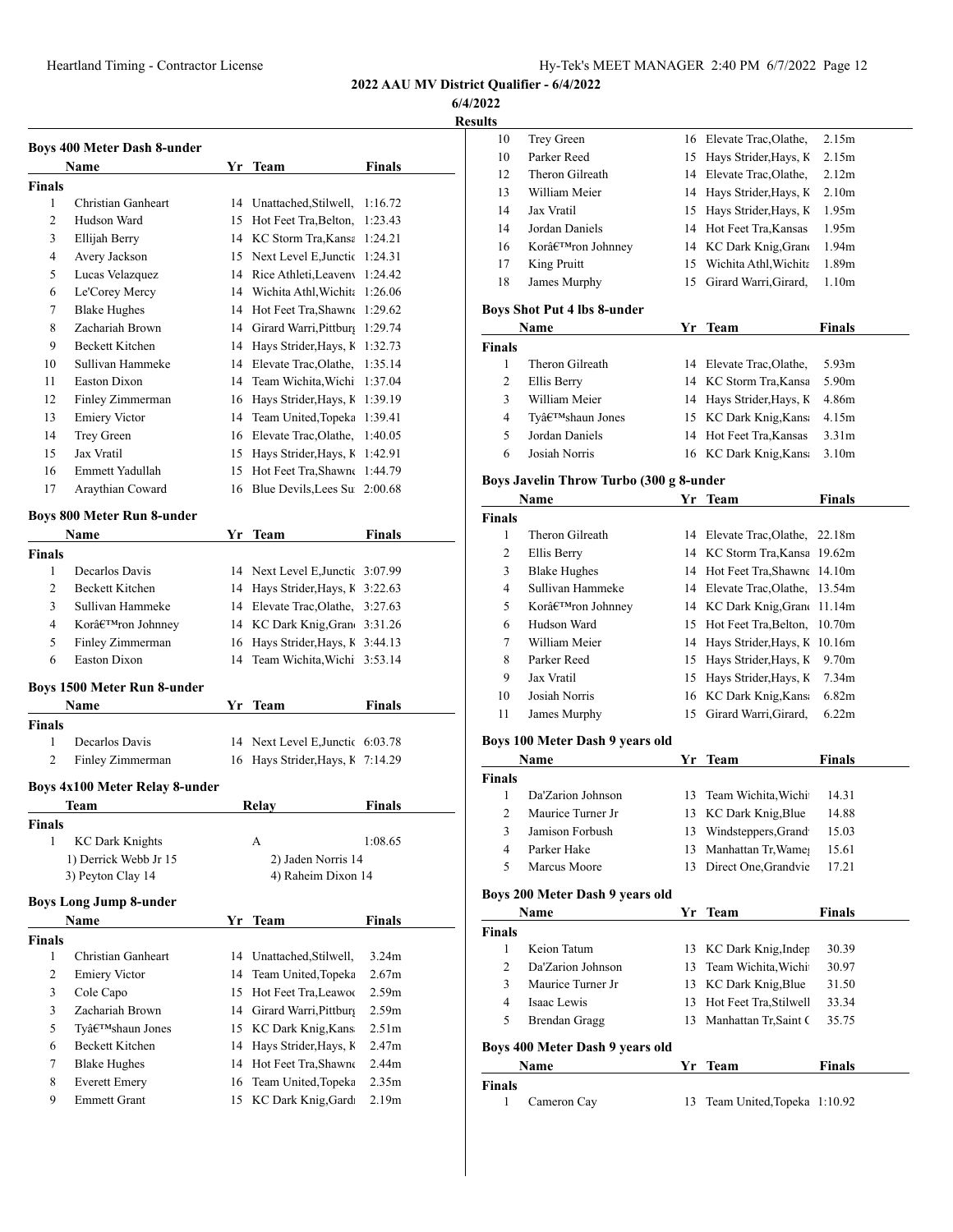**2022 AAU MV District Qualifier - 6/4/2022**

**6/4/2022**

**Results**

### Boys 400 Meter Dash 8-under

| | Name | Yr | Team | Finals |
|---|---|---|---|---|
| **Finals** | | | | |
| 1 | Christian Ganheart | 14 | Unattached,Stilwell, | 1:16.72 |
| 2 | Hudson Ward | 15 | Hot Feet Tra,Belton, | 1:23.43 |
| 3 | Ellijah Berry | 14 | KC Storm Tra,Kansa | 1:24.21 |
| 4 | Avery Jackson | 15 | Next Level E,Junctic | 1:24.31 |
| 5 | Lucas Velazquez | 14 | Rice Athleti,Leavenv | 1:24.42 |
| 6 | Le'Corey Mercy | 14 | Wichita Athl,Wichita | 1:26.06 |
| 7 | Blake Hughes | 14 | Hot Feet Tra,Shawne | 1:29.62 |
| 8 | Zachariah Brown | 14 | Girard Warri,Pittburg | 1:29.74 |
| 9 | Beckett Kitchen | 14 | Hays Strider,Hays, K | 1:32.73 |
| 10 | Sullivan Hammeke | 14 | Elevate Trac,Olathe, | 1:35.14 |
| 11 | Easton Dixon | 14 | Team Wichita,Wichi | 1:37.04 |
| 12 | Finley Zimmerman | 16 | Hays Strider,Hays, K | 1:39.19 |
| 13 | Emiery Victor | 14 | Team United,Topeka | 1:39.41 |
| 14 | Trey Green | 16 | Elevate Trac,Olathe, | 1:40.05 |
| 15 | Jax Vratil | 15 | Hays Strider,Hays, K | 1:42.91 |
| 16 | Emmett Yadullah | 15 | Hot Feet Tra,Shawne | 1:44.79 |
| 17 | Araythian Coward | 16 | Blue Devils,Lees Su | 2:00.68 |

### Boys 800 Meter Run 8-under

| | Name | Yr | Team | Finals |
|---|---|---|---|---|
| **Finals** | | | | |
| 1 | Decarlos Davis | 14 | Next Level E,Junctic | 3:07.99 |
| 2 | Beckett Kitchen | 14 | Hays Strider,Hays, K | 3:22.63 |
| 3 | Sullivan Hammeke | 14 | Elevate Trac,Olathe, | 3:27.63 |
| 4 | Korâ€™ron Johnney | 14 | KC Dark Knig,Grand | 3:31.26 |
| 5 | Finley Zimmerman | 16 | Hays Strider,Hays, K | 3:44.13 |
| 6 | Easton Dixon | 14 | Team Wichita,Wichi | 3:53.14 |

### Boys 1500 Meter Run 8-under

| | Name | Yr | Team | Finals |
|---|---|---|---|---|
| **Finals** | | | | |
| 1 | Decarlos Davis | 14 | Next Level E,Junctic | 6:03.78 |
| 2 | Finley Zimmerman | 16 | Hays Strider,Hays, K | 7:14.29 |

### Boys 4x100 Meter Relay 8-under

| | Team | Relay | Finals |
|---|---|---|---|
| **Finals** | | | |
| 1 | KC Dark Knights | A | 1:08.65 |

1) Derrick Webb Jr 15, 2) Jaden Norris 14, 3) Peyton Clay 14, 4) Raheim Dixon 14

### Boys Long Jump 8-under

| | Name | Yr | Team | Finals |
|---|---|---|---|---|
| **Finals** | | | | |
| 1 | Christian Ganheart | 14 | Unattached,Stilwell, | 3.24m |
| 2 | Emiery Victor | 14 | Team United,Topeka | 2.67m |
| 3 | Cole Capo | 15 | Hot Feet Tra,Leawoc | 2.59m |
| 3 | Zachariah Brown | 14 | Girard Warri,Pittburg | 2.59m |
| 5 | Tyâ€™shaun Jones | 15 | KC Dark Knig,Kansa | 2.51m |
| 6 | Beckett Kitchen | 14 | Hays Strider,Hays, K | 2.47m |
| 7 | Blake Hughes | 14 | Hot Feet Tra,Shawne | 2.44m |
| 8 | Everett Emery | 16 | Team United,Topeka | 2.35m |
| 9 | Emmett Grant | 15 | KC Dark Knig,Gardı | 2.19m |
| 10 | Trey Green | 16 | Elevate Trac,Olathe, | 2.15m |
| 10 | Parker Reed | 15 | Hays Strider,Hays, K | 2.15m |
| 12 | Theron Gilreath | 14 | Elevate Trac,Olathe, | 2.12m |
| 13 | William Meier | 14 | Hays Strider,Hays, K | 2.10m |
| 14 | Jax Vratil | 15 | Hays Strider,Hays, K | 1.95m |
| 14 | Jordan Daniels | 14 | Hot Feet Tra,Kansas | 1.95m |
| 16 | Korâ€™ron Johnney | 14 | KC Dark Knig,Grand | 1.94m |
| 17 | King Pruitt | 15 | Wichita Athl,Wichita | 1.89m |
| 18 | James Murphy | 15 | Girard Warri,Girard, | 1.10m |

### Boys Shot Put 4 lbs 8-under

| | Name | Yr | Team | Finals |
|---|---|---|---|---|
| **Finals** | | | | |
| 1 | Theron Gilreath | 14 | Elevate Trac,Olathe, | 5.93m |
| 2 | Ellis Berry | 14 | KC Storm Tra,Kansa | 5.90m |
| 3 | William Meier | 14 | Hays Strider,Hays, K | 4.86m |
| 4 | Tyâ€™shaun Jones | 15 | KC Dark Knig,Kansa | 4.15m |
| 5 | Jordan Daniels | 14 | Hot Feet Tra,Kansas | 3.31m |
| 6 | Josiah Norris | 16 | KC Dark Knig,Kansa | 3.10m |

### Boys Javelin Throw Turbo (300 g 8-under

| | Name | Yr | Team | Finals |
|---|---|---|---|---|
| **Finals** | | | | |
| 1 | Theron Gilreath | 14 | Elevate Trac,Olathe, | 22.18m |
| 2 | Ellis Berry | 14 | KC Storm Tra,Kansa | 19.62m |
| 3 | Blake Hughes | 14 | Hot Feet Tra,Shawne | 14.10m |
| 4 | Sullivan Hammeke | 14 | Elevate Trac,Olathe, | 13.54m |
| 5 | Korâ€™ron Johnney | 14 | KC Dark Knig,Grand | 11.14m |
| 6 | Hudson Ward | 15 | Hot Feet Tra,Belton, | 10.70m |
| 7 | William Meier | 14 | Hays Strider,Hays, K | 10.16m |
| 8 | Parker Reed | 15 | Hays Strider,Hays, K | 9.70m |
| 9 | Jax Vratil | 15 | Hays Strider,Hays, K | 7.34m |
| 10 | Josiah Norris | 16 | KC Dark Knig,Kansa | 6.82m |
| 11 | James Murphy | 15 | Girard Warri,Girard, | 6.22m |

### Boys 100 Meter Dash 9 years old

| | Name | Yr | Team | Finals |
|---|---|---|---|---|
| **Finals** | | | | |
| 1 | Da'Zarion Johnson | 13 | Team Wichita,Wichi | 14.31 |
| 2 | Maurice Turner Jr | 13 | KC Dark Knig,Blue | 14.88 |
| 3 | Jamison Forbush | 13 | Windsteppers,Grand | 15.03 |
| 4 | Parker Hake | 13 | Manhattan Tr,Wameg | 15.61 |
| 5 | Marcus Moore | 13 | Direct One,Grandvie | 17.21 |

### Boys 200 Meter Dash 9 years old

| | Name | Yr | Team | Finals |
|---|---|---|---|---|
| **Finals** | | | | |
| 1 | Keion Tatum | 13 | KC Dark Knig,Indep | 30.39 |
| 2 | Da'Zarion Johnson | 13 | Team Wichita,Wichi | 30.97 |
| 3 | Maurice Turner Jr | 13 | KC Dark Knig,Blue | 31.50 |
| 4 | Isaac Lewis | 13 | Hot Feet Tra,Stilwell | 33.34 |
| 5 | Brendan Gragg | 13 | Manhattan Tr,Saint C | 35.75 |

### Boys 400 Meter Dash 9 years old

| | Name | Yr | Team | Finals |
|---|---|---|---|---|
| **Finals** | | | | |
| 1 | Cameron Cay | 13 | Team United,Topeka | 1:10.92 |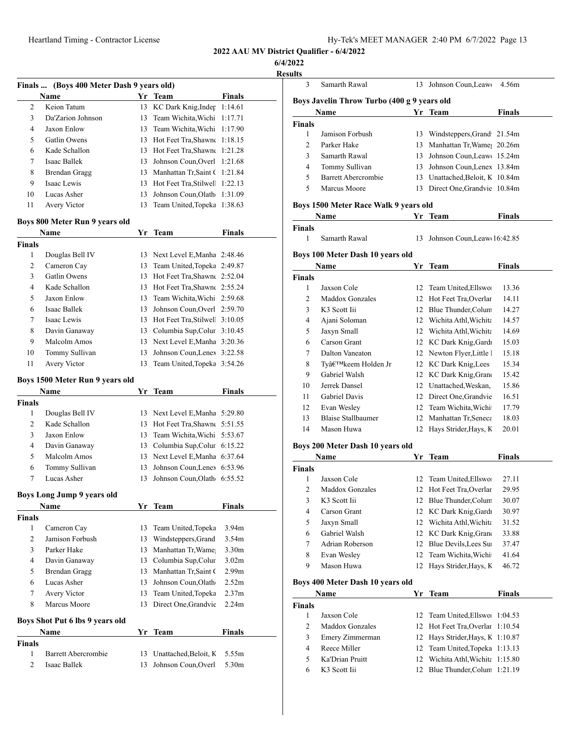**2022 AAU MV District Qualifier - 6/4/2022**

**6/4/2022**

**Results**

### Finals ... (Boys 400 Meter Dash 9 years old)

| | Name | Yr | Team | Finals |
|---|---|---|---|---|
| 2 | Keion Tatum | 13 | KC Dark Knig,Indep | 1:14.61 |
| 3 | Da'Zarion Johnson | 13 | Team Wichita,Wichi | 1:17.71 |
| 4 | Jaxon Enlow | 13 | Team Wichita,Wichi | 1:17.90 |
| 5 | Gatlin Owens | 13 | Hot Feet Tra,Shawne | 1:18.15 |
| 6 | Kade Schallon | 13 | Hot Feet Tra,Shawne | 1:21.28 |
| 7 | Isaac Ballek | 13 | Johnson Coun,Overl | 1:21.68 |
| 8 | Brendan Gragg | 13 | Manhattan Tr,Saint C | 1:21.84 |
| 9 | Isaac Lewis | 13 | Hot Feet Tra,Stilwell | 1:22.13 |
| 10 | Lucas Asher | 13 | Johnson Coun,Olath | 1:31.09 |
| 11 | Avery Victor | 13 | Team United,Topeka | 1:38.63 |

### Boys 800 Meter Run 9 years old

| | Name | Yr | Team | Finals |
|---|---|---|---|---|
| **Finals** | | | | |
| 1 | Douglas Bell IV | 13 | Next Level E,Manha | 2:48.46 |
| 2 | Cameron Cay | 13 | Team United,Topeka | 2:49.87 |
| 3 | Gatlin Owens | 13 | Hot Feet Tra,Shawne | 2:52.04 |
| 4 | Kade Schallon | 13 | Hot Feet Tra,Shawne | 2:55.24 |
| 5 | Jaxon Enlow | 13 | Team Wichita,Wichi | 2:59.68 |
| 6 | Isaac Ballek | 13 | Johnson Coun,Overl | 2:59.70 |
| 7 | Isaac Lewis | 13 | Hot Feet Tra,Stilwell | 3:10.05 |
| 8 | Davin Ganaway | 13 | Columbia Sup,Colur | 3:10.45 |
| 9 | Malcolm Amos | 13 | Next Level E,Manha | 3:20.36 |
| 10 | Tommy Sullivan | 13 | Johnson Coun,Lenex | 3:22.58 |
| 11 | Avery Victor | 13 | Team United,Topeka | 3:54.26 |

### Boys 1500 Meter Run 9 years old

| | Name | Yr | Team | Finals |
|---|---|---|---|---|
| **Finals** | | | | |
| 1 | Douglas Bell IV | 13 | Next Level E,Manha | 5:29.80 |
| 2 | Kade Schallon | 13 | Hot Feet Tra,Shawne | 5:51.55 |
| 3 | Jaxon Enlow | 13 | Team Wichita,Wichi | 5:53.67 |
| 4 | Davin Ganaway | 13 | Columbia Sup,Colur | 6:15.22 |
| 5 | Malcolm Amos | 13 | Next Level E,Manha | 6:37.64 |
| 6 | Tommy Sullivan | 13 | Johnson Coun,Lenex | 6:53.96 |
| 7 | Lucas Asher | 13 | Johnson Coun,Olath | 6:55.52 |

### Boys Long Jump 9 years old

| | Name | Yr | Team | Finals |
|---|---|---|---|---|
| **Finals** | | | | |
| 1 | Cameron Cay | 13 | Team United,Topeka | 3.94m |
| 2 | Jamison Forbush | 13 | Windsteppers,Grand | 3.54m |
| 3 | Parker Hake | 13 | Manhattan Tr,Wame | 3.30m |
| 4 | Davin Ganaway | 13 | Columbia Sup,Colur | 3.02m |
| 5 | Brendan Gragg | 13 | Manhattan Tr,Saint C | 2.99m |
| 6 | Lucas Asher | 13 | Johnson Coun,Olath | 2.52m |
| 7 | Avery Victor | 13 | Team United,Topeka | 2.37m |
| 8 | Marcus Moore | 13 | Direct One,Grandvie | 2.24m |

### Boys Shot Put 6 lbs 9 years old

| | Name | Yr | Team | Finals |
|---|---|---|---|---|
| **Finals** | | | | |
| 1 | Barrett Abercrombie | 13 | Unattached,Beloit, K | 5.55m |
| 2 | Isaac Ballek | 13 | Johnson Coun,Overl | 5.30m |
| 3 | Samarth Rawal | 13 | Johnson Coun,Leaw | 4.56m |

### Boys Javelin Throw Turbo (400 g 9 years old

| | Name | Yr | Team | Finals |
|---|---|---|---|---|
| **Finals** | | | | |
| 1 | Jamison Forbush | 13 | Windsteppers,Grand | 21.54m |
| 2 | Parker Hake | 13 | Manhattan Tr,Wame | 20.26m |
| 3 | Samarth Rawal | 13 | Johnson Coun,Leaw | 15.24m |
| 4 | Tommy Sullivan | 13 | Johnson Coun,Lenex | 13.84m |
| 5 | Barrett Abercrombie | 13 | Unattached,Beloit, K | 10.84m |
| 5 | Marcus Moore | 13 | Direct One,Grandvie | 10.84m |

### Boys 1500 Meter Race Walk 9 years old

| | Name | Yr | Team | Finals |
|---|---|---|---|---|
| **Finals** | | | | |
| 1 | Samarth Rawal | 13 | Johnson Coun,Leaw | 16:42.85 |

### Boys 100 Meter Dash 10 years old

| | Name | Yr | Team | Finals |
|---|---|---|---|---|
| **Finals** | | | | |
| 1 | Jaxson Cole | 12 | Team United,Ellswo | 13.36 |
| 2 | Maddox Gonzales | 12 | Hot Feet Tra,Overlar | 14.11 |
| 3 | K3 Scott Iii | 12 | Blue Thunder,Colum | 14.27 |
| 4 | Ajani Soloman | 12 | Wichita Athl,Wichita | 14.57 |
| 5 | Jaxyn Small | 12 | Wichita Athl,Wichita | 14.69 |
| 6 | Carson Grant | 12 | KC Dark Knig,Gardı | 15.03 |
| 7 | Dalton Vaneaton | 12 | Newton Flyer,Little I | 15.18 |
| 8 | Tyâ€™keem Holden Jr | 12 | KC Dark Knig,Lees | 15.34 |
| 9 | Gabriel Walsh | 12 | KC Dark Knig,Grand | 15.42 |
| 10 | Jerrek Dansel | 12 | Unattached,Weskan, | 15.86 |
| 11 | Gabriel Davis | 12 | Direct One,Grandvie | 16.51 |
| 12 | Evan Wesley | 12 | Team Wichita,Wichi | 17.79 |
| 13 | Blaise Stallbaumer | 12 | Manhattan Tr,Seneca | 18.03 |
| 14 | Mason Huwa | 12 | Hays Strider,Hays, K | 20.01 |

### Boys 200 Meter Dash 10 years old

| | Name | Yr | Team | Finals |
|---|---|---|---|---|
| **Finals** | | | | |
| 1 | Jaxson Cole | 12 | Team United,Ellswo | 27.11 |
| 2 | Maddox Gonzales | 12 | Hot Feet Tra,Overlar | 29.95 |
| 3 | K3 Scott Iii | 12 | Blue Thunder,Colum | 30.07 |
| 4 | Carson Grant | 12 | KC Dark Knig,Gardı | 30.97 |
| 5 | Jaxyn Small | 12 | Wichita Athl,Wichita | 31.52 |
| 6 | Gabriel Walsh | 12 | KC Dark Knig,Grand | 33.88 |
| 7 | Adrian Roberson | 12 | Blue Devils,Lees Su | 37.47 |
| 8 | Evan Wesley | 12 | Team Wichita,Wichi | 41.64 |
| 9 | Mason Huwa | 12 | Hays Strider,Hays, K | 46.72 |

### Boys 400 Meter Dash 10 years old

| | Name | Yr | Team | Finals |
|---|---|---|---|---|
| **Finals** | | | | |
| 1 | Jaxson Cole | 12 | Team United,Ellswo | 1:04.53 |
| 2 | Maddox Gonzales | 12 | Hot Feet Tra,Overlar | 1:10.54 |
| 3 | Emery Zimmerman | 12 | Hays Strider,Hays, K | 1:10.87 |
| 4 | Reece Miller | 12 | Team United,Topeka | 1:13.13 |
| 5 | Ka'Drian Pruitt | 12 | Wichita Athl,Wichita | 1:15.80 |
| 6 | K3 Scott Iii | 12 | Blue Thunder,Colum | 1:21.19 |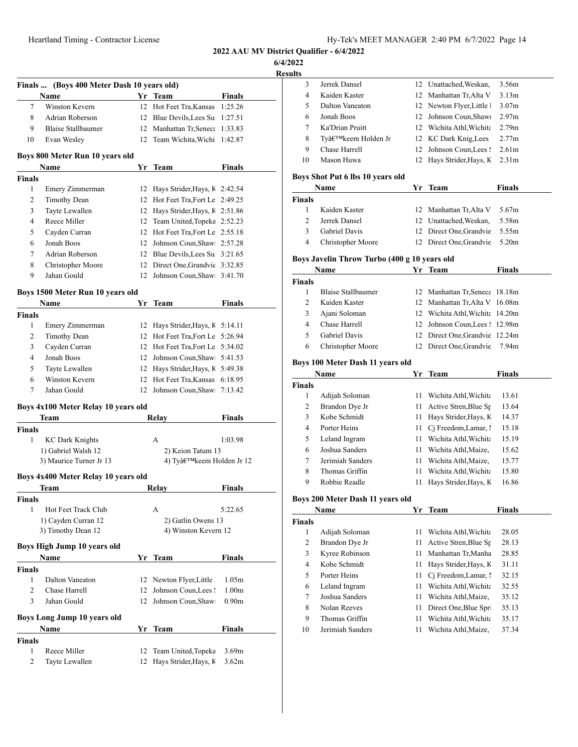**2022 AAU MV District Qualifier - 6/4/2022**

**6/4/2022**

**Results**

### Finals ... (Boys 400 Meter Dash 10 years old)

| | Name | Yr | Team | Finals |
|---|---|---|---|---|
| 7 | Winston Kevern | 12 | Hot Feet Tra,Kansas | 1:25.26 |
| 8 | Adrian Roberson | 12 | Blue Devils,Lees Su | 1:27.51 |
| 9 | Blaise Stallbaumer | 12 | Manhattan Tr,Seneca | 1:33.83 |
| 10 | Evan Wesley | 12 | Team Wichita,Wichi | 1:42.87 |

### Boys 800 Meter Run 10 years old

| | Name | Yr | Team | Finals |
|---|---|---|---|---|
| **Finals** | | | | |
| 1 | Emery Zimmerman | 12 | Hays Strider,Hays, K | 2:42.54 |
| 2 | Timothy Dean | 12 | Hot Feet Tra,Fort Le | 2:49.25 |
| 3 | Tayte Lewallen | 12 | Hays Strider,Hays, K | 2:51.86 |
| 4 | Reece Miller | 12 | Team United,Topeka | 2:52.23 |
| 5 | Cayden Curran | 12 | Hot Feet Tra,Fort Le | 2:55.18 |
| 6 | Jonah Boos | 12 | Johnson Coun,Shaw | 2:57.28 |
| 7 | Adrian Roberson | 12 | Blue Devils,Lees Su | 3:21.65 |
| 8 | Christopher Moore | 12 | Direct One,Grandvie | 3:32.85 |
| 9 | Jahan Gould | 12 | Johnson Coun,Shaw | 3:41.70 |

### Boys 1500 Meter Run 10 years old

| | Name | Yr | Team | Finals |
|---|---|---|---|---|
| **Finals** | | | | |
| 1 | Emery Zimmerman | 12 | Hays Strider,Hays, K | 5:14.11 |
| 2 | Timothy Dean | 12 | Hot Feet Tra,Fort Le | 5:26.94 |
| 3 | Cayden Curran | 12 | Hot Feet Tra,Fort Le | 5:34.02 |
| 4 | Jonah Boos | 12 | Johnson Coun,Shaw | 5:41.53 |
| 5 | Tayte Lewallen | 12 | Hays Strider,Hays, K | 5:49.38 |
| 6 | Winston Kevern | 12 | Hot Feet Tra,Kansas | 6:18.95 |
| 7 | Jahan Gould | 12 | Johnson Coun,Shaw | 7:13.42 |

### Boys 4x100 Meter Relay 10 years old

| | Team | Relay | Finals |
|---|---|---|---|
| **Finals** | | | |
| 1 | KC Dark Knights | A | 1:03.98 |
| | 1) Gabriel Walsh 12 | 2) Keion Tatum 13 | |
| | 3) Maurice Turner Jr 13 | 4) Tyâ€™keem Holden Jr 12 | |

### Boys 4x400 Meter Relay 10 years old

| | Team | Relay | Finals |
|---|---|---|---|
| **Finals** | | | |
| 1 | Hot Feet Track Club | A | 5:22.65 |
| | 1) Cayden Curran 12 | 2) Gatlin Owens 13 | |
| | 3) Timothy Dean 12 | 4) Winston Kevern 12 | |

### Boys High Jump 10 years old

| | Name | Yr | Team | Finals |
|---|---|---|---|---|
| **Finals** | | | | |
| 1 | Dalton Vaneaton | 12 | Newton Flyer,Little | 1.05m |
| 2 | Chase Harrell | 12 | Johnson Coun,Lees S | 1.00m |
| 3 | Jahan Gould | 12 | Johnson Coun,Shaw | 0.90m |

### Boys Long Jump 10 years old

| | Name | Yr | Team | Finals |
|---|---|---|---|---|
| **Finals** | | | | |
| 1 | Reece Miller | 12 | Team United,Topeka | 3.69m |
| 2 | Tayte Lewallen | 12 | Hays Strider,Hays, K | 3.62m |
| 3 | Jerrek Dansel | 12 | Unattached,Weskan, | 3.56m |
| 4 | Kaiden Kaster | 12 | Manhattan Tr,Alta V | 3.13m |
| 5 | Dalton Vaneaton | 12 | Newton Flyer,Little | 3.07m |
| 6 | Jonah Boos | 12 | Johnson Coun,Shaw | 2.97m |
| 7 | Ka'Drian Pruitt | 12 | Wichita Athl,Wichita | 2.79m |
| 8 | Tyâ€™keem Holden Jr | 12 | KC Dark Knig,Lees | 2.77m |
| 9 | Chase Harrell | 12 | Johnson Coun,Lees S | 2.61m |
| 10 | Mason Huwa | 12 | Hays Strider,Hays, K | 2.31m |

### Boys Shot Put 6 lbs 10 years old

| | Name | Yr | Team | Finals |
|---|---|---|---|---|
| **Finals** | | | | |
| 1 | Kaiden Kaster | 12 | Manhattan Tr,Alta V | 5.67m |
| 2 | Jerrek Dansel | 12 | Unattached,Weskan, | 5.58m |
| 3 | Gabriel Davis | 12 | Direct One,Grandvie | 5.55m |
| 4 | Christopher Moore | 12 | Direct One,Grandvie | 5.20m |

### Boys Javelin Throw Turbo (400 g 10 years old

| | Name | Yr | Team | Finals |
|---|---|---|---|---|
| **Finals** | | | | |
| 1 | Blaise Stallbaumer | 12 | Manhattan Tr,Seneca | 18.18m |
| 2 | Kaiden Kaster | 12 | Manhattan Tr,Alta V | 16.08m |
| 3 | Ajani Soloman | 12 | Wichita Athl,Wichita | 14.20m |
| 4 | Chase Harrell | 12 | Johnson Coun,Lees S | 12.98m |
| 5 | Gabriel Davis | 12 | Direct One,Grandvie | 12.24m |
| 6 | Christopher Moore | 12 | Direct One,Grandvie | 7.94m |

### Boys 100 Meter Dash 11 years old

| | Name | Yr | Team | Finals |
|---|---|---|---|---|
| **Finals** | | | | |
| 1 | Adijah Soloman | 11 | Wichita Athl,Wichita | 13.61 |
| 2 | Brandon Dye Jr | 11 | Active Stren,Blue Sp | 13.64 |
| 3 | Kobe Schmidt | 11 | Hays Strider,Hays, K | 14.37 |
| 4 | Porter Heins | 11 | Cj Freedom,Lamar, M | 15.18 |
| 5 | Leland Ingram | 11 | Wichita Athl,Wichita | 15.19 |
| 6 | Joshua Sanders | 11 | Wichita Athl,Maize, | 15.62 |
| 7 | Jerimiah Sanders | 11 | Wichita Athl,Maize, | 15.77 |
| 8 | Thomas Griffin | 11 | Wichita Athl,Wichita | 15.80 |
| 9 | Robbie Readle | 11 | Hays Strider,Hays, K | 16.86 |

### Boys 200 Meter Dash 11 years old

| | Name | Yr | Team | Finals |
|---|---|---|---|---|
| **Finals** | | | | |
| 1 | Adijah Soloman | 11 | Wichita Athl,Wichita | 28.05 |
| 2 | Brandon Dye Jr | 11 | Active Stren,Blue Sp | 28.13 |
| 3 | Kyree Robinson | 11 | Manhattan Tr,Manha | 28.85 |
| 4 | Kobe Schmidt | 11 | Hays Strider,Hays, K | 31.11 |
| 5 | Porter Heins | 11 | Cj Freedom,Lamar, M | 32.15 |
| 6 | Leland Ingram | 11 | Wichita Athl,Wichita | 32.55 |
| 7 | Joshua Sanders | 11 | Wichita Athl,Maize, | 35.12 |
| 8 | Nolan Reeves | 11 | Direct One,Blue Spri | 35.13 |
| 9 | Thomas Griffin | 11 | Wichita Athl,Wichita | 35.17 |
| 10 | Jerimiah Sanders | 11 | Wichita Athl,Maize, | 37.34 |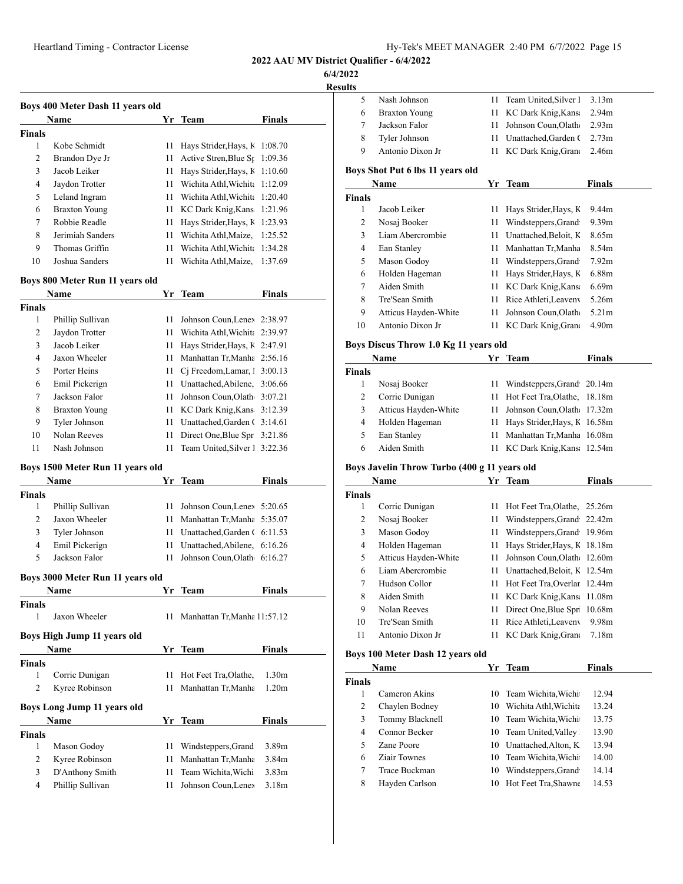2022 AAU MV District Qualifier - 6/4/2022

6/4/2022

Results

### Boys 400 Meter Dash 11 years old

| | Name | Yr | Team | Finals |
|---|---|---|---|---|
| **Finals** | | | | |
| 1 | Kobe Schmidt | 11 | Hays Strider,Hays, K | 1:08.70 |
| 2 | Brandon Dye Jr | 11 | Active Stren,Blue Sp | 1:09.36 |
| 3 | Jacob Leiker | 11 | Hays Strider,Hays, K | 1:10.60 |
| 4 | Jaydon Trotter | 11 | Wichita Athl,Wichita | 1:12.09 |
| 5 | Leland Ingram | 11 | Wichita Athl,Wichita | 1:20.40 |
| 6 | Braxton Young | 11 | KC Dark Knig,Kans | 1:21.96 |
| 7 | Robbie Readle | 11 | Hays Strider,Hays, K | 1:23.93 |
| 8 | Jerimiah Sanders | 11 | Wichita Athl,Maize, | 1:25.52 |
| 9 | Thomas Griffin | 11 | Wichita Athl,Wichita | 1:34.28 |
| 10 | Joshua Sanders | 11 | Wichita Athl,Maize, | 1:37.69 |

### Boys 800 Meter Run 11 years old

| | Name | Yr | Team | Finals |
|---|---|---|---|---|
| **Finals** | | | | |
| 1 | Phillip Sullivan | 11 | Johnson Coun,Lenex | 2:38.97 |
| 2 | Jaydon Trotter | 11 | Wichita Athl,Wichita | 2:39.97 |
| 3 | Jacob Leiker | 11 | Hays Strider,Hays, K | 2:47.91 |
| 4 | Jaxon Wheeler | 11 | Manhattan Tr,Manha | 2:56.16 |
| 5 | Porter Heins | 11 | Cj Freedom,Lamar, I | 3:00.13 |
| 6 | Emil Pickerign | 11 | Unattached,Abilene, | 3:06.66 |
| 7 | Jackson Falor | 11 | Johnson Coun,Olath | 3:07.21 |
| 8 | Braxton Young | 11 | KC Dark Knig,Kans | 3:12.39 |
| 9 | Tyler Johnson | 11 | Unattached,Garden ( | 3:14.61 |
| 10 | Nolan Reeves | 11 | Direct One,Blue Spr | 3:21.86 |
| 11 | Nash Johnson | 11 | Team United,Silver I | 3:22.36 |

### Boys 1500 Meter Run 11 years old

| | Name | Yr | Team | Finals |
|---|---|---|---|---|
| **Finals** | | | | |
| 1 | Phillip Sullivan | 11 | Johnson Coun,Lenex | 5:20.65 |
| 2 | Jaxon Wheeler | 11 | Manhattan Tr,Manha | 5:35.07 |
| 3 | Tyler Johnson | 11 | Unattached,Garden ( | 6:11.53 |
| 4 | Emil Pickerign | 11 | Unattached,Abilene, | 6:16.26 |
| 5 | Jackson Falor | 11 | Johnson Coun,Olath | 6:16.27 |

### Boys 3000 Meter Run 11 years old

| | Name | Yr | Team | Finals |
|---|---|---|---|---|
| **Finals** | | | | |
| 1 | Jaxon Wheeler | 11 | Manhattan Tr,Manha | 11:57.12 |

### Boys High Jump 11 years old

| | Name | Yr | Team | Finals |
|---|---|---|---|---|
| **Finals** | | | | |
| 1 | Corric Dunigan | 11 | Hot Feet Tra,Olathe, | 1.30m |
| 2 | Kyree Robinson | 11 | Manhattan Tr,Manha | 1.20m |

### Boys Long Jump 11 years old

| | Name | Yr | Team | Finals |
|---|---|---|---|---|
| **Finals** | | | | |
| 1 | Mason Godoy | 11 | Windsteppers,Grand | 3.89m |
| 2 | Kyree Robinson | 11 | Manhattan Tr,Manha | 3.84m |
| 3 | D'Anthony Smith | 11 | Team Wichita,Wichi | 3.83m |
| 4 | Phillip Sullivan | 11 | Johnson Coun,Lenex | 3.18m |
| 5 | Nash Johnson | 11 | Team United,Silver I | 3.13m |
| 6 | Braxton Young | 11 | KC Dark Knig,Kans | 2.94m |
| 7 | Jackson Falor | 11 | Johnson Coun,Olath | 2.93m |
| 8 | Tyler Johnson | 11 | Unattached,Garden ( | 2.73m |
| 9 | Antonio Dixon Jr | 11 | KC Dark Knig,Grand | 2.46m |

### Boys Shot Put 6 lbs 11 years old

| | Name | Yr | Team | Finals |
|---|---|---|---|---|
| **Finals** | | | | |
| 1 | Jacob Leiker | 11 | Hays Strider,Hays, K | 9.44m |
| 2 | Nosaj Booker | 11 | Windsteppers,Grand | 9.39m |
| 3 | Liam Abercrombie | 11 | Unattached,Beloit, K | 8.65m |
| 4 | Ean Stanley | 11 | Manhattan Tr,Manha | 8.54m |
| 5 | Mason Godoy | 11 | Windsteppers,Grand | 7.92m |
| 6 | Holden Hageman | 11 | Hays Strider,Hays, K | 6.88m |
| 7 | Aiden Smith | 11 | KC Dark Knig,Kans | 6.69m |
| 8 | Tre'Sean Smith | 11 | Rice Athleti,Leavenv | 5.26m |
| 9 | Atticus Hayden-White | 11 | Johnson Coun,Olath | 5.21m |
| 10 | Antonio Dixon Jr | 11 | KC Dark Knig,Grand | 4.90m |

### Boys Discus Throw 1.0 Kg 11 years old

| | Name | Yr | Team | Finals |
|---|---|---|---|---|
| **Finals** | | | | |
| 1 | Nosaj Booker | 11 | Windsteppers,Grand | 20.14m |
| 2 | Corric Dunigan | 11 | Hot Feet Tra,Olathe, | 18.18m |
| 3 | Atticus Hayden-White | 11 | Johnson Coun,Olath | 17.32m |
| 4 | Holden Hageman | 11 | Hays Strider,Hays, K | 16.58m |
| 5 | Ean Stanley | 11 | Manhattan Tr,Manha | 16.08m |
| 6 | Aiden Smith | 11 | KC Dark Knig,Kans | 12.54m |

### Boys Javelin Throw Turbo (400 g 11 years old

| | Name | Yr | Team | Finals |
|---|---|---|---|---|
| **Finals** | | | | |
| 1 | Corric Dunigan | 11 | Hot Feet Tra,Olathe, | 25.26m |
| 2 | Nosaj Booker | 11 | Windsteppers,Grand | 22.42m |
| 3 | Mason Godoy | 11 | Windsteppers,Grand | 19.96m |
| 4 | Holden Hageman | 11 | Hays Strider,Hays, K | 18.18m |
| 5 | Atticus Hayden-White | 11 | Johnson Coun,Olath | 12.60m |
| 6 | Liam Abercrombie | 11 | Unattached,Beloit, K | 12.54m |
| 7 | Hudson Collor | 11 | Hot Feet Tra,Overlar | 12.44m |
| 8 | Aiden Smith | 11 | KC Dark Knig,Kans | 11.08m |
| 9 | Nolan Reeves | 11 | Direct One,Blue Spri | 10.68m |
| 10 | Tre'Sean Smith | 11 | Rice Athleti,Leavenv | 9.98m |
| 11 | Antonio Dixon Jr | 11 | KC Dark Knig,Grand | 7.18m |

### Boys 100 Meter Dash 12 years old

| | Name | Yr | Team | Finals |
|---|---|---|---|---|
| **Finals** | | | | |
| 1 | Cameron Akins | 10 | Team Wichita,Wichi | 12.94 |
| 2 | Chaylen Bodney | 10 | Wichita Athl,Wichita | 13.24 |
| 3 | Tommy Blacknell | 10 | Team Wichita,Wichi | 13.75 |
| 4 | Connor Becker | 10 | Team United,Valley | 13.90 |
| 5 | Zane Poore | 10 | Unattached,Alton, K | 13.94 |
| 6 | Ziair Townes | 10 | Team Wichita,Wichi | 14.00 |
| 7 | Trace Buckman | 10 | Windsteppers,Grand | 14.14 |
| 8 | Hayden Carlson | 10 | Hot Feet Tra,Shawne | 14.53 |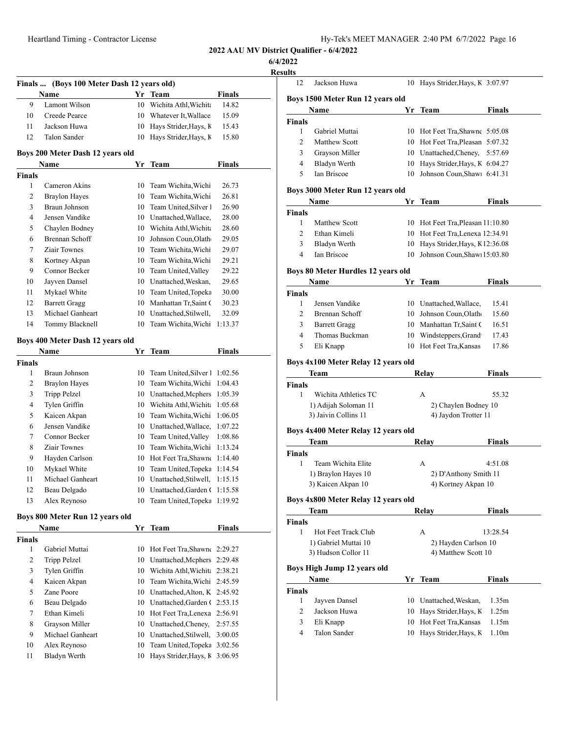# 2022 AAU MV District Qualifier - 6/4/2022

6/4/2022

Results

### Finals ... (Boys 100 Meter Dash 12 years old)

| | Name | Yr | Team | Finals |
|---|---|---|---|---|
| 9 | Lamont Wilson | 10 | Wichita Athl,Wichita | 14.82 |
| 10 | Creede Pearce | 10 | Whatever It,Wallace | 15.09 |
| 11 | Jackson Huwa | 10 | Hays Strider,Hays, K | 15.43 |
| 12 | Talon Sander | 10 | Hays Strider,Hays, K | 15.80 |

### Boys 200 Meter Dash 12 years old

| | Name | Yr | Team | Finals |
|---|---|---|---|---|
| **Finals** | | | | |
| 1 | Cameron Akins | 10 | Team Wichita,Wichi | 26.73 |
| 2 | Braylon Hayes | 10 | Team Wichita,Wichi | 26.81 |
| 3 | Braun Johnson | 10 | Team United,Silver l | 26.90 |
| 4 | Jensen Vandike | 10 | Unattached,Wallace, | 28.00 |
| 5 | Chaylen Bodney | 10 | Wichita Athl,Wichita | 28.60 |
| 6 | Brennan Schoff | 10 | Johnson Coun,Olathe | 29.05 |
| 7 | Ziair Townes | 10 | Team Wichita,Wichi | 29.07 |
| 8 | Kortney Akpan | 10 | Team Wichita,Wichi | 29.21 |
| 9 | Connor Becker | 10 | Team United,Valley | 29.22 |
| 10 | Jayven Dansel | 10 | Unattached,Weskan, | 29.65 |
| 11 | Mykael White | 10 | Team United,Topeka | 30.00 |
| 12 | Barrett Gragg | 10 | Manhattan Tr,Saint C | 30.23 |
| 13 | Michael Ganheart | 10 | Unattached,Stilwell, | 32.09 |
| 14 | Tommy Blacknell | 10 | Team Wichita,Wichi | 1:13.37 |

### Boys 400 Meter Dash 12 years old

| | Name | Yr | Team | Finals |
|---|---|---|---|---|
| **Finals** | | | | |
| 1 | Braun Johnson | 10 | Team United,Silver l | 1:02.56 |
| 2 | Braylon Hayes | 10 | Team Wichita,Wichi | 1:04.43 |
| 3 | Tripp Pelzel | 10 | Unattached,Mcphers | 1:05.39 |
| 4 | Tylen Griffin | 10 | Wichita Athl,Wichita | 1:05.68 |
| 5 | Kaicen Akpan | 10 | Team Wichita,Wichi | 1:06.05 |
| 6 | Jensen Vandike | 10 | Unattached,Wallace, | 1:07.22 |
| 7 | Connor Becker | 10 | Team United,Valley | 1:08.86 |
| 8 | Ziair Townes | 10 | Team Wichita,Wichi | 1:13.24 |
| 9 | Hayden Carlson | 10 | Hot Feet Tra,Shawne | 1:14.40 |
| 10 | Mykael White | 10 | Team United,Topeka | 1:14.54 |
| 11 | Michael Ganheart | 10 | Unattached,Stilwell, | 1:15.15 |
| 12 | Beau Delgado | 10 | Unattached,Garden C | 1:15.58 |
| 13 | Alex Reynoso | 10 | Team United,Topeka | 1:19.92 |

### Boys 800 Meter Run 12 years old

| | Name | Yr | Team | Finals |
|---|---|---|---|---|
| **Finals** | | | | |
| 1 | Gabriel Muttai | 10 | Hot Feet Tra,Shawne | 2:29.27 |
| 2 | Tripp Pelzel | 10 | Unattached,Mcphers | 2:29.48 |
| 3 | Tylen Griffin | 10 | Wichita Athl,Wichita | 2:38.21 |
| 4 | Kaicen Akpan | 10 | Team Wichita,Wichi | 2:45.59 |
| 5 | Zane Poore | 10 | Unattached,Alton, K | 2:45.92 |
| 6 | Beau Delgado | 10 | Unattached,Garden C | 2:53.15 |
| 7 | Ethan Kimeli | 10 | Hot Feet Tra,Lenexa | 2:56.91 |
| 8 | Grayson Miller | 10 | Unattached,Cheney, | 2:57.55 |
| 9 | Michael Ganheart | 10 | Unattached,Stilwell, | 3:00.05 |
| 10 | Alex Reynoso | 10 | Team United,Topeka | 3:02.56 |
| 11 | Bladyn Werth | 10 | Hays Strider,Hays, K | 3:06.95 |
| 12 | Jackson Huwa | 10 | Hays Strider,Hays, K | 3:07.97 |

### Boys 1500 Meter Run 12 years old

| | Name | Yr | Team | Finals |
|---|---|---|---|---|
| **Finals** | | | | |
| 1 | Gabriel Muttai | 10 | Hot Feet Tra,Shawne | 5:05.08 |
| 2 | Matthew Scott | 10 | Hot Feet Tra,Pleasan | 5:07.32 |
| 3 | Grayson Miller | 10 | Unattached,Cheney, | 5:57.69 |
| 4 | Bladyn Werth | 10 | Hays Strider,Hays, K | 6:04.27 |
| 5 | Ian Briscoe | 10 | Johnson Coun,Shawn | 6:41.31 |

### Boys 3000 Meter Run 12 years old

| | Name | Yr | Team | Finals |
|---|---|---|---|---|
| **Finals** | | | | |
| 1 | Matthew Scott | 10 | Hot Feet Tra,Pleasan | 11:10.80 |
| 2 | Ethan Kimeli | 10 | Hot Feet Tra,Lenexa | 12:34.91 |
| 3 | Bladyn Werth | 10 | Hays Strider,Hays, K | 12:36.08 |
| 4 | Ian Briscoe | 10 | Johnson Coun,Shawn | 15:03.80 |

### Boys 80 Meter Hurdles 12 years old

| | Name | Yr | Team | Finals |
|---|---|---|---|---|
| **Finals** | | | | |
| 1 | Jensen Vandike | 10 | Unattached,Wallace, | 15.41 |
| 2 | Brennan Schoff | 10 | Johnson Coun,Olathe | 15.60 |
| 3 | Barrett Gragg | 10 | Manhattan Tr,Saint C | 16.51 |
| 4 | Thomas Buckman | 10 | Windsteppers,Grand | 17.43 |
| 5 | Eli Knapp | 10 | Hot Feet Tra,Kansas | 17.86 |

### Boys 4x100 Meter Relay 12 years old

| | Team | Relay | Finals |
|---|---|---|---|
| **Finals** | | | |
| 1 | Wichita Athletics TC | A | 55.32 |
| | 1) Adijah Soloman 11 | 2) Chaylen Bodney 10 | |
| | 3) Jaivin Collins 11 | 4) Jaydon Trotter 11 | |

### Boys 4x400 Meter Relay 12 years old

| | Team | Relay | Finals |
|---|---|---|---|
| **Finals** | | | |
| 1 | Team Wichita Elite | A | 4:51.08 |
| | 1) Braylon Hayes 10 | 2) D'Anthony Smith 11 | |
| | 3) Kaicen Akpan 10 | 4) Kortney Akpan 10 | |

### Boys 4x800 Meter Relay 12 years old

| | Team | Relay | Finals |
|---|---|---|---|
| **Finals** | | | |
| 1 | Hot Feet Track Club | A | 13:28.54 |
| | 1) Gabriel Muttai 10 | 2) Hayden Carlson 10 | |
| | 3) Hudson Collor 11 | 4) Matthew Scott 10 | |

### Boys High Jump 12 years old

| | Name | Yr | Team | Finals |
|---|---|---|---|---|
| **Finals** | | | | |
| 1 | Jayven Dansel | 10 | Unattached,Weskan, | 1.35m |
| 2 | Jackson Huwa | 10 | Hays Strider,Hays, K | 1.25m |
| 3 | Eli Knapp | 10 | Hot Feet Tra,Kansas | 1.15m |
| 4 | Talon Sander | 10 | Hays Strider,Hays, K | 1.10m |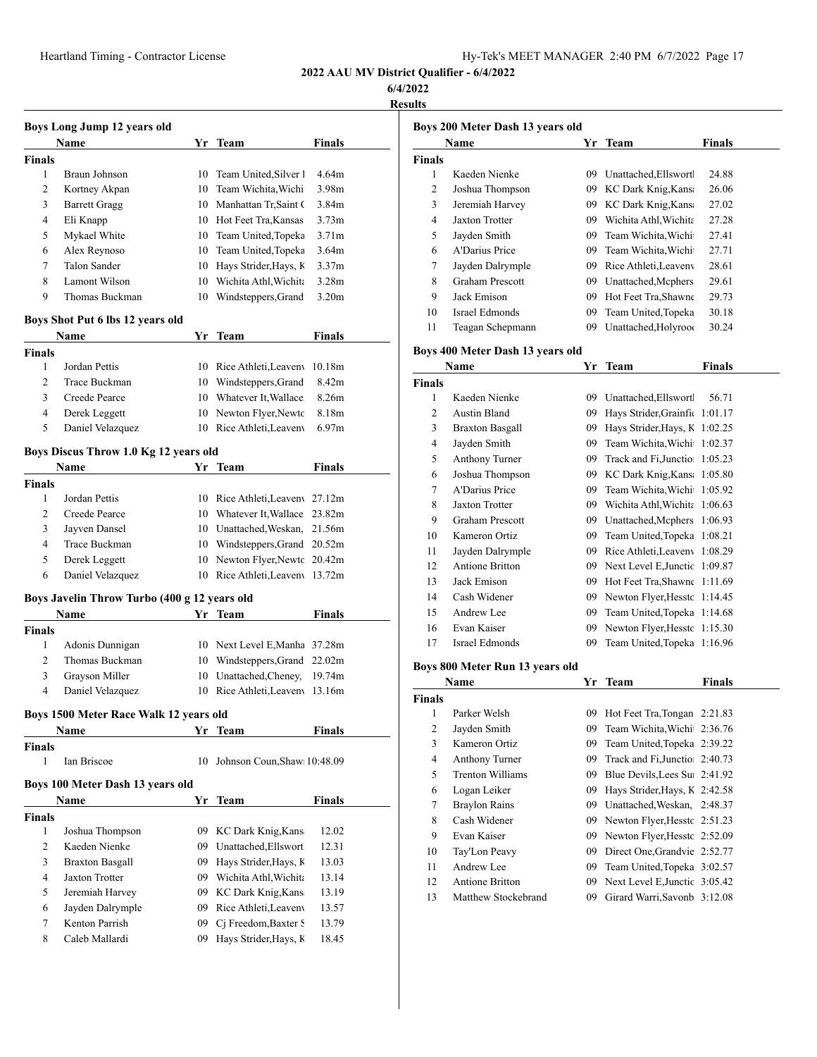**2022 AAU MV District Qualifier - 6/4/2022**

**6/4/2022**

**Results**

### Boys Long Jump 12 years old

| | Name | Yr | Team | Finals |
|---|---|---|---|---|
| **Finals** | | | | |
| 1 | Braun Johnson | 10 | Team United,Silver l | 4.64m |
| 2 | Kortney Akpan | 10 | Team Wichita,Wichi | 3.98m |
| 3 | Barrett Gragg | 10 | Manhattan Tr,Saint ( | 3.84m |
| 4 | Eli Knapp | 10 | Hot Feet Tra,Kansas | 3.73m |
| 5 | Mykael White | 10 | Team United,Topeka | 3.71m |
| 6 | Alex Reynoso | 10 | Team United,Topeka | 3.64m |
| 7 | Talon Sander | 10 | Hays Strider,Hays, K | 3.37m |
| 8 | Lamont Wilson | 10 | Wichita Athl,Wichita | 3.28m |
| 9 | Thomas Buckman | 10 | Windsteppers,Grand | 3.20m |

### Boys Shot Put 6 lbs 12 years old

| | Name | Yr | Team | Finals |
|---|---|---|---|---|
| **Finals** | | | | |
| 1 | Jordan Pettis | 10 | Rice Athleti,Leaven | 10.18m |
| 2 | Trace Buckman | 10 | Windsteppers,Grand | 8.42m |
| 3 | Creede Pearce | 10 | Whatever It,Wallace | 8.26m |
| 4 | Derek Leggett | 10 | Newton Flyer,Newto | 8.18m |
| 5 | Daniel Velazquez | 10 | Rice Athleti,Leaven | 6.97m |

### Boys Discus Throw 1.0 Kg 12 years old

| | Name | Yr | Team | Finals |
|---|---|---|---|---|
| **Finals** | | | | |
| 1 | Jordan Pettis | 10 | Rice Athleti,Leaven | 27.12m |
| 2 | Creede Pearce | 10 | Whatever It,Wallace | 23.82m |
| 3 | Jayven Dansel | 10 | Unattached,Weskan, | 21.56m |
| 4 | Trace Buckman | 10 | Windsteppers,Grand | 20.52m |
| 5 | Derek Leggett | 10 | Newton Flyer,Newto | 20.42m |
| 6 | Daniel Velazquez | 10 | Rice Athleti,Leaven | 13.72m |

### Boys Javelin Throw Turbo (400 g 12 years old

| | Name | Yr | Team | Finals |
|---|---|---|---|---|
| **Finals** | | | | |
| 1 | Adonis Dunnigan | 10 | Next Level E,Manha | 37.28m |
| 2 | Thomas Buckman | 10 | Windsteppers,Grand | 22.02m |
| 3 | Grayson Miller | 10 | Unattached,Cheney, | 19.74m |
| 4 | Daniel Velazquez | 10 | Rice Athleti,Leaven | 13.16m |

### Boys 1500 Meter Race Walk 12 years old

| | Name | Yr | Team | Finals |
|---|---|---|---|---|
| **Finals** | | | | |
| 1 | Ian Briscoe | 10 | Johnson Coun,Shaw | 10:48.09 |

### Boys 100 Meter Dash 13 years old

| | Name | Yr | Team | Finals |
|---|---|---|---|---|
| **Finals** | | | | |
| 1 | Joshua Thompson | 09 | KC Dark Knig,Kans | 12.02 |
| 2 | Kaeden Nienke | 09 | Unattached,Ellswort | 12.31 |
| 3 | Braxton Basgall | 09 | Hays Strider,Hays, K | 13.03 |
| 4 | Jaxton Trotter | 09 | Wichita Athl,Wichita | 13.14 |
| 5 | Jeremiah Harvey | 09 | KC Dark Knig,Kans | 13.19 |
| 6 | Jayden Dalrymple | 09 | Rice Athleti,Leaven | 13.57 |
| 7 | Kenton Parrish | 09 | Cj Freedom,Baxter S | 13.79 |
| 8 | Caleb Mallardi | 09 | Hays Strider,Hays, K | 18.45 |

### Boys 200 Meter Dash 13 years old

| | Name | Yr | Team | Finals |
|---|---|---|---|---|
| **Finals** | | | | |
| 1 | Kaeden Nienke | 09 | Unattached,Ellswortl | 24.88 |
| 2 | Joshua Thompson | 09 | KC Dark Knig,Kans | 26.06 |
| 3 | Jeremiah Harvey | 09 | KC Dark Knig,Kans | 27.02 |
| 4 | Jaxton Trotter | 09 | Wichita Athl,Wichita | 27.28 |
| 5 | Jayden Smith | 09 | Team Wichita,Wichi | 27.41 |
| 6 | A'Darius Price | 09 | Team Wichita,Wichi | 27.71 |
| 7 | Jayden Dalrymple | 09 | Rice Athleti,Leaven | 28.61 |
| 8 | Graham Prescott | 09 | Unattached,Mcphers | 29.61 |
| 9 | Jack Emison | 09 | Hot Feet Tra,Shawne | 29.73 |
| 10 | Israel Edmonds | 09 | Team United,Topeka | 30.18 |
| 11 | Teagan Schepmann | 09 | Unattached,Holyroo | 30.24 |

### Boys 400 Meter Dash 13 years old

| | Name | Yr | Team | Finals |
|---|---|---|---|---|
| **Finals** | | | | |
| 1 | Kaeden Nienke | 09 | Unattached,Ellswortl | 56.71 |
| 2 | Austin Bland | 09 | Hays Strider,Grainfi | 1:01.17 |
| 3 | Braxton Basgall | 09 | Hays Strider,Hays, K | 1:02.25 |
| 4 | Jayden Smith | 09 | Team Wichita,Wichi | 1:02.37 |
| 5 | Anthony Turner | 09 | Track and Fi,Junctio | 1:05.23 |
| 6 | Joshua Thompson | 09 | KC Dark Knig,Kans | 1:05.80 |
| 7 | A'Darius Price | 09 | Team Wichita,Wichi | 1:05.92 |
| 8 | Jaxton Trotter | 09 | Wichita Athl,Wichita | 1:06.63 |
| 9 | Graham Prescott | 09 | Unattached,Mcphers | 1:06.93 |
| 10 | Kameron Ortiz | 09 | Team United,Topeka | 1:08.21 |
| 11 | Jayden Dalrymple | 09 | Rice Athleti,Leaven | 1:08.29 |
| 12 | Antione Britton | 09 | Next Level E,Junctio | 1:09.87 |
| 13 | Jack Emison | 09 | Hot Feet Tra,Shawne | 1:11.69 |
| 14 | Cash Widener | 09 | Newton Flyer,Hessto | 1:14.45 |
| 15 | Andrew Lee | 09 | Team United,Topeka | 1:14.68 |
| 16 | Evan Kaiser | 09 | Newton Flyer,Hessto | 1:15.30 |
| 17 | Israel Edmonds | 09 | Team United,Topeka | 1:16.96 |

### Boys 800 Meter Run 13 years old

| | Name | Yr | Team | Finals |
|---|---|---|---|---|
| **Finals** | | | | |
| 1 | Parker Welsh | 09 | Hot Feet Tra,Tongan | 2:21.83 |
| 2 | Jayden Smith | 09 | Team Wichita,Wichi | 2:36.76 |
| 3 | Kameron Ortiz | 09 | Team United,Topeka | 2:39.22 |
| 4 | Anthony Turner | 09 | Track and Fi,Junctio | 2:40.73 |
| 5 | Trenton Williams | 09 | Blue Devils,Lees Su | 2:41.92 |
| 6 | Logan Leiker | 09 | Hays Strider,Hays, K | 2:42.58 |
| 7 | Braylon Rains | 09 | Unattached,Weskan, | 2:48.37 |
| 8 | Cash Widener | 09 | Newton Flyer,Hessto | 2:51.23 |
| 9 | Evan Kaiser | 09 | Newton Flyer,Hessto | 2:52.09 |
| 10 | Tay'Lon Peavy | 09 | Direct One,Grandvie | 2:52.77 |
| 11 | Andrew Lee | 09 | Team United,Topeka | 3:02.57 |
| 12 | Antione Britton | 09 | Next Level E,Junctio | 3:05.42 |
| 13 | Matthew Stockebrand | 09 | Girard Warri,Savonb | 3:12.08 |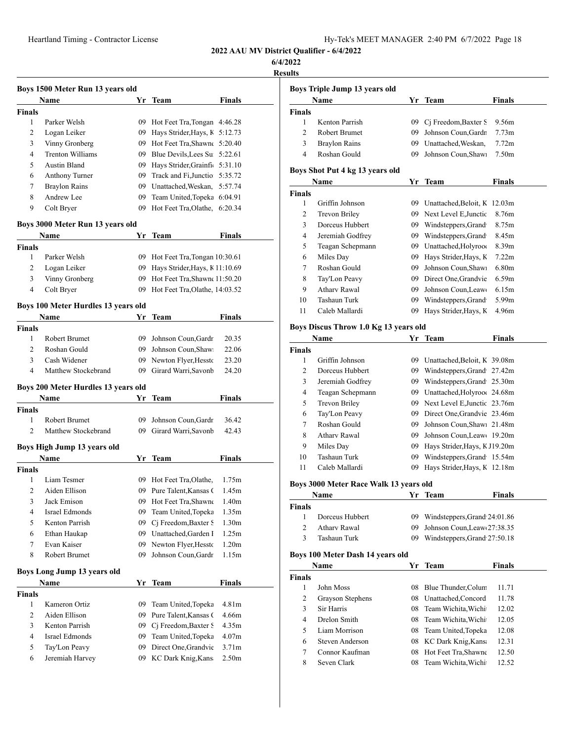**2022 AAU MV District Qualifier - 6/4/2022**

**6/4/2022**

**Results**

### Boys 1500 Meter Run 13 years old

| | Name | Yr | Team | Finals |
|---|---|---|---|---|
| **Finals** | | | | |
| 1 | Parker Welsh | 09 | Hot Feet Tra,Tongan | 4:46.28 |
| 2 | Logan Leiker | 09 | Hays Strider,Hays, K | 5:12.73 |
| 3 | Vinny Gronberg | 09 | Hot Feet Tra,Shawne | 5:20.40 |
| 4 | Trenton Williams | 09 | Blue Devils,Lees Su | 5:22.61 |
| 5 | Austin Bland | 09 | Hays Strider,Grainfi | 5:31.10 |
| 6 | Anthony Turner | 09 | Track and Fi,Junctio | 5:35.72 |
| 7 | Braylon Rains | 09 | Unattached,Weskan, | 5:57.74 |
| 8 | Andrew Lee | 09 | Team United,Topeka | 6:04.91 |
| 9 | Colt Bryer | 09 | Hot Feet Tra,Olathe, | 6:20.34 |

### Boys 3000 Meter Run 13 years old

| | Name | Yr | Team | Finals |
|---|---|---|---|---|
| **Finals** | | | | |
| 1 | Parker Welsh | 09 | Hot Feet Tra,Tongan | 10:30.61 |
| 2 | Logan Leiker | 09 | Hays Strider,Hays, K | 11:10.69 |
| 3 | Vinny Gronberg | 09 | Hot Feet Tra,Shawne | 11:50.20 |
| 4 | Colt Bryer | 09 | Hot Feet Tra,Olathe, | 14:03.52 |

### Boys 100 Meter Hurdles 13 years old

| | Name | Yr | Team | Finals |
|---|---|---|---|---|
| **Finals** | | | | |
| 1 | Robert Brumet | 09 | Johnson Coun,Gardn | 20.35 |
| 2 | Roshan Gould | 09 | Johnson Coun,Shaw | 22.06 |
| 3 | Cash Widener | 09 | Newton Flyer,Hessto | 23.20 |
| 4 | Matthew Stockebrand | 09 | Girard Warri,Savonb | 24.20 |

### Boys 200 Meter Hurdles 13 years old

| | Name | Yr | Team | Finals |
|---|---|---|---|---|
| **Finals** | | | | |
| 1 | Robert Brumet | 09 | Johnson Coun,Gardn | 36.42 |
| 2 | Matthew Stockebrand | 09 | Girard Warri,Savonb | 42.43 |

### Boys High Jump 13 years old

| | Name | Yr | Team | Finals |
|---|---|---|---|---|
| **Finals** | | | | |
| 1 | Liam Tesmer | 09 | Hot Feet Tra,Olathe, | 1.75m |
| 2 | Aiden Ellison | 09 | Pure Talent,Kansas C | 1.45m |
| 3 | Jack Emison | 09 | Hot Feet Tra,Shawne | 1.40m |
| 4 | Israel Edmonds | 09 | Team United,Topeka | 1.35m |
| 5 | Kenton Parrish | 09 | Cj Freedom,Baxter S | 1.30m |
| 6 | Ethan Haukap | 09 | Unattached,Garden I | 1.25m |
| 7 | Evan Kaiser | 09 | Newton Flyer,Hessto | 1.20m |
| 8 | Robert Brumet | 09 | Johnson Coun,Gardn | 1.15m |

### Boys Long Jump 13 years old

| | Name | Yr | Team | Finals |
|---|---|---|---|---|
| **Finals** | | | | |
| 1 | Kameron Ortiz | 09 | Team United,Topeka | 4.81m |
| 2 | Aiden Ellison | 09 | Pure Talent,Kansas C | 4.66m |
| 3 | Kenton Parrish | 09 | Cj Freedom,Baxter S | 4.35m |
| 4 | Israel Edmonds | 09 | Team United,Topeka | 4.07m |
| 5 | Tay'Lon Peavy | 09 | Direct One,Grandvie | 3.71m |
| 6 | Jeremiah Harvey | 09 | KC Dark Knig,Kansa | 2.50m |

### Boys Triple Jump 13 years old

| | Name | Yr | Team | Finals |
|---|---|---|---|---|
| **Finals** | | | | |
| 1 | Kenton Parrish | 09 | Cj Freedom,Baxter S | 9.56m |
| 2 | Robert Brumet | 09 | Johnson Coun,Gardn | 7.73m |
| 3 | Braylon Rains | 09 | Unattached,Weskan, | 7.72m |
| 4 | Roshan Gould | 09 | Johnson Coun,Shawi | 7.50m |

### Boys Shot Put 4 kg 13 years old

| | Name | Yr | Team | Finals |
|---|---|---|---|---|
| **Finals** | | | | |
| 1 | Griffin Johnson | 09 | Unattached,Beloit, K | 12.03m |
| 2 | Trevon Briley | 09 | Next Level E,Junctic | 8.76m |
| 3 | Dorceus Hubbert | 09 | Windsteppers,Grand | 8.75m |
| 4 | Jeremiah Godfrey | 09 | Windsteppers,Grand | 8.45m |
| 5 | Teagan Schepmann | 09 | Unattached,Holyrood | 8.39m |
| 6 | Miles Day | 09 | Hays Strider,Hays, K | 7.22m |
| 7 | Roshan Gould | 09 | Johnson Coun,Shawi | 6.80m |
| 8 | Tay'Lon Peavy | 09 | Direct One,Grandvie | 6.59m |
| 9 | Atharv Rawal | 09 | Johnson Coun,Leawo | 6.15m |
| 10 | Tashaun Turk | 09 | Windsteppers,Grand | 5.99m |
| 11 | Caleb Mallardi | 09 | Hays Strider,Hays, K | 4.96m |

### Boys Discus Throw 1.0 Kg 13 years old

| | Name | Yr | Team | Finals |
|---|---|---|---|---|
| **Finals** | | | | |
| 1 | Griffin Johnson | 09 | Unattached,Beloit, K | 39.08m |
| 2 | Dorceus Hubbert | 09 | Windsteppers,Grand | 27.42m |
| 3 | Jeremiah Godfrey | 09 | Windsteppers,Grand | 25.30m |
| 4 | Teagan Schepmann | 09 | Unattached,Holyrood | 24.68m |
| 5 | Trevon Briley | 09 | Next Level E,Junctic | 23.76m |
| 6 | Tay'Lon Peavy | 09 | Direct One,Grandvie | 23.46m |
| 7 | Roshan Gould | 09 | Johnson Coun,Shawi | 21.48m |
| 8 | Atharv Rawal | 09 | Johnson Coun,Leawo | 19.20m |
| 9 | Miles Day | 09 | Hays Strider,Hays, K | J19.20m |
| 10 | Tashaun Turk | 09 | Windsteppers,Grand | 15.54m |
| 11 | Caleb Mallardi | 09 | Hays Strider,Hays, K | 12.18m |

### Boys 3000 Meter Race Walk 13 years old

| | Name | Yr | Team | Finals |
|---|---|---|---|---|
| **Finals** | | | | |
| 1 | Dorceus Hubbert | 09 | Windsteppers,Grand | 24:01.86 |
| 2 | Atharv Rawal | 09 | Johnson Coun,Leawo | 27:38.35 |
| 3 | Tashaun Turk | 09 | Windsteppers,Grand | 27:50.18 |

### Boys 100 Meter Dash 14 years old

| | Name | Yr | Team | Finals |
|---|---|---|---|---|
| **Finals** | | | | |
| 1 | John Moss | 08 | Blue Thunder,Colum | 11.71 |
| 2 | Grayson Stephens | 08 | Unattached,Concord | 11.78 |
| 3 | Sir Harris | 08 | Team Wichita,Wichi | 12.02 |
| 4 | Drelon Smith | 08 | Team Wichita,Wichi | 12.05 |
| 5 | Liam Morrison | 08 | Team United,Topeka | 12.08 |
| 6 | Steven Anderson | 08 | KC Dark Knig,Kansa | 12.31 |
| 7 | Connor Kaufman | 08 | Hot Feet Tra,Shawne | 12.50 |
| 8 | Seven Clark | 08 | Team Wichita,Wichi | 12.52 |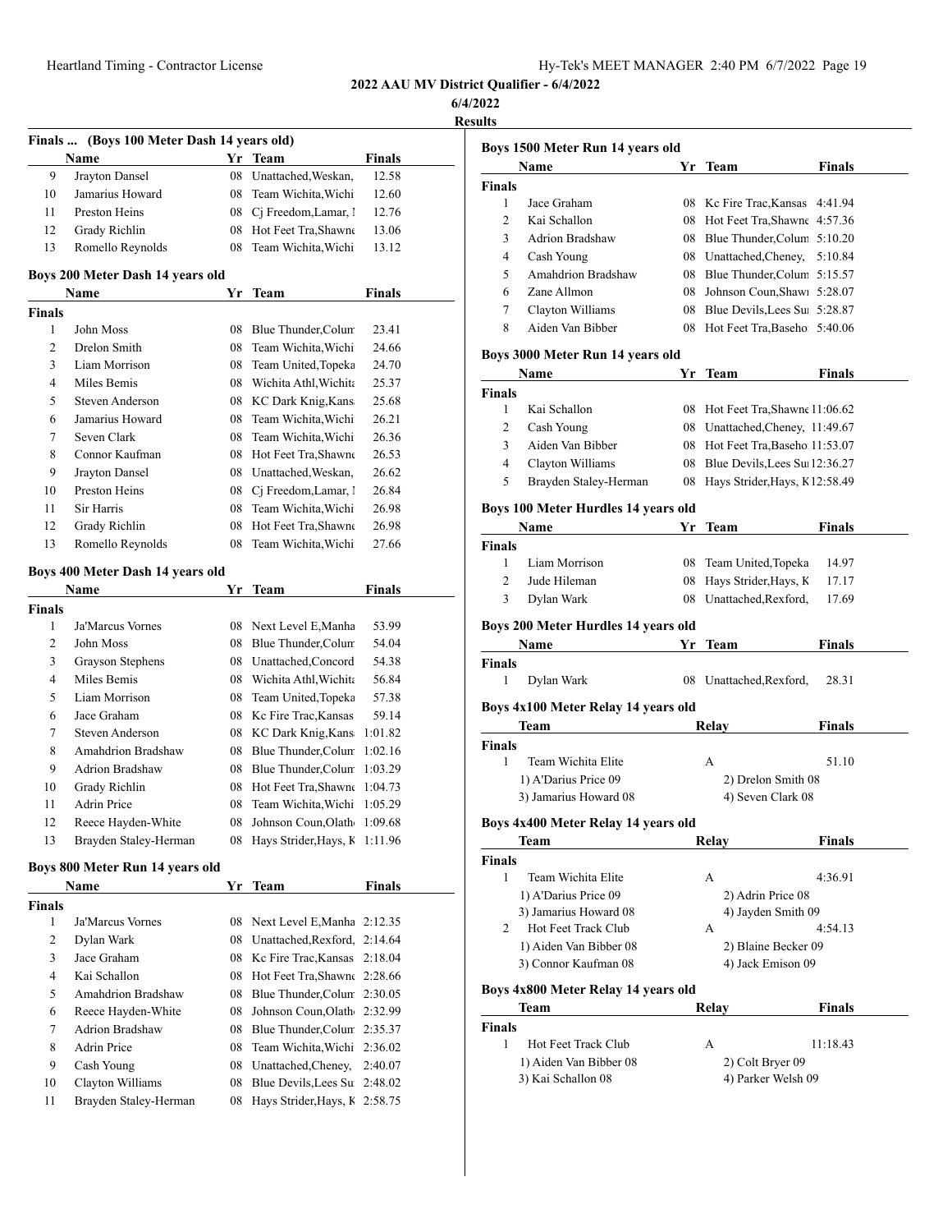**2022 AAU MV District Qualifier - 6/4/2022**

**6/4/2022**

**Results**

### Finals ... (Boys 100 Meter Dash 14 years old)

| | Name | Yr | Team | Finals |
|---|---|---|---|---|
| 9 | Jrayton Dansel | 08 | Unattached,Weskan, | 12.58 |
| 10 | Jamarius Howard | 08 | Team Wichita,Wichi | 12.60 |
| 11 | Preston Heins | 08 | Cj Freedom,Lamar, l | 12.76 |
| 12 | Grady Richlin | 08 | Hot Feet Tra,Shawne | 13.06 |
| 13 | Romello Reynolds | 08 | Team Wichita,Wichi | 13.12 |

### Boys 200 Meter Dash 14 years old

| | Name | Yr | Team | Finals |
|---|---|---|---|---|
| **Finals** | | | | |
| 1 | John Moss | 08 | Blue Thunder,Colum | 23.41 |
| 2 | Drelon Smith | 08 | Team Wichita,Wichi | 24.66 |
| 3 | Liam Morrison | 08 | Team United,Topeka | 24.70 |
| 4 | Miles Bemis | 08 | Wichita Athl,Wichita | 25.37 |
| 5 | Steven Anderson | 08 | KC Dark Knig,Kansa | 25.68 |
| 6 | Jamarius Howard | 08 | Team Wichita,Wichi | 26.21 |
| 7 | Seven Clark | 08 | Team Wichita,Wichi | 26.36 |
| 8 | Connor Kaufman | 08 | Hot Feet Tra,Shawne | 26.53 |
| 9 | Jrayton Dansel | 08 | Unattached,Weskan, | 26.62 |
| 10 | Preston Heins | 08 | Cj Freedom,Lamar, l | 26.84 |
| 11 | Sir Harris | 08 | Team Wichita,Wichi | 26.98 |
| 12 | Grady Richlin | 08 | Hot Feet Tra,Shawne | 26.98 |
| 13 | Romello Reynolds | 08 | Team Wichita,Wichi | 27.66 |

### Boys 400 Meter Dash 14 years old

| | Name | Yr | Team | Finals |
|---|---|---|---|---|
| **Finals** | | | | |
| 1 | Ja'Marcus Vornes | 08 | Next Level E,Manha | 53.99 |
| 2 | John Moss | 08 | Blue Thunder,Colum | 54.04 |
| 3 | Grayson Stephens | 08 | Unattached,Concord | 54.38 |
| 4 | Miles Bemis | 08 | Wichita Athl,Wichita | 56.84 |
| 5 | Liam Morrison | 08 | Team United,Topeka | 57.38 |
| 6 | Jace Graham | 08 | Kc Fire Trac,Kansas | 59.14 |
| 7 | Steven Anderson | 08 | KC Dark Knig,Kansa | 1:01.82 |
| 8 | Amahdrion Bradshaw | 08 | Blue Thunder,Colum | 1:02.16 |
| 9 | Adrion Bradshaw | 08 | Blue Thunder,Colum | 1:03.29 |
| 10 | Grady Richlin | 08 | Hot Feet Tra,Shawne | 1:04.73 |
| 11 | Adrin Price | 08 | Team Wichita,Wichi | 1:05.29 |
| 12 | Reece Hayden-White | 08 | Johnson Coun,Olathe | 1:09.68 |
| 13 | Brayden Staley-Herman | 08 | Hays Strider,Hays, K | 1:11.96 |

### Boys 800 Meter Run 14 years old

| | Name | Yr | Team | Finals |
|---|---|---|---|---|
| **Finals** | | | | |
| 1 | Ja'Marcus Vornes | 08 | Next Level E,Manha | 2:12.35 |
| 2 | Dylan Wark | 08 | Unattached,Rexford, | 2:14.64 |
| 3 | Jace Graham | 08 | Kc Fire Trac,Kansas | 2:18.04 |
| 4 | Kai Schallon | 08 | Hot Feet Tra,Shawne | 2:28.66 |
| 5 | Amahdrion Bradshaw | 08 | Blue Thunder,Colum | 2:30.05 |
| 6 | Reece Hayden-White | 08 | Johnson Coun,Olathe | 2:32.99 |
| 7 | Adrion Bradshaw | 08 | Blue Thunder,Colum | 2:35.37 |
| 8 | Adrin Price | 08 | Team Wichita,Wichi | 2:36.02 |
| 9 | Cash Young | 08 | Unattached,Cheney, | 2:40.07 |
| 10 | Clayton Williams | 08 | Blue Devils,Lees Su | 2:48.02 |
| 11 | Brayden Staley-Herman | 08 | Hays Strider,Hays, K | 2:58.75 |

### Boys 1500 Meter Run 14 years old

| | Name | Yr | Team | Finals |
|---|---|---|---|---|
| **Finals** | | | | |
| 1 | Jace Graham | 08 | Kc Fire Trac,Kansas | 4:41.94 |
| 2 | Kai Schallon | 08 | Hot Feet Tra,Shawne | 4:57.36 |
| 3 | Adrion Bradshaw | 08 | Blue Thunder,Colum | 5:10.20 |
| 4 | Cash Young | 08 | Unattached,Cheney, | 5:10.84 |
| 5 | Amahdrion Bradshaw | 08 | Blue Thunder,Colum | 5:15.57 |
| 6 | Zane Allmon | 08 | Johnson Coun,Shawn | 5:28.07 |
| 7 | Clayton Williams | 08 | Blue Devils,Lees Su | 5:28.87 |
| 8 | Aiden Van Bibber | 08 | Hot Feet Tra,Baseho | 5:40.06 |

### Boys 3000 Meter Run 14 years old

| | Name | Yr | Team | Finals |
|---|---|---|---|---|
| **Finals** | | | | |
| 1 | Kai Schallon | 08 | Hot Feet Tra,Shawne | 11:06.62 |
| 2 | Cash Young | 08 | Unattached,Cheney, | 11:49.67 |
| 3 | Aiden Van Bibber | 08 | Hot Feet Tra,Baseho | 11:53.07 |
| 4 | Clayton Williams | 08 | Blue Devils,Lees Su | 12:36.27 |
| 5 | Brayden Staley-Herman | 08 | Hays Strider,Hays, K | 12:58.49 |

### Boys 100 Meter Hurdles 14 years old

| | Name | Yr | Team | Finals |
|---|---|---|---|---|
| **Finals** | | | | |
| 1 | Liam Morrison | 08 | Team United,Topeka | 14.97 |
| 2 | Jude Hileman | 08 | Hays Strider,Hays, K | 17.17 |
| 3 | Dylan Wark | 08 | Unattached,Rexford, | 17.69 |

### Boys 200 Meter Hurdles 14 years old

| | Name | Yr | Team | Finals |
|---|---|---|---|---|
| **Finals** | | | | |
| 1 | Dylan Wark | 08 | Unattached,Rexford, | 28.31 |

### Boys 4x100 Meter Relay 14 years old

| | Team | Relay | Finals |
|---|---|---|---|
| **Finals** | | | |
| 1 | Team Wichita Elite | A | 51.10 |
| | 1) A'Darius Price 09 | 2) Drelon Smith 08 | |
| | 3) Jamarius Howard 08 | 4) Seven Clark 08 | |

### Boys 4x400 Meter Relay 14 years old

| | Team | Relay | Finals |
|---|---|---|---|
| **Finals** | | | |
| 1 | Team Wichita Elite | A | 4:36.91 |
| | 1) A'Darius Price 09 | 2) Adrin Price 08 | |
| | 3) Jamarius Howard 08 | 4) Jayden Smith 09 | |
| 2 | Hot Feet Track Club | A | 4:54.13 |
| | 1) Aiden Van Bibber 08 | 2) Blaine Becker 09 | |
| | 3) Connor Kaufman 08 | 4) Jack Emison 09 | |

### Boys 4x800 Meter Relay 14 years old

| | Team | Relay | Finals |
|---|---|---|---|
| **Finals** | | | |
| 1 | Hot Feet Track Club | A | 11:18.43 |
| | 1) Aiden Van Bibber 08 | 2) Colt Bryer 09 | |
| | 3) Kai Schallon 08 | 4) Parker Welsh 09 | |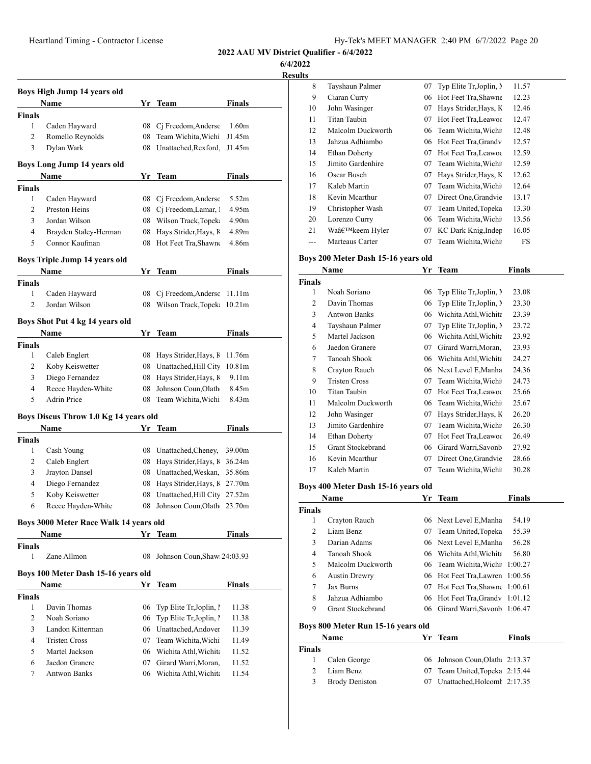**2022 AAU MV District Qualifier - 6/4/2022**

**6/4/2022**

**Results**

### Boys High Jump 14 years old

| | Name | Yr | Team | Finals |
|---|---|---|---|---|
| **Finals** | | | | |
| 1 | Caden Hayward | 08 | Cj Freedom,Anderso | 1.60m |
| 2 | Romello Reynolds | 08 | Team Wichita,Wichi | J1.45m |
| 3 | Dylan Wark | 08 | Unattached,Rexford, | J1.45m |

### Boys Long Jump 14 years old

| | Name | Yr | Team | Finals |
|---|---|---|---|---|
| **Finals** | | | | |
| 1 | Caden Hayward | 08 | Cj Freedom,Anderso | 5.52m |
| 2 | Preston Heins | 08 | Cj Freedom,Lamar, l | 4.95m |
| 3 | Jordan Wilson | 08 | Wilson Track,Topeka | 4.90m |
| 4 | Brayden Staley-Herman | 08 | Hays Strider,Hays, K | 4.89m |
| 5 | Connor Kaufman | 08 | Hot Feet Tra,Shawne | 4.86m |

### Boys Triple Jump 14 years old

| | Name | Yr | Team | Finals |
|---|---|---|---|---|
| **Finals** | | | | |
| 1 | Caden Hayward | 08 | Cj Freedom,Anderso | 11.11m |
| 2 | Jordan Wilson | 08 | Wilson Track,Topeka | 10.21m |

### Boys Shot Put 4 kg 14 years old

| | Name | Yr | Team | Finals |
|---|---|---|---|---|
| **Finals** | | | | |
| 1 | Caleb Englert | 08 | Hays Strider,Hays, K | 11.76m |
| 2 | Koby Keiswetter | 08 | Unattached,Hill City | 10.81m |
| 3 | Diego Fernandez | 08 | Hays Strider,Hays, K | 9.11m |
| 4 | Reece Hayden-White | 08 | Johnson Coun,Olath | 8.45m |
| 5 | Adrin Price | 08 | Team Wichita,Wichi | 8.43m |

### Boys Discus Throw 1.0 Kg 14 years old

| | Name | Yr | Team | Finals |
|---|---|---|---|---|
| **Finals** | | | | |
| 1 | Cash Young | 08 | Unattached,Cheney, | 39.00m |
| 2 | Caleb Englert | 08 | Hays Strider,Hays, K | 36.24m |
| 3 | Jrayton Dansel | 08 | Unattached,Weskan, | 35.86m |
| 4 | Diego Fernandez | 08 | Hays Strider,Hays, K | 27.70m |
| 5 | Koby Keiswetter | 08 | Unattached,Hill City | 27.52m |
| 6 | Reece Hayden-White | 08 | Johnson Coun,Olath | 23.70m |

### Boys 3000 Meter Race Walk 14 years old

| | Name | Yr | Team | Finals |
|---|---|---|---|---|
| **Finals** | | | | |
| 1 | Zane Allmon | 08 | Johnson Coun,Shaw | 24:03.93 |

### Boys 100 Meter Dash 15-16 years old

| | Name | Yr | Team | Finals |
|---|---|---|---|---|
| **Finals** | | | | |
| 1 | Davin Thomas | 06 | Typ Elite Tr,Joplin, M | 11.38 |
| 2 | Noah Soriano | 06 | Typ Elite Tr,Joplin, M | 11.38 |
| 3 | Landon Kitterman | 06 | Unattached,Andover | 11.39 |
| 4 | Tristen Cross | 07 | Team Wichita,Wichi | 11.49 |
| 5 | Martel Jackson | 06 | Wichita Athl,Wichita | 11.52 |
| 6 | Jaedon Granere | 07 | Girard Warri,Moran, | 11.52 |
| 7 | Antwon Banks | 06 | Wichita Athl,Wichita | 11.54 |
| 8 | Tayshaun Palmer | 07 | Typ Elite Tr,Joplin, M | 11.57 |
| 9 | Ciaran Curry | 06 | Hot Feet Tra,Shawne | 12.23 |
| 10 | John Wasinger | 07 | Hays Strider,Hays, K | 12.46 |
| 11 | Titan Taubin | 07 | Hot Feet Tra,Leawoo | 12.47 |
| 12 | Malcolm Duckworth | 06 | Team Wichita,Wichi | 12.48 |
| 13 | Jahzua Adhiambo | 06 | Hot Feet Tra,Grandv | 12.57 |
| 14 | Ethan Doherty | 07 | Hot Feet Tra,Leawoo | 12.59 |
| 15 | Jimito Gardenhire | 07 | Team Wichita,Wichi | 12.59 |
| 16 | Oscar Busch | 07 | Hays Strider,Hays, K | 12.62 |
| 17 | Kaleb Martin | 07 | Team Wichita,Wichi | 12.64 |
| 18 | Kevin Mcarthur | 07 | Direct One,Grandvie | 13.17 |
| 19 | Christopher Wash | 07 | Team United,Topeka | 13.30 |
| 20 | Lorenzo Curry | 06 | Team Wichita,Wichi | 13.56 |
| 21 | Waâ€™keem Hyler | 07 | KC Dark Knig,Indep | 16.05 |
| --- | Marteaus Carter | 07 | Team Wichita,Wichi | FS |

### Boys 200 Meter Dash 15-16 years old

| | Name | Yr | Team | Finals |
|---|---|---|---|---|
| **Finals** | | | | |
| 1 | Noah Soriano | 06 | Typ Elite Tr,Joplin, M | 23.08 |
| 2 | Davin Thomas | 06 | Typ Elite Tr,Joplin, M | 23.30 |
| 3 | Antwon Banks | 06 | Wichita Athl,Wichita | 23.39 |
| 4 | Tayshaun Palmer | 07 | Typ Elite Tr,Joplin, M | 23.72 |
| 5 | Martel Jackson | 06 | Wichita Athl,Wichita | 23.92 |
| 6 | Jaedon Granere | 07 | Girard Warri,Moran, | 23.93 |
| 7 | Tanoah Shook | 06 | Wichita Athl,Wichita | 24.27 |
| 8 | Crayton Rauch | 06 | Next Level E,Manha | 24.36 |
| 9 | Tristen Cross | 07 | Team Wichita,Wichi | 24.73 |
| 10 | Titan Taubin | 07 | Hot Feet Tra,Leawoo | 25.66 |
| 11 | Malcolm Duckworth | 06 | Team Wichita,Wichi | 25.67 |
| 12 | John Wasinger | 07 | Hays Strider,Hays, K | 26.20 |
| 13 | Jimito Gardenhire | 07 | Team Wichita,Wichi | 26.30 |
| 14 | Ethan Doherty | 07 | Hot Feet Tra,Leawoo | 26.49 |
| 15 | Grant Stockebrand | 06 | Girard Warri,Savonb | 27.92 |
| 16 | Kevin Mcarthur | 07 | Direct One,Grandvie | 28.66 |
| 17 | Kaleb Martin | 07 | Team Wichita,Wichi | 30.28 |

### Boys 400 Meter Dash 15-16 years old

| | Name | Yr | Team | Finals |
|---|---|---|---|---|
| **Finals** | | | | |
| 1 | Crayton Rauch | 06 | Next Level E,Manha | 54.19 |
| 2 | Liam Benz | 07 | Team United,Topeka | 55.39 |
| 3 | Darian Adams | 06 | Next Level E,Manha | 56.28 |
| 4 | Tanoah Shook | 06 | Wichita Athl,Wichita | 56.80 |
| 5 | Malcolm Duckworth | 06 | Team Wichita,Wichi | 1:00.27 |
| 6 | Austin Drewry | 06 | Hot Feet Tra,Lawren | 1:00.56 |
| 7 | Jax Burns | 07 | Hot Feet Tra,Shawne | 1:00.61 |
| 8 | Jahzua Adhiambo | 06 | Hot Feet Tra,Grandv | 1:01.12 |
| 9 | Grant Stockebrand | 06 | Girard Warri,Savonb | 1:06.47 |

### Boys 800 Meter Run 15-16 years old

| | Name | Yr | Team | Finals |
|---|---|---|---|---|
| **Finals** | | | | |
| 1 | Calen George | 06 | Johnson Coun,Olath | 2:13.37 |
| 2 | Liam Benz | 07 | Team United,Topeka | 2:15.44 |
| 3 | Brody Deniston | 07 | Unattached,Holcomb | 2:17.35 |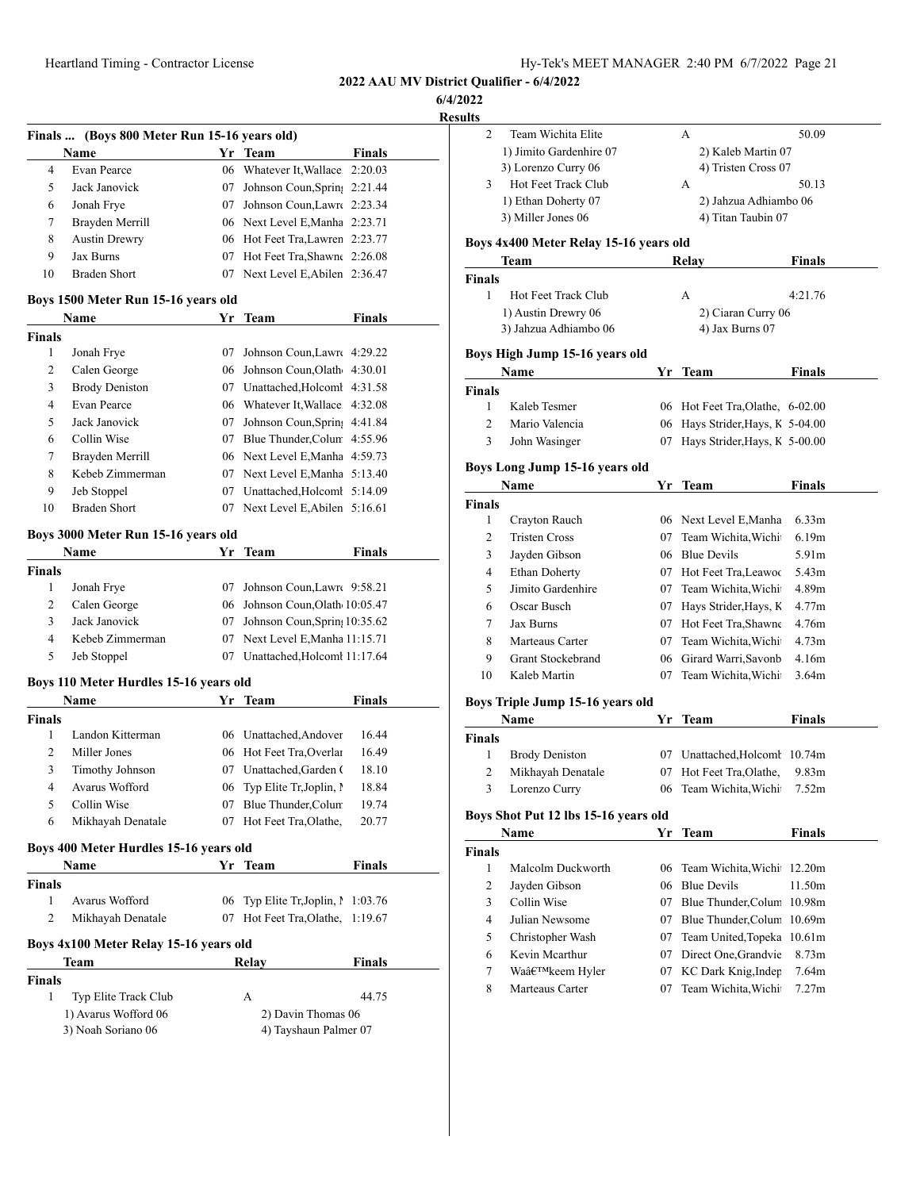# 2022 AAU MV District Qualifier - 6/4/2022

6/4/2022

**Results**

## Finals ... (Boys 800 Meter Run 15-16 years old)

| | Name | Yr | Team | Finals |
|---|---|---|---|---|
| 4 | Evan Pearce | 06 | Whatever It,Wallace | 2:20.03 |
| 5 | Jack Janovick | 07 | Johnson Coun,Spring | 2:21.44 |
| 6 | Jonah Frye | 07 | Johnson Coun,Lawre | 2:23.34 |
| 7 | Brayden Merrill | 06 | Next Level E,Manha | 2:23.71 |
| 8 | Austin Drewry | 06 | Hot Feet Tra,Lawren | 2:23.77 |
| 9 | Jax Burns | 07 | Hot Feet Tra,Shawne | 2:26.08 |
| 10 | Braden Short | 07 | Next Level E,Abilen | 2:36.47 |

## Boys 1500 Meter Run 15-16 years old

| | Name | Yr | Team | Finals |
|---|---|---|---|---|
| **Finals** | | | | |
| 1 | Jonah Frye | 07 | Johnson Coun,Lawre | 4:29.22 |
| 2 | Calen George | 06 | Johnson Coun,Olathe | 4:30.01 |
| 3 | Brody Deniston | 07 | Unattached,Holcomb | 4:31.58 |
| 4 | Evan Pearce | 06 | Whatever It,Wallace | 4:32.08 |
| 5 | Jack Janovick | 07 | Johnson Coun,Spring | 4:41.84 |
| 6 | Collin Wise | 07 | Blue Thunder,Colum | 4:55.96 |
| 7 | Brayden Merrill | 06 | Next Level E,Manha | 4:59.73 |
| 8 | Kebeb Zimmerman | 07 | Next Level E,Manha | 5:13.40 |
| 9 | Jeb Stoppel | 07 | Unattached,Holcomb | 5:14.09 |
| 10 | Braden Short | 07 | Next Level E,Abilen | 5:16.61 |

## Boys 3000 Meter Run 15-16 years old

| | Name | Yr | Team | Finals |
|---|---|---|---|---|
| **Finals** | | | | |
| 1 | Jonah Frye | 07 | Johnson Coun,Lawre | 9:58.21 |
| 2 | Calen George | 06 | Johnson Coun,Olathe | 10:05.47 |
| 3 | Jack Janovick | 07 | Johnson Coun,Spring | 10:35.62 |
| 4 | Kebeb Zimmerman | 07 | Next Level E,Manha | 11:15.71 |
| 5 | Jeb Stoppel | 07 | Unattached,Holcomb | 11:17.64 |

## Boys 110 Meter Hurdles 15-16 years old

| | Name | Yr | Team | Finals |
|---|---|---|---|---|
| **Finals** | | | | |
| 1 | Landon Kitterman | 06 | Unattached,Andover | 16.44 |
| 2 | Miller Jones | 06 | Hot Feet Tra,Overlar | 16.49 |
| 3 | Timothy Johnson | 07 | Unattached,Garden C | 18.10 |
| 4 | Avarus Wofford | 06 | Typ Elite Tr,Joplin, M | 18.84 |
| 5 | Collin Wise | 07 | Blue Thunder,Colum | 19.74 |
| 6 | Mikhayah Denatale | 07 | Hot Feet Tra,Olathe, | 20.77 |

## Boys 400 Meter Hurdles 15-16 years old

| | Name | Yr | Team | Finals |
|---|---|---|---|---|
| **Finals** | | | | |
| 1 | Avarus Wofford | 06 | Typ Elite Tr,Joplin, M | 1:03.76 |
| 2 | Mikhayah Denatale | 07 | Hot Feet Tra,Olathe, | 1:19.67 |

## Boys 4x100 Meter Relay 15-16 years old

| | Team | Relay | Finals |
|---|---|---|---|
| **Finals** | | | |
| 1 | Typ Elite Track Club | A | 44.75 |
| | 1) Avarus Wofford 06 | 2) Davin Thomas 06 | |
| | 3) Noah Soriano 06 | 4) Tayshaun Palmer 07 | |
| 2 | Team Wichita Elite | A | 50.09 |
| | 1) Jimito Gardenhire 07 | 2) Kaleb Martin 07 | |
| | 3) Lorenzo Curry 06 | 4) Tristen Cross 07 | |
| 3 | Hot Feet Track Club | A | 50.13 |
| | 1) Ethan Doherty 07 | 2) Jahzua Adhiambo 06 | |
| | 3) Miller Jones 06 | 4) Titan Taubin 07 | |

## Boys 4x400 Meter Relay 15-16 years old

| | Team | Relay | Finals |
|---|---|---|---|
| **Finals** | | | |
| 1 | Hot Feet Track Club | A | 4:21.76 |
| | 1) Austin Drewry 06 | 2) Ciaran Curry 06 | |
| | 3) Jahzua Adhiambo 06 | 4) Jax Burns 07 | |

## Boys High Jump 15-16 years old

| | Name | Yr | Team | Finals |
|---|---|---|---|---|
| **Finals** | | | | |
| 1 | Kaleb Tesmer | 06 | Hot Feet Tra,Olathe, | 6-02.00 |
| 2 | Mario Valencia | 06 | Hays Strider,Hays, K | 5-04.00 |
| 3 | John Wasinger | 07 | Hays Strider,Hays, K | 5-00.00 |

## Boys Long Jump 15-16 years old

| | Name | Yr | Team | Finals |
|---|---|---|---|---|
| **Finals** | | | | |
| 1 | Crayton Rauch | 06 | Next Level E,Manha | 6.33m |
| 2 | Tristen Cross | 07 | Team Wichita,Wichit | 6.19m |
| 3 | Jayden Gibson | 06 | Blue Devils | 5.91m |
| 4 | Ethan Doherty | 07 | Hot Feet Tra,Leawoo | 5.43m |
| 5 | Jimito Gardenhire | 07 | Team Wichita,Wichit | 4.89m |
| 6 | Oscar Busch | 07 | Hays Strider,Hays, K | 4.77m |
| 7 | Jax Burns | 07 | Hot Feet Tra,Shawne | 4.76m |
| 8 | Marteaus Carter | 07 | Team Wichita,Wichit | 4.73m |
| 9 | Grant Stockebrand | 06 | Girard Warri,Savonb | 4.16m |
| 10 | Kaleb Martin | 07 | Team Wichita,Wichit | 3.64m |

## Boys Triple Jump 15-16 years old

| | Name | Yr | Team | Finals |
|---|---|---|---|---|
| **Finals** | | | | |
| 1 | Brody Deniston | 07 | Unattached,Holcomb | 10.74m |
| 2 | Mikhayah Denatale | 07 | Hot Feet Tra,Olathe, | 9.83m |
| 3 | Lorenzo Curry | 06 | Team Wichita,Wichit | 7.52m |

## Boys Shot Put 12 lbs 15-16 years old

| | Name | Yr | Team | Finals |
|---|---|---|---|---|
| **Finals** | | | | |
| 1 | Malcolm Duckworth | 06 | Team Wichita,Wichit | 12.20m |
| 2 | Jayden Gibson | 06 | Blue Devils | 11.50m |
| 3 | Collin Wise | 07 | Blue Thunder,Colum | 10.98m |
| 4 | Julian Newsome | 07 | Blue Thunder,Colum | 10.69m |
| 5 | Christopher Wash | 07 | Team United,Topeka | 10.61m |
| 6 | Kevin Mcarthur | 07 | Direct One,Grandvie | 8.73m |
| 7 | Waâ€™keem Hyler | 07 | KC Dark Knig,Indep | 7.64m |
| 8 | Marteaus Carter | 07 | Team Wichita,Wichit | 7.27m |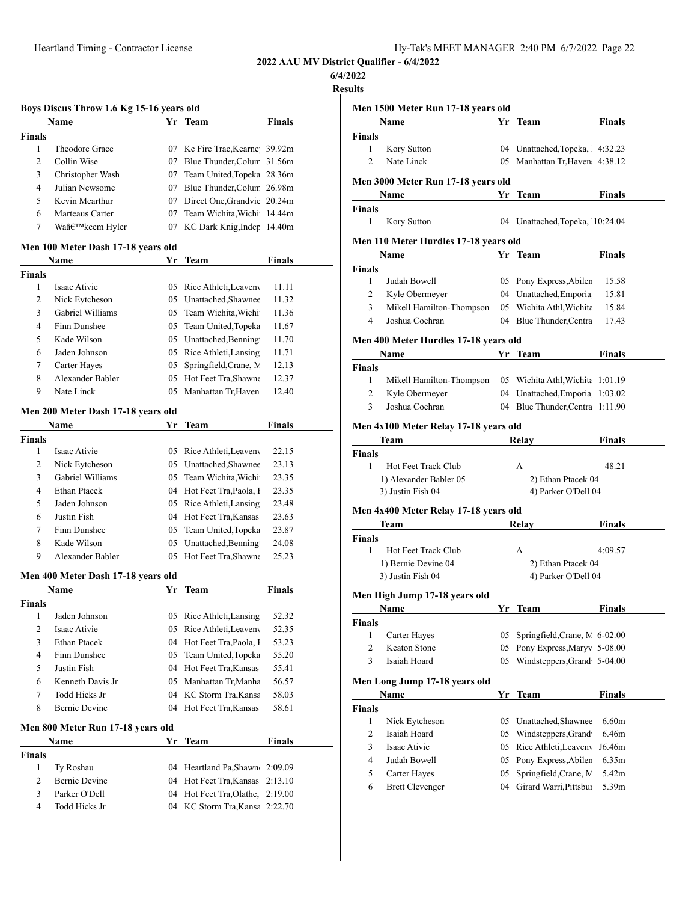**2022 AAU MV District Qualifier - 6/4/2022**

**6/4/2022**

**Results**

### Boys Discus Throw 1.6 Kg 15-16 years old

| | Name | Yr | Team | Finals |
|---|---|---|---|---|
| **Finals** | | | | |
| 1 | Theodore Grace | 07 | Kc Fire Trac,Kearne | 39.92m |
| 2 | Collin Wise | 07 | Blue Thunder,Colum | 31.56m |
| 3 | Christopher Wash | 07 | Team United,Topeka | 28.36m |
| 4 | Julian Newsome | 07 | Blue Thunder,Colum | 26.98m |
| 5 | Kevin Mcarthur | 07 | Direct One,Grandvie | 20.24m |
| 6 | Marteaus Carter | 07 | Team Wichita,Wichi | 14.44m |
| 7 | Waâ€™keem Hyler | 07 | KC Dark Knig,Indep | 14.40m |

### Men 100 Meter Dash 17-18 years old

| | Name | Yr | Team | Finals |
|---|---|---|---|---|
| **Finals** | | | | |
| 1 | Isaac Ativie | 05 | Rice Athleti,Leaven | 11.11 |
| 2 | Nick Eytcheson | 05 | Unattached,Shawnee | 11.32 |
| 3 | Gabriel Williams | 05 | Team Wichita,Wichi | 11.36 |
| 4 | Finn Dunshee | 05 | Team United,Topeka | 11.67 |
| 5 | Kade Wilson | 05 | Unattached,Benning | 11.70 |
| 6 | Jaden Johnson | 05 | Rice Athleti,Lansing | 11.71 |
| 7 | Carter Hayes | 05 | Springfield,Crane, M | 12.13 |
| 8 | Alexander Babler | 05 | Hot Feet Tra,Shawne | 12.37 |
| 9 | Nate Linck | 05 | Manhattan Tr,Haven | 12.40 |

### Men 200 Meter Dash 17-18 years old

| | Name | Yr | Team | Finals |
|---|---|---|---|---|
| **Finals** | | | | |
| 1 | Isaac Ativie | 05 | Rice Athleti,Leaven | 22.15 |
| 2 | Nick Eytcheson | 05 | Unattached,Shawnee | 23.13 |
| 3 | Gabriel Williams | 05 | Team Wichita,Wichi | 23.35 |
| 4 | Ethan Ptacek | 04 | Hot Feet Tra,Paola, I | 23.35 |
| 5 | Jaden Johnson | 05 | Rice Athleti,Lansing | 23.48 |
| 6 | Justin Fish | 04 | Hot Feet Tra,Kansas | 23.63 |
| 7 | Finn Dunshee | 05 | Team United,Topeka | 23.87 |
| 8 | Kade Wilson | 05 | Unattached,Benning | 24.08 |
| 9 | Alexander Babler | 05 | Hot Feet Tra,Shawne | 25.23 |

### Men 400 Meter Dash 17-18 years old

| | Name | Yr | Team | Finals |
|---|---|---|---|---|
| **Finals** | | | | |
| 1 | Jaden Johnson | 05 | Rice Athleti,Lansing | 52.32 |
| 2 | Isaac Ativie | 05 | Rice Athleti,Leaven | 52.35 |
| 3 | Ethan Ptacek | 04 | Hot Feet Tra,Paola, I | 53.23 |
| 4 | Finn Dunshee | 05 | Team United,Topeka | 55.20 |
| 5 | Justin Fish | 04 | Hot Feet Tra,Kansas | 55.41 |
| 6 | Kenneth Davis Jr | 05 | Manhattan Tr,Manha | 56.57 |
| 7 | Todd Hicks Jr | 04 | KC Storm Tra,Kansa | 58.03 |
| 8 | Bernie Devine | 04 | Hot Feet Tra,Kansas | 58.61 |

### Men 800 Meter Run 17-18 years old

| | Name | Yr | Team | Finals |
|---|---|---|---|---|
| **Finals** | | | | |
| 1 | Ty Roshau | 04 | Heartland Pa,Shawn | 2:09.09 |
| 2 | Bernie Devine | 04 | Hot Feet Tra,Kansas | 2:13.10 |
| 3 | Parker O'Dell | 04 | Hot Feet Tra,Olathe, | 2:19.00 |
| 4 | Todd Hicks Jr | 04 | KC Storm Tra,Kansa | 2:22.70 |

### Men 1500 Meter Run 17-18 years old

| | Name | Yr | Team | Finals |
|---|---|---|---|---|
| **Finals** | | | | |
| 1 | Kory Sutton | 04 | Unattached,Topeka, | 4:32.23 |
| 2 | Nate Linck | 05 | Manhattan Tr,Haven | 4:38.12 |

### Men 3000 Meter Run 17-18 years old

| | Name | Yr | Team | Finals |
|---|---|---|---|---|
| **Finals** | | | | |
| 1 | Kory Sutton | 04 | Unattached,Topeka, | 10:24.04 |

### Men 110 Meter Hurdles 17-18 years old

| | Name | Yr | Team | Finals |
|---|---|---|---|---|
| **Finals** | | | | |
| 1 | Judah Bowell | 05 | Pony Express,Abilen | 15.58 |
| 2 | Kyle Obermeyer | 04 | Unattached,Emporia | 15.81 |
| 3 | Mikell Hamilton-Thompson | 05 | Wichita Athl,Wichita | 15.84 |
| 4 | Joshua Cochran | 04 | Blue Thunder,Centra | 17.43 |

### Men 400 Meter Hurdles 17-18 years old

| | Name | Yr | Team | Finals |
|---|---|---|---|---|
| **Finals** | | | | |
| 1 | Mikell Hamilton-Thompson | 05 | Wichita Athl,Wichita | 1:01.19 |
| 2 | Kyle Obermeyer | 04 | Unattached,Emporia | 1:03.02 |
| 3 | Joshua Cochran | 04 | Blue Thunder,Centra | 1:11.90 |

### Men 4x100 Meter Relay 17-18 years old

| | Team | Relay | Finals |
|---|---|---|---|
| **Finals** | | | |
| 1 | Hot Feet Track Club | A | 48.21 |
| | 1) Alexander Babler 05 | 2) Ethan Ptacek 04 | |
| | 3) Justin Fish 04 | 4) Parker O'Dell 04 | |

### Men 4x400 Meter Relay 17-18 years old

| | Team | Relay | Finals |
|---|---|---|---|
| **Finals** | | | |
| 1 | Hot Feet Track Club | A | 4:09.57 |
| | 1) Bernie Devine 04 | 2) Ethan Ptacek 04 | |
| | 3) Justin Fish 04 | 4) Parker O'Dell 04 | |

### Men High Jump 17-18 years old

| | Name | Yr | Team | Finals |
|---|---|---|---|---|
| **Finals** | | | | |
| 1 | Carter Hayes | 05 | Springfield,Crane, M | 6-02.00 |
| 2 | Keaton Stone | 05 | Pony Express,Maryv | 5-08.00 |
| 3 | Isaiah Hoard | 05 | Windsteppers,Grand | 5-04.00 |

### Men Long Jump 17-18 years old

| | Name | Yr | Team | Finals |
|---|---|---|---|---|
| **Finals** | | | | |
| 1 | Nick Eytcheson | 05 | Unattached,Shawnee | 6.60m |
| 2 | Isaiah Hoard | 05 | Windsteppers,Grand | 6.46m |
| 3 | Isaac Ativie | 05 | Rice Athleti,Leaven | J6.46m |
| 4 | Judah Bowell | 05 | Pony Express,Abilen | 6.35m |
| 5 | Carter Hayes | 05 | Springfield,Crane, M | 5.42m |
| 6 | Brett Clevenger | 04 | Girard Warri,Pittsbu | 5.39m |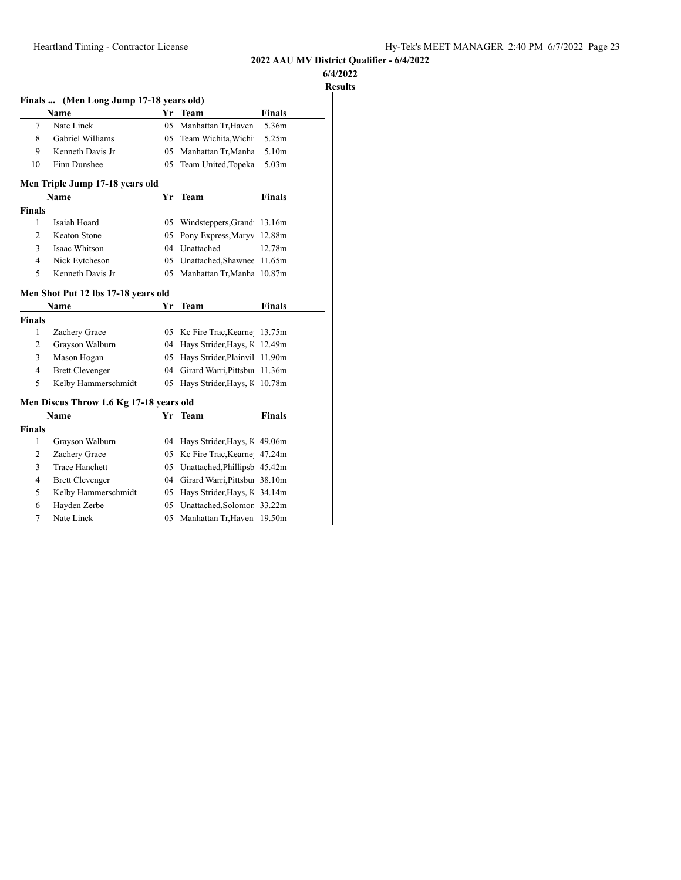## 2022 AAU MV District Qualifier - 6/4/2022

**6/4/2022**

**Results**

### Finals ... (Men Long Jump 17-18 years old)

| | Name | Yr | Team | Finals |
|---|---|---|---|---|
| 7 | Nate Linck | 05 | Manhattan Tr,Haven | 5.36m |
| 8 | Gabriel Williams | 05 | Team Wichita,Wichi | 5.25m |
| 9 | Kenneth Davis Jr | 05 | Manhattan Tr,Manha | 5.10m |
| 10 | Finn Dunshee | 05 | Team United,Topeka | 5.03m |

### Men Triple Jump 17-18 years old

| | Name | Yr | Team | Finals |
|---|---|---|---|---|
| **Finals** | | | | |
| 1 | Isaiah Hoard | 05 | Windsteppers,Grand | 13.16m |
| 2 | Keaton Stone | 05 | Pony Express,Maryv | 12.88m |
| 3 | Isaac Whitson | 04 | Unattached | 12.78m |
| 4 | Nick Eytcheson | 05 | Unattached,Shawnee | 11.65m |
| 5 | Kenneth Davis Jr | 05 | Manhattan Tr,Manha | 10.87m |

### Men Shot Put 12 lbs 17-18 years old

| | Name | Yr | Team | Finals |
|---|---|---|---|---|
| **Finals** | | | | |
| 1 | Zachery Grace | 05 | Kc Fire Trac,Kearne | 13.75m |
| 2 | Grayson Walburn | 04 | Hays Strider,Hays, K | 12.49m |
| 3 | Mason Hogan | 05 | Hays Strider,Plainvil | 11.90m |
| 4 | Brett Clevenger | 04 | Girard Warri,Pittsbu | 11.36m |
| 5 | Kelby Hammerschmidt | 05 | Hays Strider,Hays, K | 10.78m |

### Men Discus Throw 1.6 Kg 17-18 years old

| | Name | Yr | Team | Finals |
|---|---|---|---|---|
| **Finals** | | | | |
| 1 | Grayson Walburn | 04 | Hays Strider,Hays, K | 49.06m |
| 2 | Zachery Grace | 05 | Kc Fire Trac,Kearne | 47.24m |
| 3 | Trace Hanchett | 05 | Unattached,Phillipsb | 45.42m |
| 4 | Brett Clevenger | 04 | Girard Warri,Pittsbu | 38.10m |
| 5 | Kelby Hammerschmidt | 05 | Hays Strider,Hays, K | 34.14m |
| 6 | Hayden Zerbe | 05 | Unattached,Solomor | 33.22m |
| 7 | Nate Linck | 05 | Manhattan Tr,Haven | 19.50m |